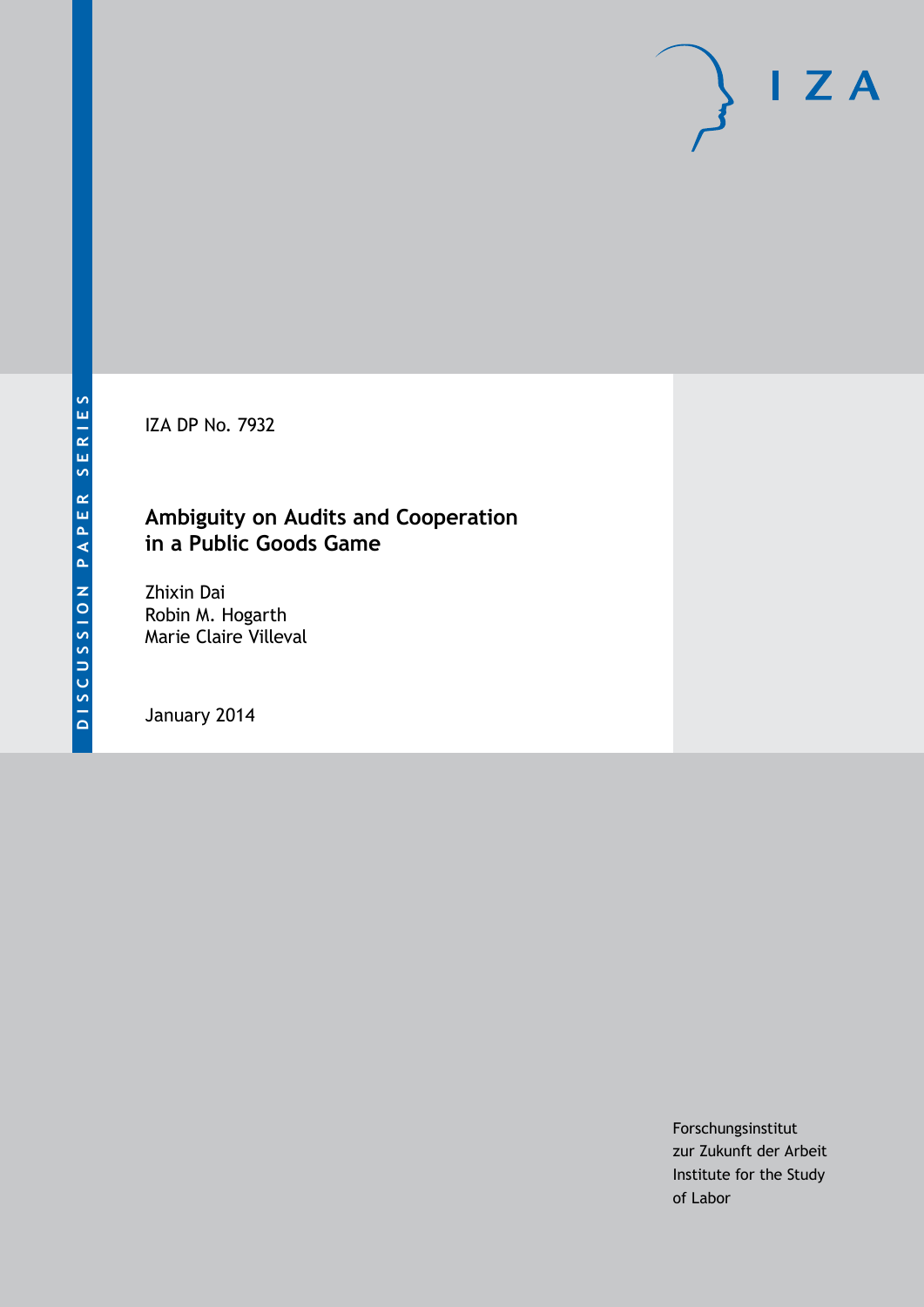DISCUSSION PAPER SERIES

IZA DP No. 7932

# Ambiguity on Audits and Cooperation in a Public Goods Game

Zhixin Dai
Robin M. Hogarth
Marie Claire Villeval

January 2014

Forschungsinstitut
zur Zukunft der Arbeit
Institute for the Study
of Labor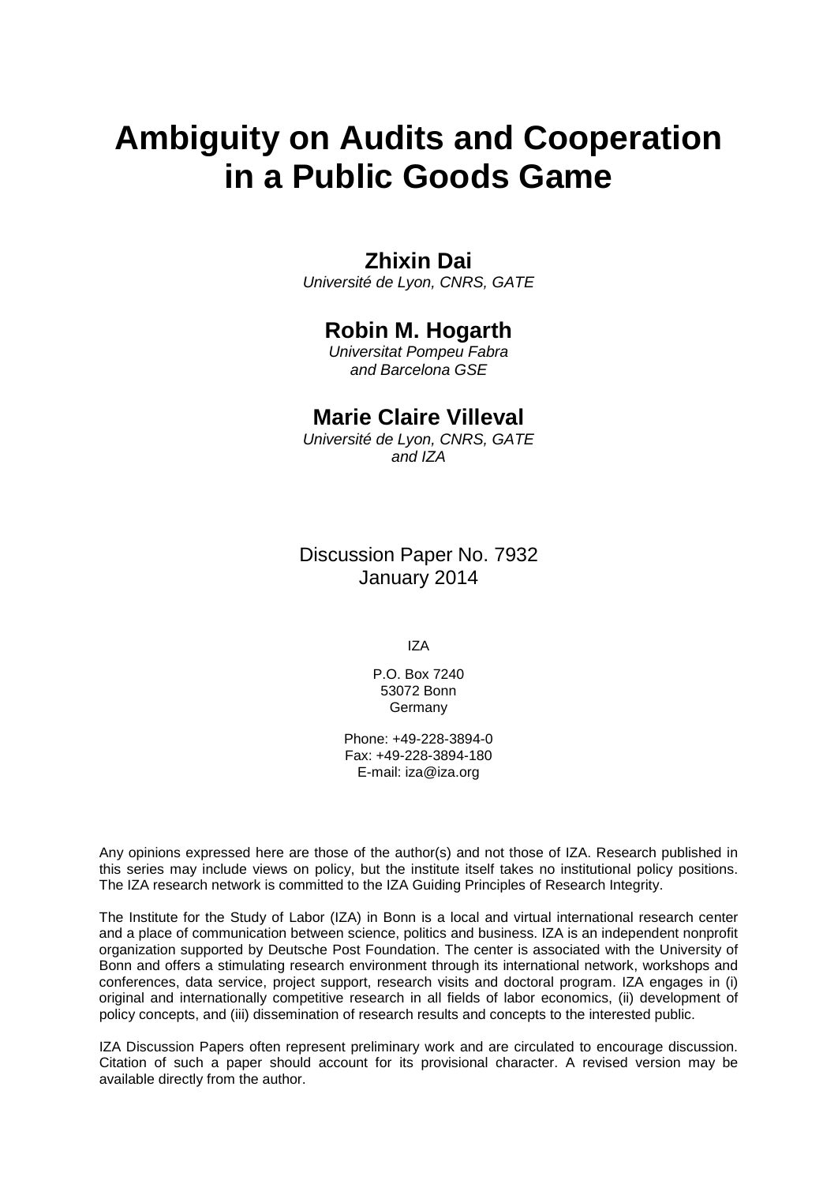# Ambiguity on Audits and Cooperation in a Public Goods Game

**Zhixin Dai**
*Université de Lyon, CNRS, GATE*

**Robin M. Hogarth**
*Universitat Pompeu Fabra and Barcelona GSE*

**Marie Claire Villeval**
*Université de Lyon, CNRS, GATE and IZA*

Discussion Paper No. 7932
January 2014

IZA

P.O. Box 7240
53072 Bonn
Germany

Phone: +49-228-3894-0
Fax: +49-228-3894-180
E-mail: iza@iza.org

Any opinions expressed here are those of the author(s) and not those of IZA. Research published in this series may include views on policy, but the institute itself takes no institutional policy positions. The IZA research network is committed to the IZA Guiding Principles of Research Integrity.

The Institute for the Study of Labor (IZA) in Bonn is a local and virtual international research center and a place of communication between science, politics and business. IZA is an independent nonprofit organization supported by Deutsche Post Foundation. The center is associated with the University of Bonn and offers a stimulating research environment through its international network, workshops and conferences, data service, project support, research visits and doctoral program. IZA engages in (i) original and internationally competitive research in all fields of labor economics, (ii) development of policy concepts, and (iii) dissemination of research results and concepts to the interested public.

IZA Discussion Papers often represent preliminary work and are circulated to encourage discussion. Citation of such a paper should account for its provisional character. A revised version may be available directly from the author.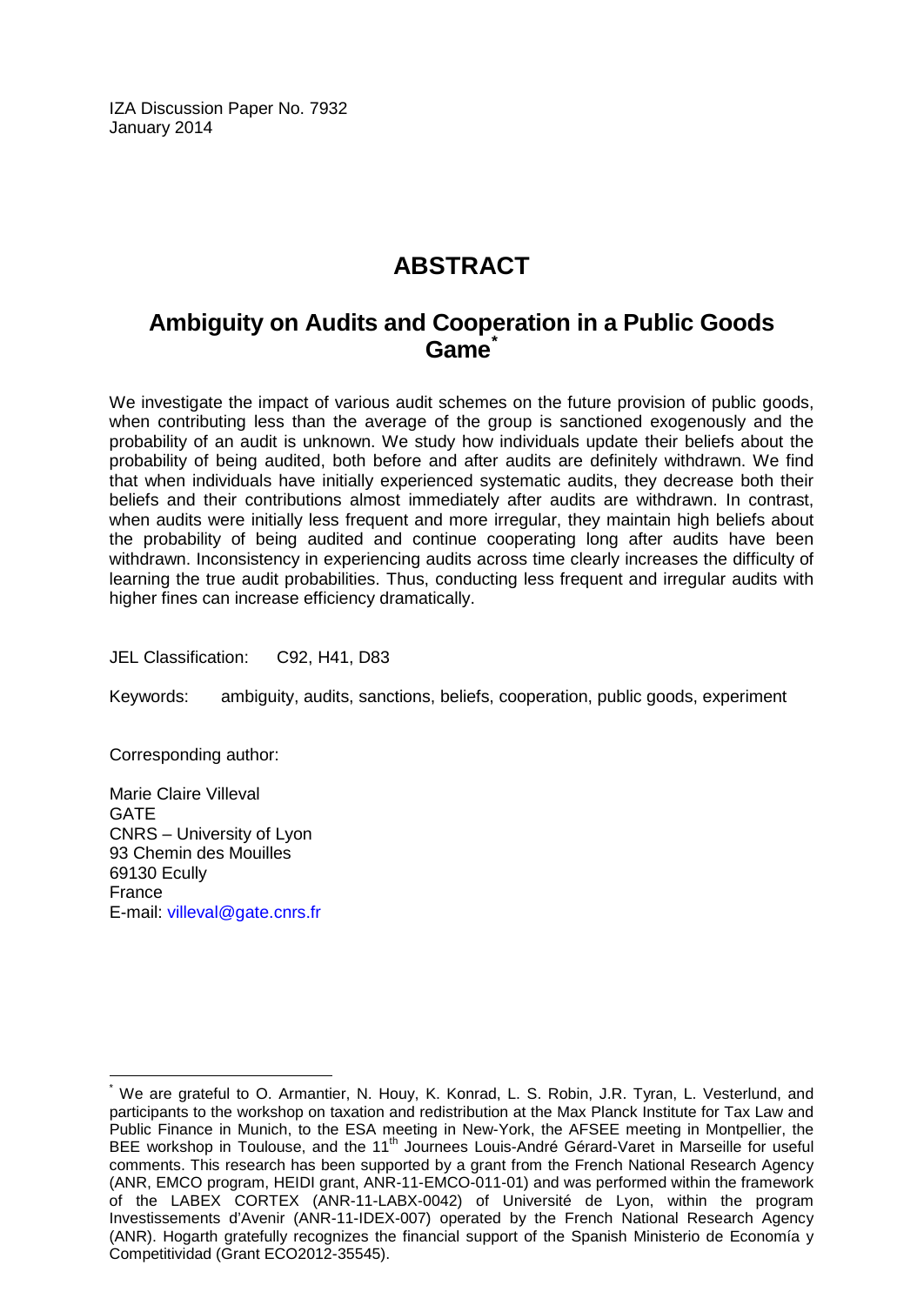IZA Discussion Paper No. 7932
January 2014

# ABSTRACT

## Ambiguity on Audits and Cooperation in a Public Goods Game*

We investigate the impact of various audit schemes on the future provision of public goods, when contributing less than the average of the group is sanctioned exogenously and the probability of an audit is unknown. We study how individuals update their beliefs about the probability of being audited, both before and after audits are definitely withdrawn. We find that when individuals have initially experienced systematic audits, they decrease both their beliefs and their contributions almost immediately after audits are withdrawn. In contrast, when audits were initially less frequent and more irregular, they maintain high beliefs about the probability of being audited and continue cooperating long after audits have been withdrawn. Inconsistency in experiencing audits across time clearly increases the difficulty of learning the true audit probabilities. Thus, conducting less frequent and irregular audits with higher fines can increase efficiency dramatically.

JEL Classification: C92, H41, D83

Keywords: ambiguity, audits, sanctions, beliefs, cooperation, public goods, experiment

Corresponding author:

Marie Claire Villeval
GATE
CNRS – University of Lyon
93 Chemin des Mouilles
69130 Ecully
France
E-mail: villeval@gate.cnrs.fr

---

* We are grateful to O. Armantier, N. Houy, K. Konrad, L. S. Robin, J.R. Tyran, L. Vesterlund, and participants to the workshop on taxation and redistribution at the Max Planck Institute for Tax Law and Public Finance in Munich, to the ESA meeting in New-York, the AFSEE meeting in Montpellier, the BEE workshop in Toulouse, and the 11th Journees Louis-André Gérard-Varet in Marseille for useful comments. This research has been supported by a grant from the French National Research Agency (ANR, EMCO program, HEIDI grant, ANR-11-EMCO-011-01) and was performed within the framework of the LABEX CORTEX (ANR-11-LABX-0042) of Université de Lyon, within the program Investissements d'Avenir (ANR-11-IDEX-007) operated by the French National Research Agency (ANR). Hogarth gratefully recognizes the financial support of the Spanish Ministerio de Economía y Competitividad (Grant ECO2012-35545).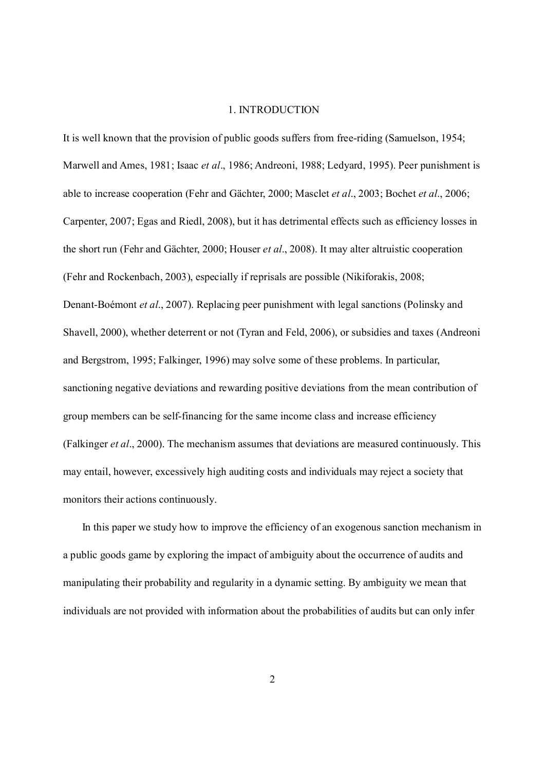# 1. INTRODUCTION

It is well known that the provision of public goods suffers from free-riding (Samuelson, 1954; Marwell and Ames, 1981; Isaac *et al*., 1986; Andreoni, 1988; Ledyard, 1995). Peer punishment is able to increase cooperation (Fehr and Gächter, 2000; Masclet *et al*., 2003; Bochet *et al*., 2006; Carpenter, 2007; Egas and Riedl, 2008), but it has detrimental effects such as efficiency losses in the short run (Fehr and Gächter, 2000; Houser *et al*., 2008). It may alter altruistic cooperation (Fehr and Rockenbach, 2003), especially if reprisals are possible (Nikiforakis, 2008; Denant-Boémont *et al*., 2007). Replacing peer punishment with legal sanctions (Polinsky and Shavell, 2000), whether deterrent or not (Tyran and Feld, 2006), or subsidies and taxes (Andreoni and Bergstrom, 1995; Falkinger, 1996) may solve some of these problems. In particular, sanctioning negative deviations and rewarding positive deviations from the mean contribution of group members can be self-financing for the same income class and increase efficiency (Falkinger *et al*., 2000). The mechanism assumes that deviations are measured continuously. This may entail, however, excessively high auditing costs and individuals may reject a society that monitors their actions continuously.

In this paper we study how to improve the efficiency of an exogenous sanction mechanism in a public goods game by exploring the impact of ambiguity about the occurrence of audits and manipulating their probability and regularity in a dynamic setting. By ambiguity we mean that individuals are not provided with information about the probabilities of audits but can only infer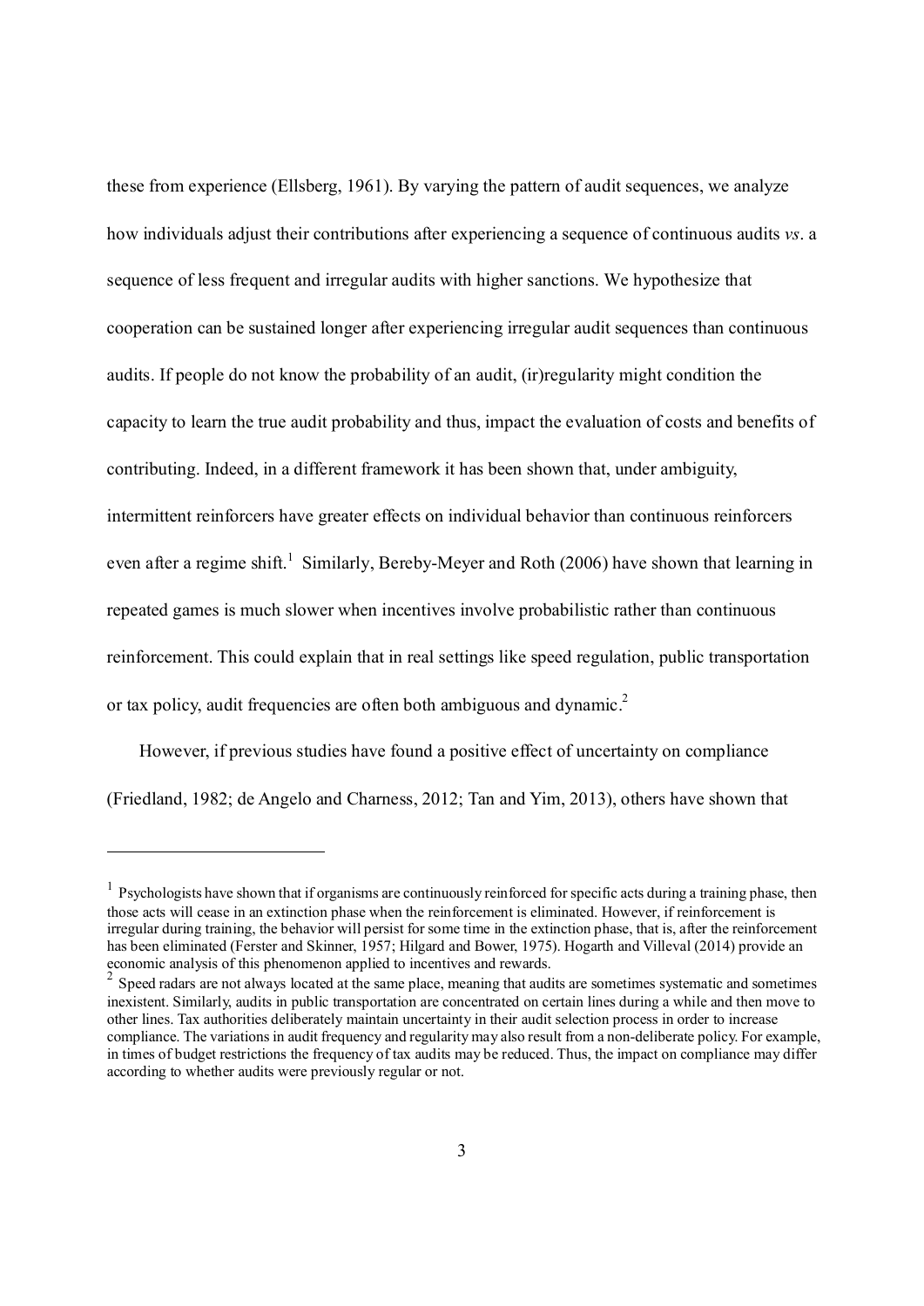these from experience (Ellsberg, 1961). By varying the pattern of audit sequences, we analyze how individuals adjust their contributions after experiencing a sequence of continuous audits *vs*. a sequence of less frequent and irregular audits with higher sanctions. We hypothesize that cooperation can be sustained longer after experiencing irregular audit sequences than continuous audits. If people do not know the probability of an audit, (ir)regularity might condition the capacity to learn the true audit probability and thus, impact the evaluation of costs and benefits of contributing. Indeed, in a different framework it has been shown that, under ambiguity, intermittent reinforcers have greater effects on individual behavior than continuous reinforcers even after a regime shift.[1] Similarly, Bereby-Meyer and Roth (2006) have shown that learning in repeated games is much slower when incentives involve probabilistic rather than continuous reinforcement. This could explain that in real settings like speed regulation, public transportation or tax policy, audit frequencies are often both ambiguous and dynamic.[2]

However, if previous studies have found a positive effect of uncertainty on compliance (Friedland, 1982; de Angelo and Charness, 2012; Tan and Yim, 2013), others have shown that

---

[1] Psychologists have shown that if organisms are continuously reinforced for specific acts during a training phase, then those acts will cease in an extinction phase when the reinforcement is eliminated. However, if reinforcement is irregular during training, the behavior will persist for some time in the extinction phase, that is, after the reinforcement has been eliminated (Ferster and Skinner, 1957; Hilgard and Bower, 1975). Hogarth and Villeval (2014) provide an economic analysis of this phenomenon applied to incentives and rewards.

[2] Speed radars are not always located at the same place, meaning that audits are sometimes systematic and sometimes inexistent. Similarly, audits in public transportation are concentrated on certain lines during a while and then move to other lines. Tax authorities deliberately maintain uncertainty in their audit selection process in order to increase compliance. The variations in audit frequency and regularity may also result from a non-deliberate policy. For example, in times of budget restrictions the frequency of tax audits may be reduced. Thus, the impact on compliance may differ according to whether audits were previously regular or not.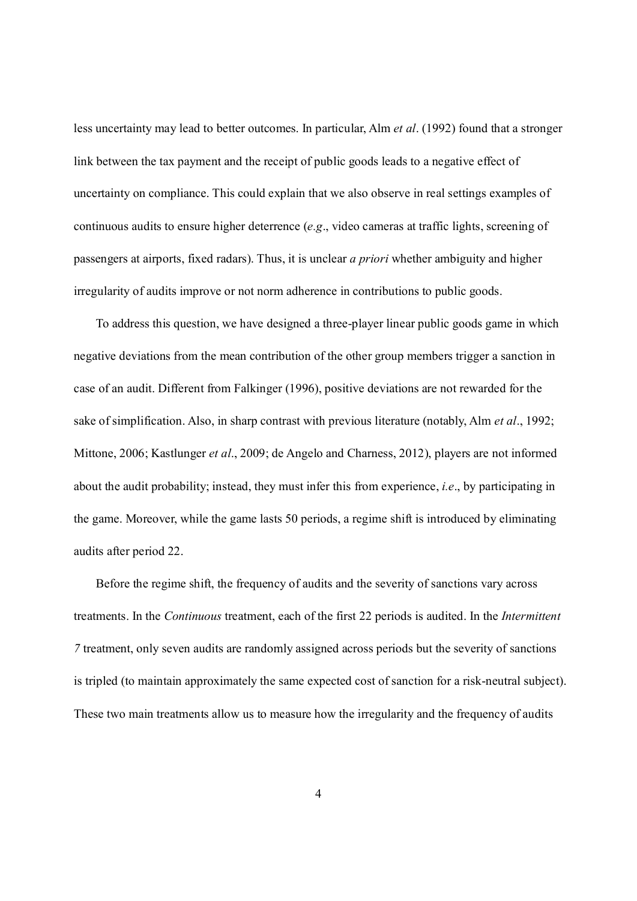less uncertainty may lead to better outcomes. In particular, Alm *et al*. (1992) found that a stronger link between the tax payment and the receipt of public goods leads to a negative effect of uncertainty on compliance. This could explain that we also observe in real settings examples of continuous audits to ensure higher deterrence (*e.g*., video cameras at traffic lights, screening of passengers at airports, fixed radars). Thus, it is unclear *a priori* whether ambiguity and higher irregularity of audits improve or not norm adherence in contributions to public goods.

To address this question, we have designed a three-player linear public goods game in which negative deviations from the mean contribution of the other group members trigger a sanction in case of an audit. Different from Falkinger (1996), positive deviations are not rewarded for the sake of simplification. Also, in sharp contrast with previous literature (notably, Alm *et al*., 1992; Mittone, 2006; Kastlunger *et al*., 2009; de Angelo and Charness, 2012), players are not informed about the audit probability; instead, they must infer this from experience, *i.e*., by participating in the game. Moreover, while the game lasts 50 periods, a regime shift is introduced by eliminating audits after period 22.

Before the regime shift, the frequency of audits and the severity of sanctions vary across treatments. In the *Continuous* treatment, each of the first 22 periods is audited. In the *Intermittent 7* treatment, only seven audits are randomly assigned across periods but the severity of sanctions is tripled (to maintain approximately the same expected cost of sanction for a risk-neutral subject). These two main treatments allow us to measure how the irregularity and the frequency of audits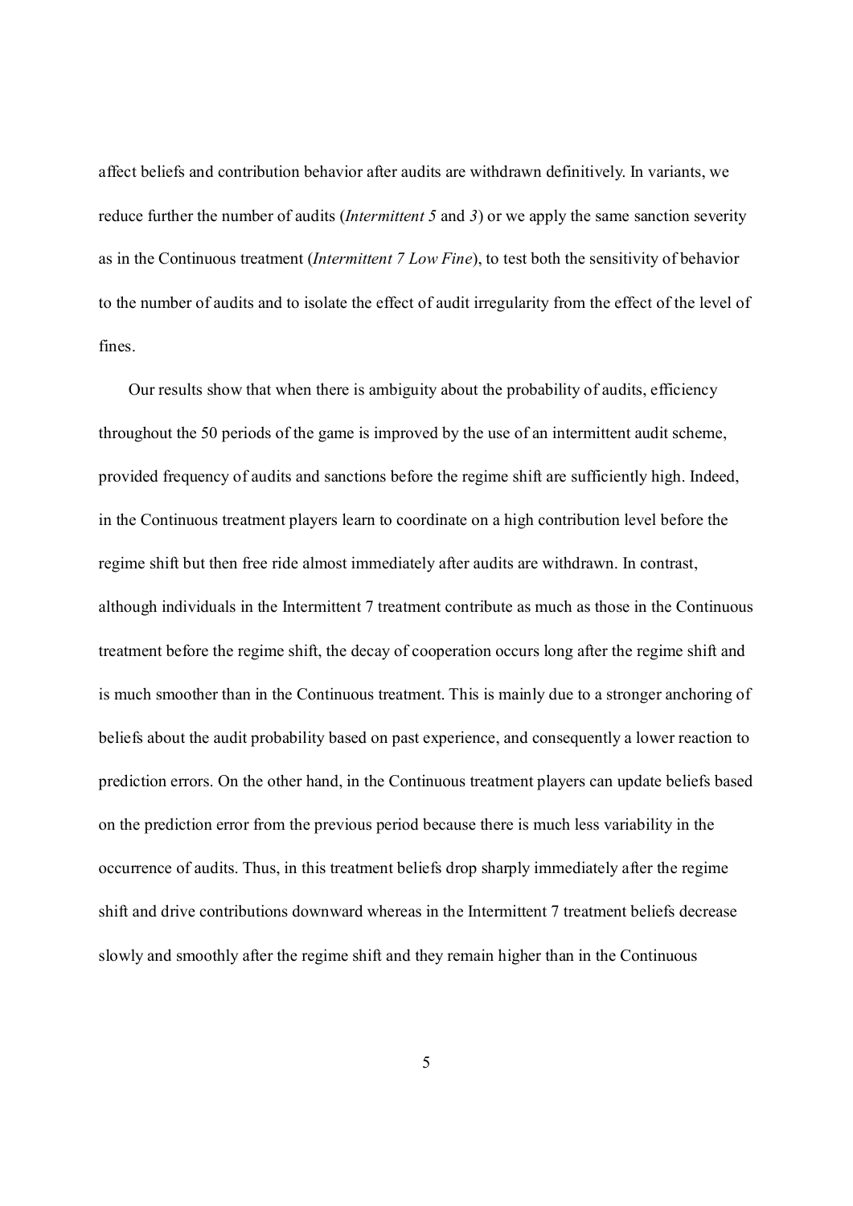affect beliefs and contribution behavior after audits are withdrawn definitively. In variants, we reduce further the number of audits (*Intermittent 5* and *3*) or we apply the same sanction severity as in the Continuous treatment (*Intermittent 7 Low Fine*), to test both the sensitivity of behavior to the number of audits and to isolate the effect of audit irregularity from the effect of the level of fines.

Our results show that when there is ambiguity about the probability of audits, efficiency throughout the 50 periods of the game is improved by the use of an intermittent audit scheme, provided frequency of audits and sanctions before the regime shift are sufficiently high. Indeed, in the Continuous treatment players learn to coordinate on a high contribution level before the regime shift but then free ride almost immediately after audits are withdrawn. In contrast, although individuals in the Intermittent 7 treatment contribute as much as those in the Continuous treatment before the regime shift, the decay of cooperation occurs long after the regime shift and is much smoother than in the Continuous treatment. This is mainly due to a stronger anchoring of beliefs about the audit probability based on past experience, and consequently a lower reaction to prediction errors. On the other hand, in the Continuous treatment players can update beliefs based on the prediction error from the previous period because there is much less variability in the occurrence of audits. Thus, in this treatment beliefs drop sharply immediately after the regime shift and drive contributions downward whereas in the Intermittent 7 treatment beliefs decrease slowly and smoothly after the regime shift and they remain higher than in the Continuous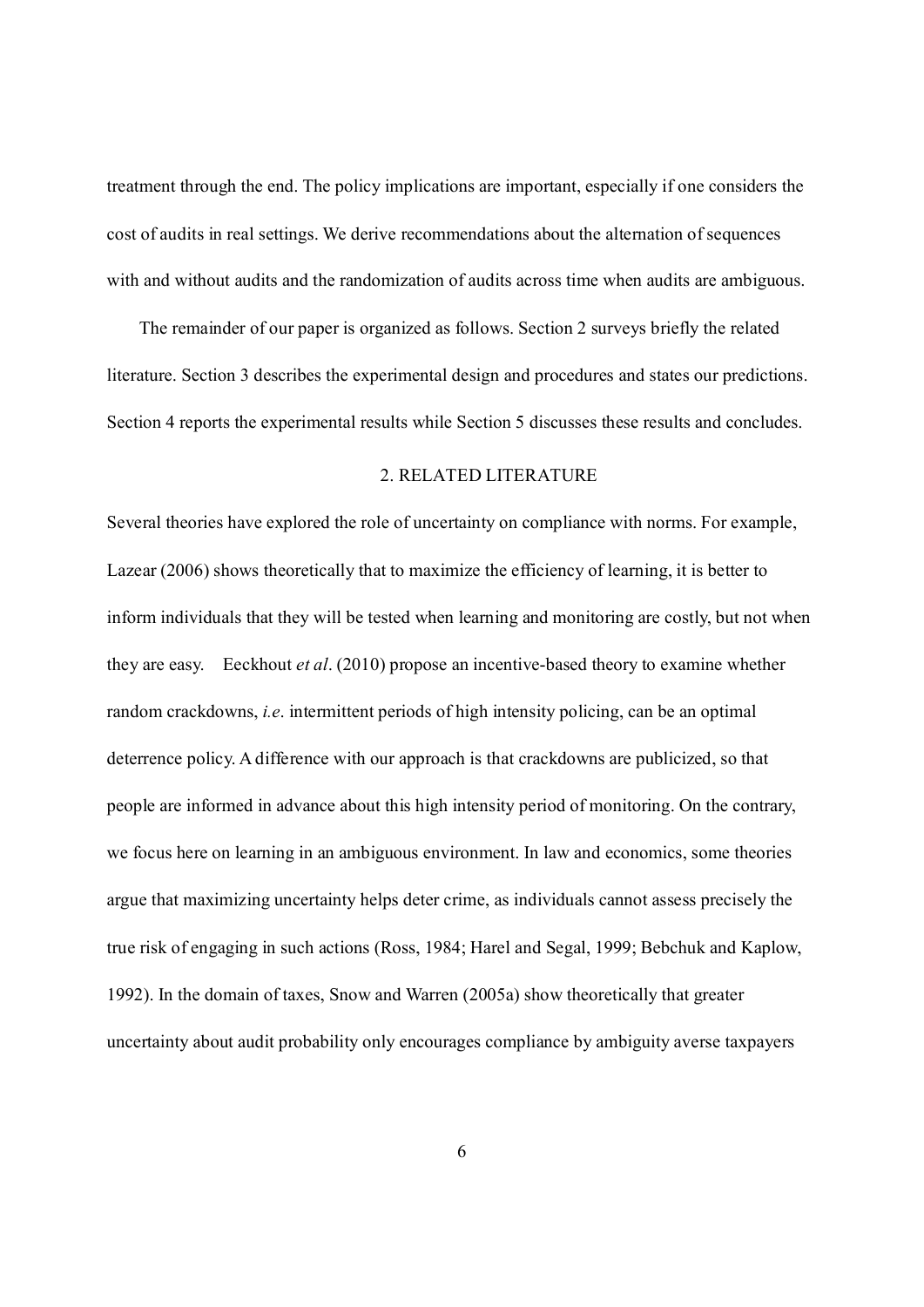treatment through the end. The policy implications are important, especially if one considers the cost of audits in real settings. We derive recommendations about the alternation of sequences with and without audits and the randomization of audits across time when audits are ambiguous.

The remainder of our paper is organized as follows. Section 2 surveys briefly the related literature. Section 3 describes the experimental design and procedures and states our predictions. Section 4 reports the experimental results while Section 5 discusses these results and concludes.

## 2. RELATED LITERATURE

Several theories have explored the role of uncertainty on compliance with norms. For example, Lazear (2006) shows theoretically that to maximize the efficiency of learning, it is better to inform individuals that they will be tested when learning and monitoring are costly, but not when they are easy. Eeckhout *et al*. (2010) propose an incentive-based theory to examine whether random crackdowns, *i.e.* intermittent periods of high intensity policing, can be an optimal deterrence policy. A difference with our approach is that crackdowns are publicized, so that people are informed in advance about this high intensity period of monitoring. On the contrary, we focus here on learning in an ambiguous environment. In law and economics, some theories argue that maximizing uncertainty helps deter crime, as individuals cannot assess precisely the true risk of engaging in such actions (Ross, 1984; Harel and Segal, 1999; Bebchuk and Kaplow, 1992). In the domain of taxes, Snow and Warren (2005a) show theoretically that greater uncertainty about audit probability only encourages compliance by ambiguity averse taxpayers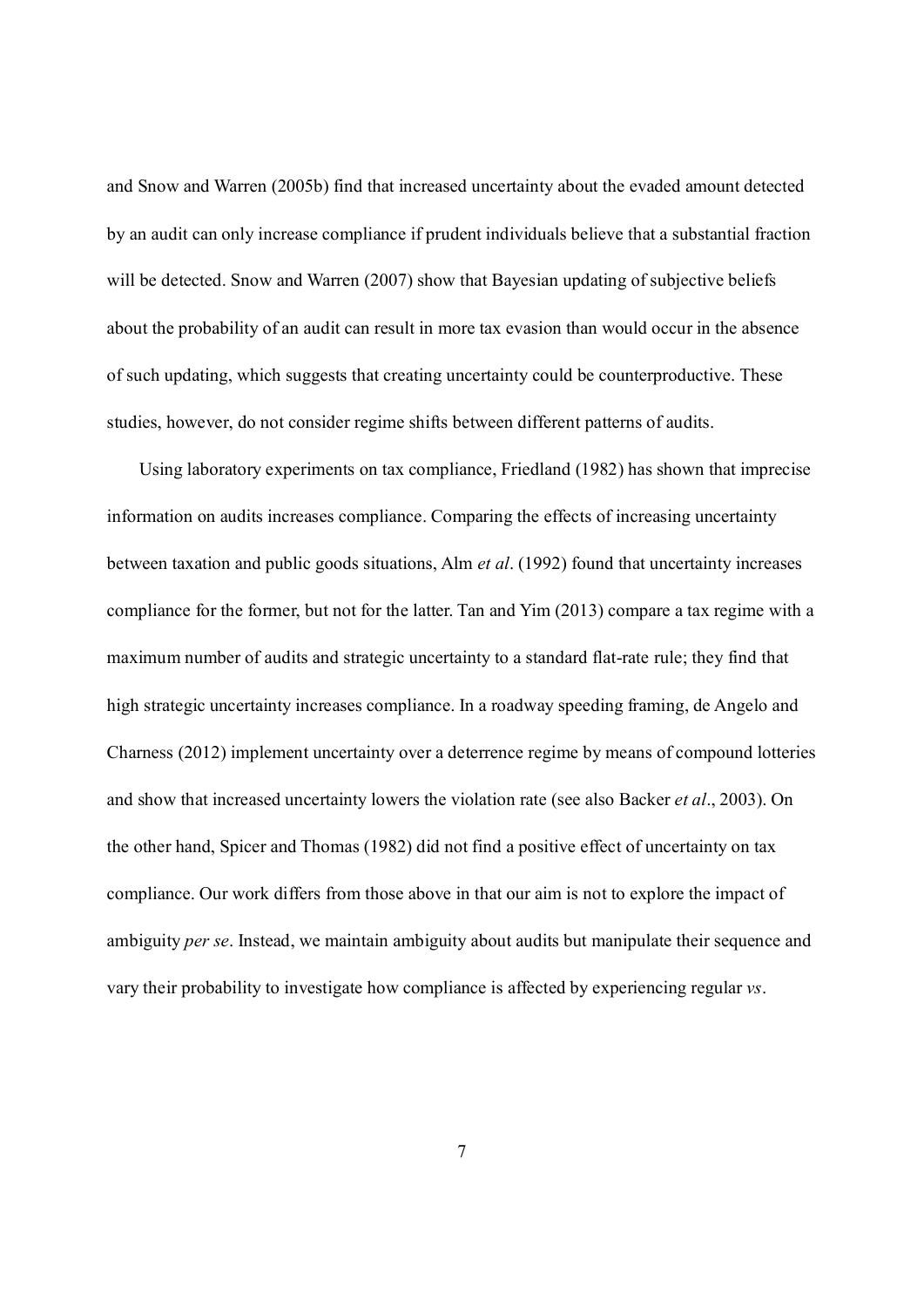and Snow and Warren (2005b) find that increased uncertainty about the evaded amount detected by an audit can only increase compliance if prudent individuals believe that a substantial fraction will be detected. Snow and Warren (2007) show that Bayesian updating of subjective beliefs about the probability of an audit can result in more tax evasion than would occur in the absence of such updating, which suggests that creating uncertainty could be counterproductive. These studies, however, do not consider regime shifts between different patterns of audits.

Using laboratory experiments on tax compliance, Friedland (1982) has shown that imprecise information on audits increases compliance. Comparing the effects of increasing uncertainty between taxation and public goods situations, Alm *et al*. (1992) found that uncertainty increases compliance for the former, but not for the latter. Tan and Yim (2013) compare a tax regime with a maximum number of audits and strategic uncertainty to a standard flat-rate rule; they find that high strategic uncertainty increases compliance. In a roadway speeding framing, de Angelo and Charness (2012) implement uncertainty over a deterrence regime by means of compound lotteries and show that increased uncertainty lowers the violation rate (see also Backer *et al*., 2003). On the other hand, Spicer and Thomas (1982) did not find a positive effect of uncertainty on tax compliance. Our work differs from those above in that our aim is not to explore the impact of ambiguity *per se*. Instead, we maintain ambiguity about audits but manipulate their sequence and vary their probability to investigate how compliance is affected by experiencing regular *vs*.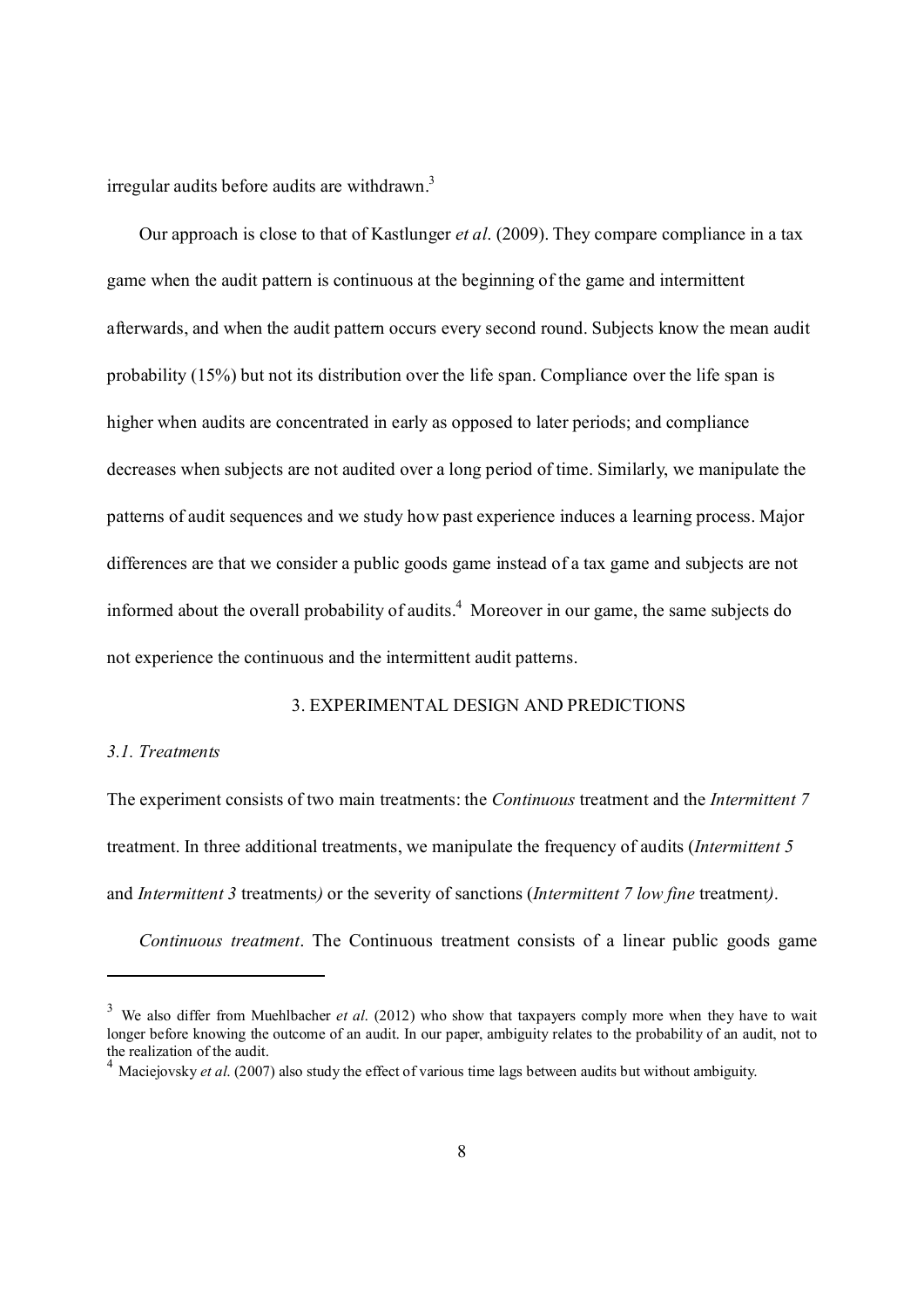irregular audits before audits are withdrawn.[3]

Our approach is close to that of Kastlunger *et al*. (2009). They compare compliance in a tax game when the audit pattern is continuous at the beginning of the game and intermittent afterwards, and when the audit pattern occurs every second round. Subjects know the mean audit probability (15%) but not its distribution over the life span. Compliance over the life span is higher when audits are concentrated in early as opposed to later periods; and compliance decreases when subjects are not audited over a long period of time. Similarly, we manipulate the patterns of audit sequences and we study how past experience induces a learning process. Major differences are that we consider a public goods game instead of a tax game and subjects are not informed about the overall probability of audits.[4] Moreover in our game, the same subjects do not experience the continuous and the intermittent audit patterns.

## 3. EXPERIMENTAL DESIGN AND PREDICTIONS

### *3.1. Treatments*

The experiment consists of two main treatments: the *Continuous* treatment and the *Intermittent 7* treatment. In three additional treatments, we manipulate the frequency of audits (*Intermittent 5* and *Intermittent 3* treatments) or the severity of sanctions (*Intermittent 7 low fine* treatment).

*Continuous treatment*. The Continuous treatment consists of a linear public goods game

---

[3] We also differ from Muehlbacher *et al*. (2012) who show that taxpayers comply more when they have to wait longer before knowing the outcome of an audit. In our paper, ambiguity relates to the probability of an audit, not to the realization of the audit.

[4] Maciejovsky *et al*. (2007) also study the effect of various time lags between audits but without ambiguity.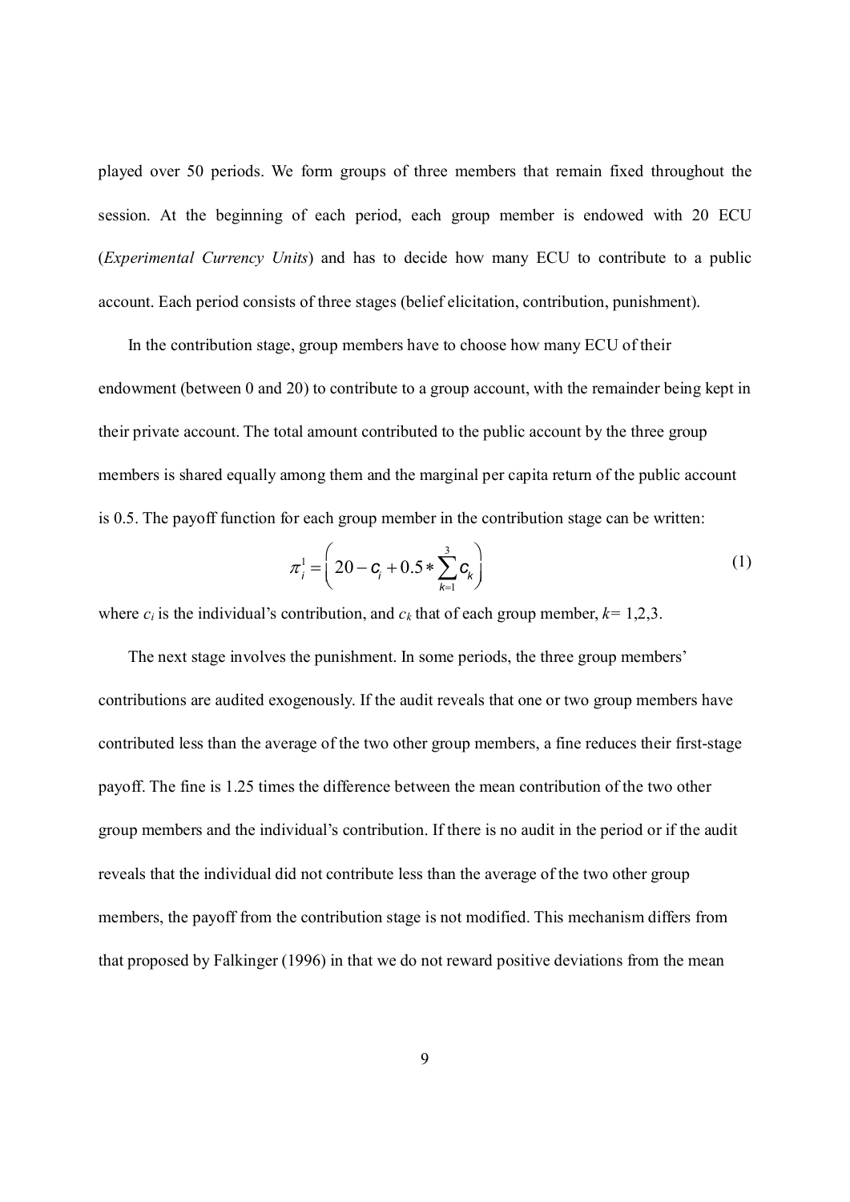played over 50 periods. We form groups of three members that remain fixed throughout the session. At the beginning of each period, each group member is endowed with 20 ECU (*Experimental Currency Units*) and has to decide how many ECU to contribute to a public account. Each period consists of three stages (belief elicitation, contribution, punishment).

In the contribution stage, group members have to choose how many ECU of their endowment (between 0 and 20) to contribute to a group account, with the remainder being kept in their private account. The total amount contributed to the public account by the three group members is shared equally among them and the marginal per capita return of the public account is 0.5. The payoff function for each group member in the contribution stage can be written:

$$\pi_i^1 = \left( 20 - c_i + 0.5 * \sum_{k=1}^{3} c_k \right) \tag{1}$$

where $c_i$ is the individual's contribution, and $c_k$ that of each group member, $k$= 1,2,3.

The next stage involves the punishment. In some periods, the three group members' contributions are audited exogenously. If the audit reveals that one or two group members have contributed less than the average of the two other group members, a fine reduces their first-stage payoff. The fine is 1.25 times the difference between the mean contribution of the two other group members and the individual's contribution. If there is no audit in the period or if the audit reveals that the individual did not contribute less than the average of the two other group members, the payoff from the contribution stage is not modified. This mechanism differs from that proposed by Falkinger (1996) in that we do not reward positive deviations from the mean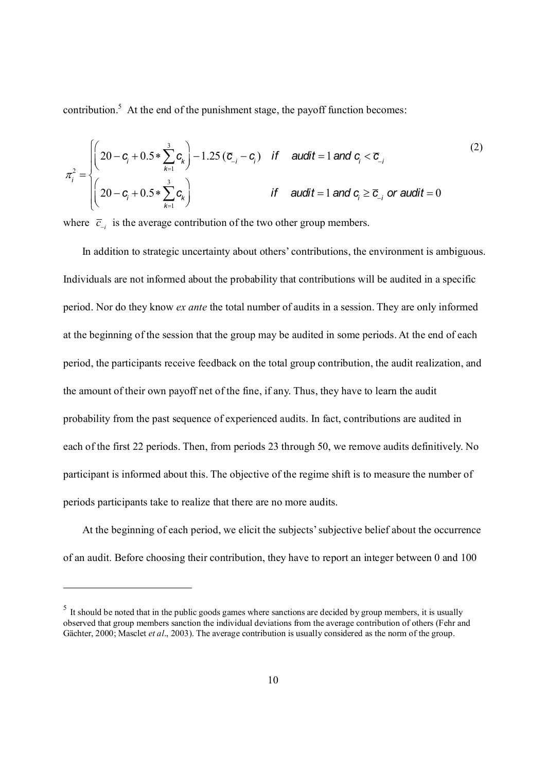contribution.[5] At the end of the punishment stage, the payoff function becomes:

$$\pi_i^2 = \begin{cases} \left(20 - c_i + 0.5 * \sum_{k=1}^{3} c_k\right) - 1.25\,(\overline{c}_{-i} - c_i) & \text{if} \quad audit = 1 \text{ and } c_i < \overline{c}_{-i} \\ \left(20 - c_i + 0.5 * \sum_{k=1}^{3} c_k\right) & \text{if} \quad audit = 1 \text{ and } c_i \geq \overline{c}_{-i} \text{ or } audit = 0 \end{cases} \tag{2}$$

where $\overline{c}_{-i}$ is the average contribution of the two other group members.

In addition to strategic uncertainty about others' contributions, the environment is ambiguous. Individuals are not informed about the probability that contributions will be audited in a specific period. Nor do they know *ex ante* the total number of audits in a session. They are only informed at the beginning of the session that the group may be audited in some periods. At the end of each period, the participants receive feedback on the total group contribution, the audit realization, and the amount of their own payoff net of the fine, if any. Thus, they have to learn the audit probability from the past sequence of experienced audits. In fact, contributions are audited in each of the first 22 periods. Then, from periods 23 through 50, we remove audits definitively. No participant is informed about this. The objective of the regime shift is to measure the number of periods participants take to realize that there are no more audits.

At the beginning of each period, we elicit the subjects' subjective belief about the occurrence of an audit. Before choosing their contribution, they have to report an integer between 0 and 100

---

[5] It should be noted that in the public goods games where sanctions are decided by group members, it is usually observed that group members sanction the individual deviations from the average contribution of others (Fehr and Gächter, 2000; Masclet *et al*., 2003). The average contribution is usually considered as the norm of the group.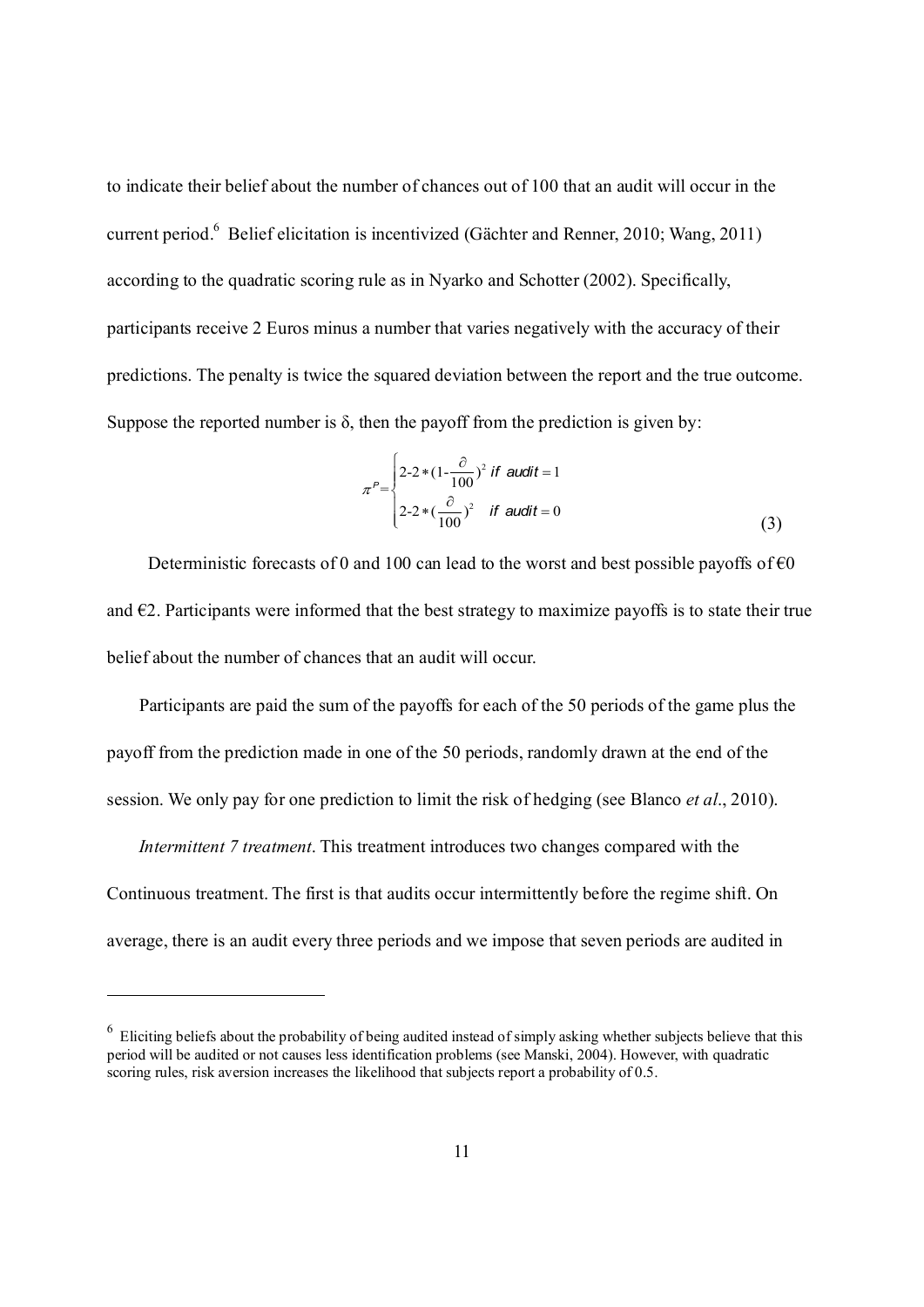to indicate their belief about the number of chances out of 100 that an audit will occur in the current period.[6] Belief elicitation is incentivized (Gächter and Renner, 2010; Wang, 2011) according to the quadratic scoring rule as in Nyarko and Schotter (2002). Specifically, participants receive 2 Euros minus a number that varies negatively with the accuracy of their predictions. The penalty is twice the squared deviation between the report and the true outcome. Suppose the reported number is δ, then the payoff from the prediction is given by:

$$\pi^P = \begin{cases} 2\text{-}2*(1\text{-}\frac{\partial}{100})^2 \ \textit{if audit} = 1 \\ 2\text{-}2*(\frac{\partial}{100})^2 \quad \textit{if audit} = 0 \end{cases} \tag{3}$$

Deterministic forecasts of 0 and 100 can lead to the worst and best possible payoffs of €0 and €2. Participants were informed that the best strategy to maximize payoffs is to state their true belief about the number of chances that an audit will occur.

Participants are paid the sum of the payoffs for each of the 50 periods of the game plus the payoff from the prediction made in one of the 50 periods, randomly drawn at the end of the session. We only pay for one prediction to limit the risk of hedging (see Blanco *et al*., 2010).

*Intermittent 7 treatment*. This treatment introduces two changes compared with the Continuous treatment. The first is that audits occur intermittently before the regime shift. On average, there is an audit every three periods and we impose that seven periods are audited in

---

[6] Eliciting beliefs about the probability of being audited instead of simply asking whether subjects believe that this period will be audited or not causes less identification problems (see Manski, 2004). However, with quadratic scoring rules, risk aversion increases the likelihood that subjects report a probability of 0.5.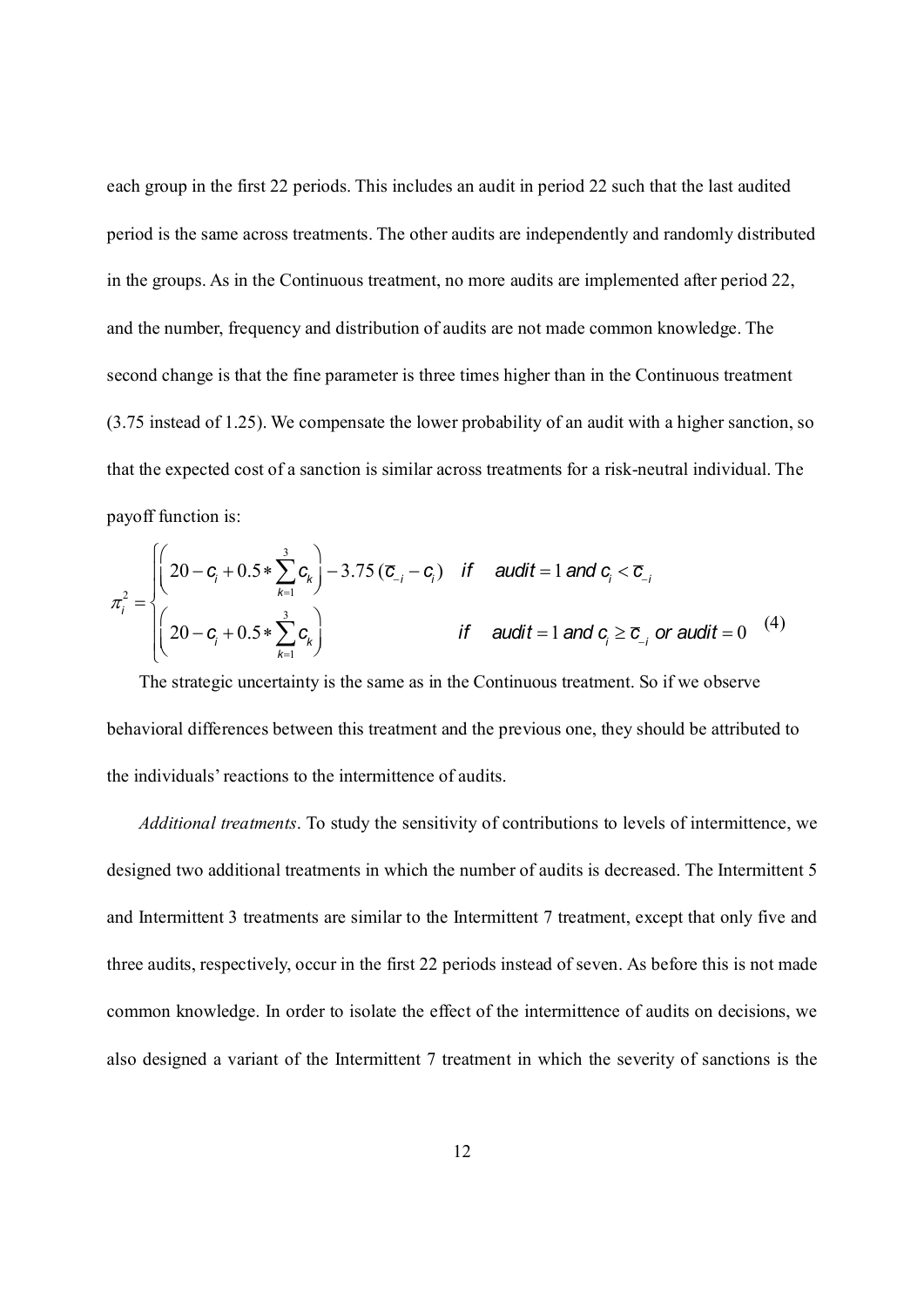each group in the first 22 periods. This includes an audit in period 22 such that the last audited period is the same across treatments. The other audits are independently and randomly distributed in the groups. As in the Continuous treatment, no more audits are implemented after period 22, and the number, frequency and distribution of audits are not made common knowledge. The second change is that the fine parameter is three times higher than in the Continuous treatment (3.75 instead of 1.25). We compensate the lower probability of an audit with a higher sanction, so that the expected cost of a sanction is similar across treatments for a risk-neutral individual. The payoff function is:

$$\pi_i^2 = \begin{cases} \left(20 - c_i + 0.5 * \sum_{k=1}^{3} c_k\right) - 3.75\,(\overline{c}_{-i} - c_i) & \text{if} \quad audit = 1 \text{ and } c_i < \overline{c}_{-i} \\ \left(20 - c_i + 0.5 * \sum_{k=1}^{3} c_k\right) & \text{if} \quad audit = 1 \text{ and } c_i \geq \overline{c}_{-i} \text{ or } audit = 0 \end{cases} \tag{4}$$

The strategic uncertainty is the same as in the Continuous treatment. So if we observe behavioral differences between this treatment and the previous one, they should be attributed to the individuals' reactions to the intermittence of audits.

*Additional treatments*. To study the sensitivity of contributions to levels of intermittence, we designed two additional treatments in which the number of audits is decreased. The Intermittent 5 and Intermittent 3 treatments are similar to the Intermittent 7 treatment, except that only five and three audits, respectively, occur in the first 22 periods instead of seven. As before this is not made common knowledge. In order to isolate the effect of the intermittence of audits on decisions, we also designed a variant of the Intermittent 7 treatment in which the severity of sanctions is the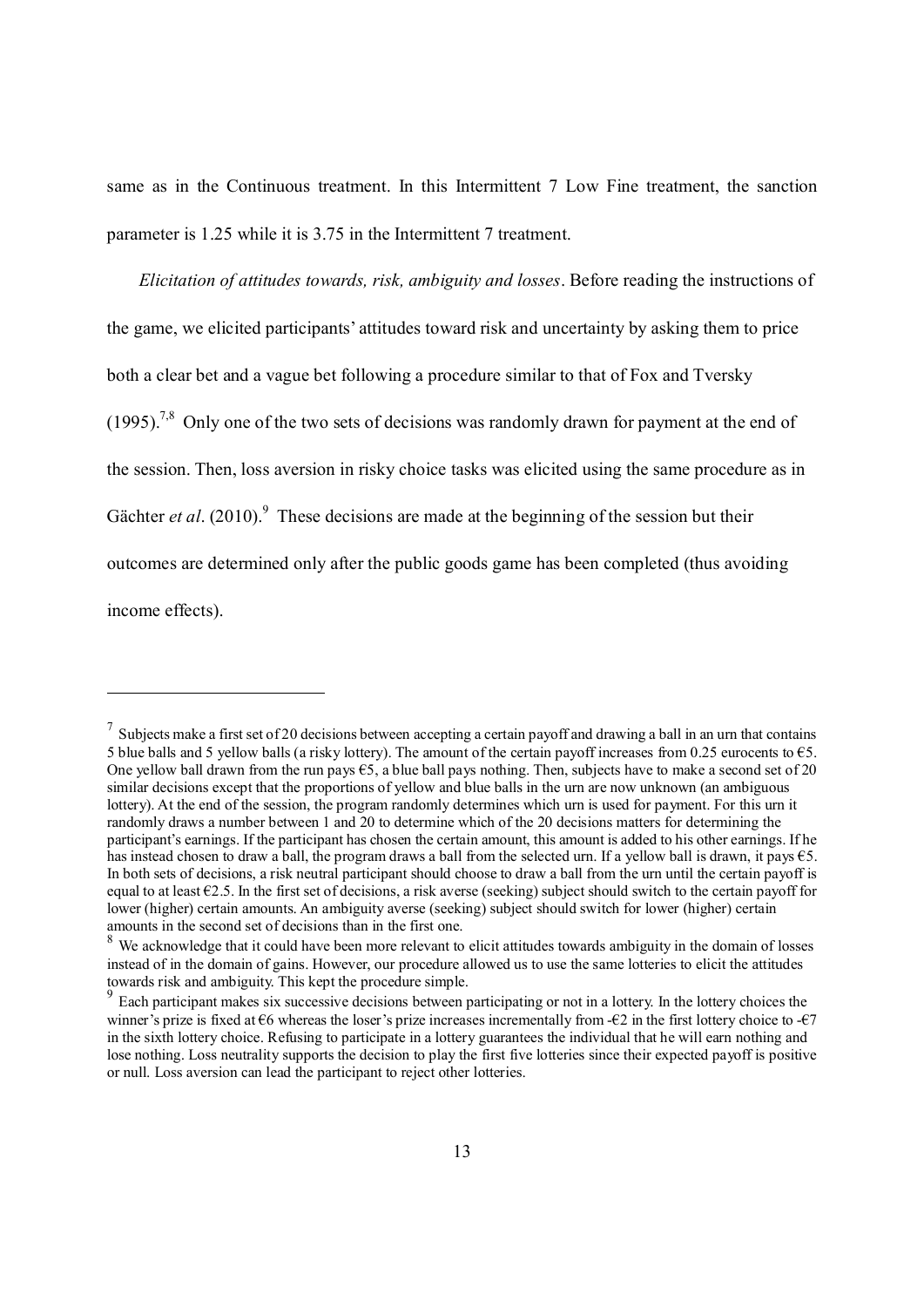same as in the Continuous treatment. In this Intermittent 7 Low Fine treatment, the sanction parameter is 1.25 while it is 3.75 in the Intermittent 7 treatment.

*Elicitation of attitudes towards, risk, ambiguity and losses*. Before reading the instructions of the game, we elicited participants' attitudes toward risk and uncertainty by asking them to price both a clear bet and a vague bet following a procedure similar to that of Fox and Tversky (1995).[7,8] Only one of the two sets of decisions was randomly drawn for payment at the end of the session. Then, loss aversion in risky choice tasks was elicited using the same procedure as in Gächter *et al*. (2010).[9] These decisions are made at the beginning of the session but their outcomes are determined only after the public goods game has been completed (thus avoiding income effects).

---

[7] Subjects make a first set of 20 decisions between accepting a certain payoff and drawing a ball in an urn that contains 5 blue balls and 5 yellow balls (a risky lottery). The amount of the certain payoff increases from 0.25 eurocents to €5. One yellow ball drawn from the run pays €5, a blue ball pays nothing. Then, subjects have to make a second set of 20 similar decisions except that the proportions of yellow and blue balls in the urn are now unknown (an ambiguous lottery). At the end of the session, the program randomly determines which urn is used for payment. For this urn it randomly draws a number between 1 and 20 to determine which of the 20 decisions matters for determining the participant's earnings. If the participant has chosen the certain amount, this amount is added to his other earnings. If he has instead chosen to draw a ball, the program draws a ball from the selected urn. If a yellow ball is drawn, it pays €5. In both sets of decisions, a risk neutral participant should choose to draw a ball from the urn until the certain payoff is equal to at least €2.5. In the first set of decisions, a risk averse (seeking) subject should switch to the certain payoff for lower (higher) certain amounts. An ambiguity averse (seeking) subject should switch for lower (higher) certain amounts in the second set of decisions than in the first one.

[8] We acknowledge that it could have been more relevant to elicit attitudes towards ambiguity in the domain of losses instead of in the domain of gains. However, our procedure allowed us to use the same lotteries to elicit the attitudes towards risk and ambiguity. This kept the procedure simple.

[9] Each participant makes six successive decisions between participating or not in a lottery. In the lottery choices the winner's prize is fixed at €6 whereas the loser's prize increases incrementally from -€2 in the first lottery choice to -€7 in the sixth lottery choice. Refusing to participate in a lottery guarantees the individual that he will earn nothing and lose nothing. Loss neutrality supports the decision to play the first five lotteries since their expected payoff is positive or null. Loss aversion can lead the participant to reject other lotteries.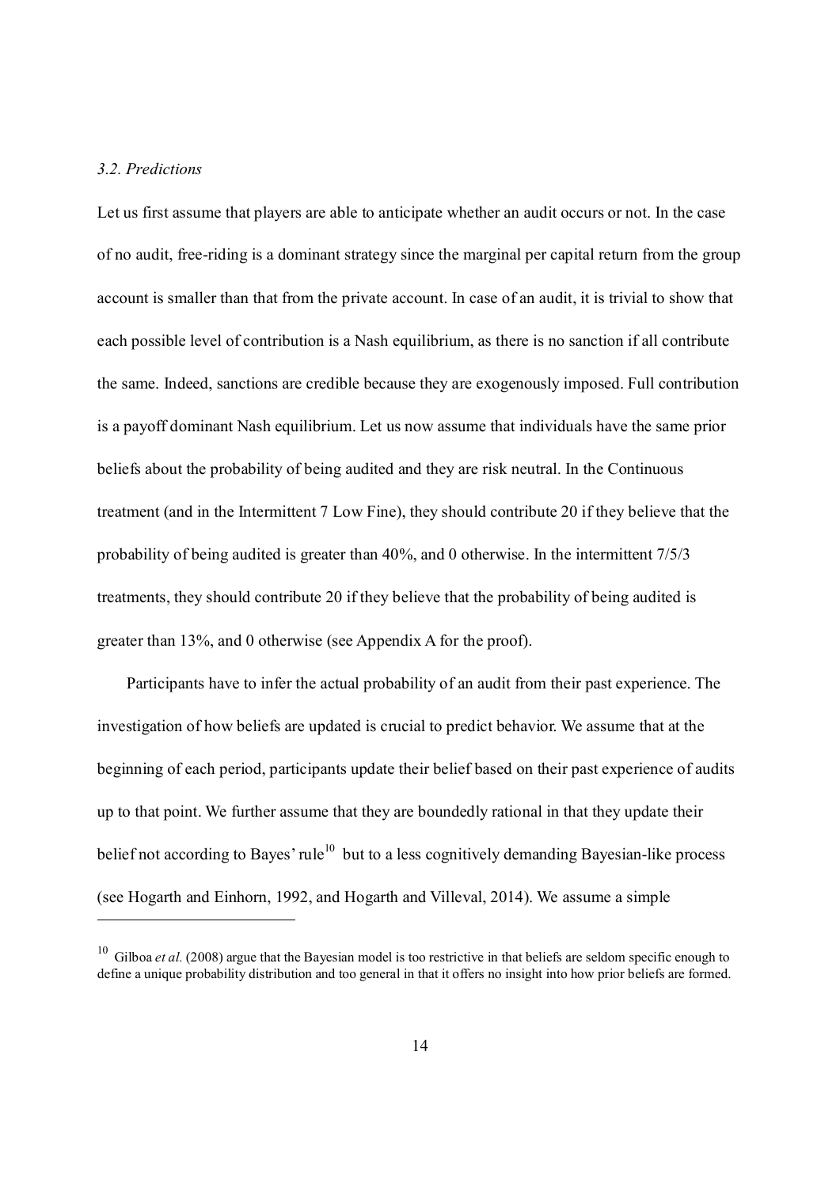*3.2. Predictions*

Let us first assume that players are able to anticipate whether an audit occurs or not. In the case of no audit, free-riding is a dominant strategy since the marginal per capital return from the group account is smaller than that from the private account. In case of an audit, it is trivial to show that each possible level of contribution is a Nash equilibrium, as there is no sanction if all contribute the same. Indeed, sanctions are credible because they are exogenously imposed. Full contribution is a payoff dominant Nash equilibrium. Let us now assume that individuals have the same prior beliefs about the probability of being audited and they are risk neutral. In the Continuous treatment (and in the Intermittent 7 Low Fine), they should contribute 20 if they believe that the probability of being audited is greater than 40%, and 0 otherwise. In the intermittent 7/5/3 treatments, they should contribute 20 if they believe that the probability of being audited is greater than 13%, and 0 otherwise (see Appendix A for the proof).

Participants have to infer the actual probability of an audit from their past experience. The investigation of how beliefs are updated is crucial to predict behavior. We assume that at the beginning of each period, participants update their belief based on their past experience of audits up to that point. We further assume that they are boundedly rational in that they update their belief not according to Bayes' rule[10] but to a less cognitively demanding Bayesian-like process (see Hogarth and Einhorn, 1992, and Hogarth and Villeval, 2014). We assume a simple

[10] Gilboa *et al.* (2008) argue that the Bayesian model is too restrictive in that beliefs are seldom specific enough to define a unique probability distribution and too general in that it offers no insight into how prior beliefs are formed.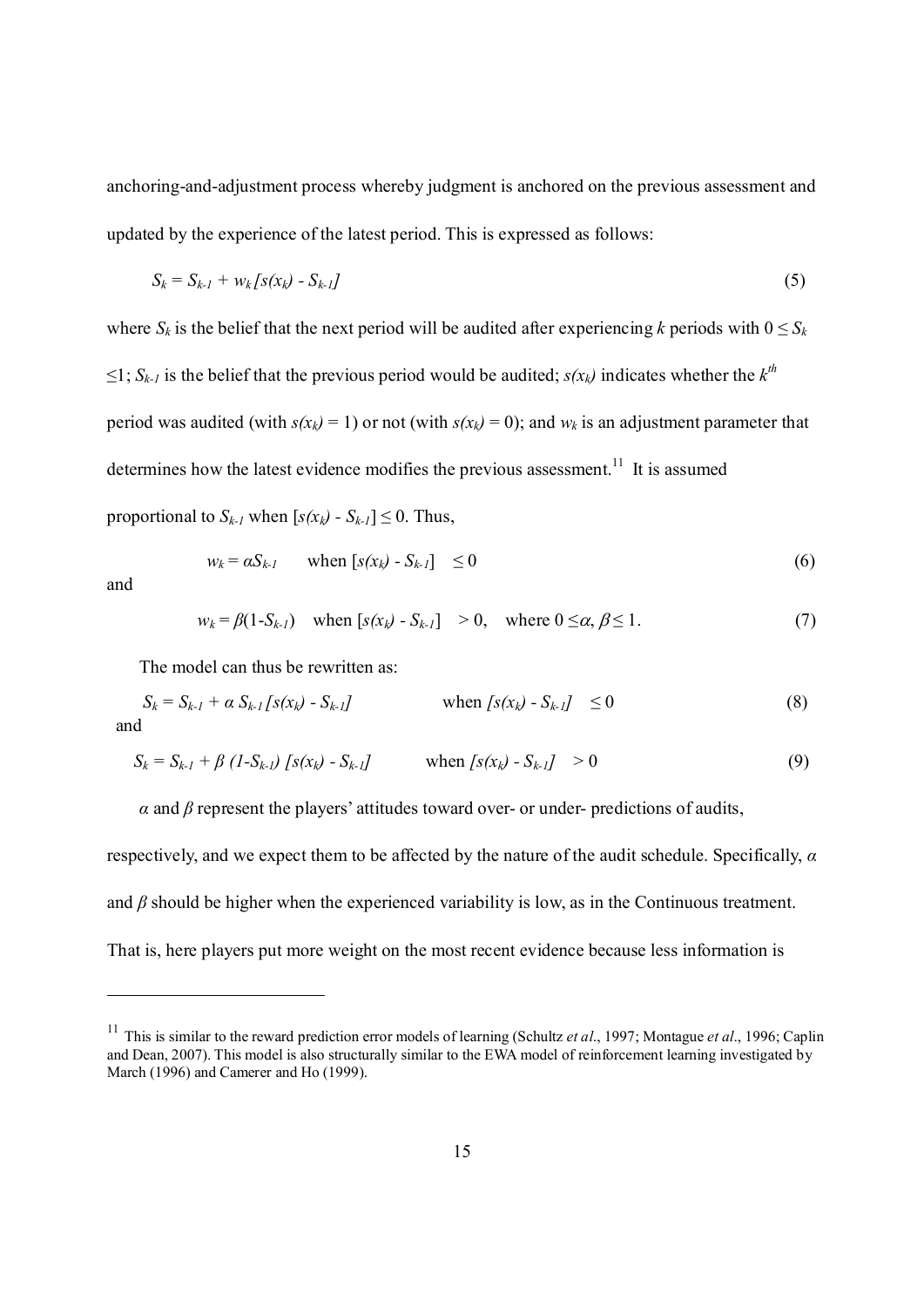anchoring-and-adjustment process whereby judgment is anchored on the previous assessment and updated by the experience of the latest period. This is expressed as follows:

$$S_k = S_{k-1} + w_k [s(x_k) - S_{k-1}] \tag{5}$$

where $S_k$ is the belief that the next period will be audited after experiencing $k$ periods with $0 \leq S_k \leq 1$; $S_{k-1}$ is the belief that the previous period would be audited; $s(x_k)$ indicates whether the $k^{th}$ period was audited (with $s(x_k) = 1$) or not (with $s(x_k) = 0$); and $w_k$ is an adjustment parameter that determines how the latest evidence modifies the previous assessment.[11] It is assumed proportional to $S_{k-1}$ when $[s(x_k) - S_{k-1}] \leq 0$. Thus,

$$w_k = \alpha S_{k-1} \quad \text{when } [s(x_k) - S_{k-1}] \leq 0 \tag{6}$$

and

$$w_k = \beta (1 - S_{k-1}) \quad \text{when } [s(x_k) - S_{k-1}] > 0, \quad \text{where } 0 \leq \alpha, \beta \leq 1. \tag{7}$$

The model can thus be rewritten as:

$$S_k = S_{k-1} + \alpha S_{k-1} [s(x_k) - S_{k-1}] \quad \text{when } [s(x_k) - S_{k-1}] \leq 0 \tag{8}$$

and

$$S_k = S_{k-1} + \beta (1 - S_{k-1}) [s(x_k) - S_{k-1}] \quad \text{when } [s(x_k) - S_{k-1}] > 0 \tag{9}$$

$\alpha$ and $\beta$ represent the players' attitudes toward over- or under- predictions of audits, respectively, and we expect them to be affected by the nature of the audit schedule. Specifically, $\alpha$ and $\beta$ should be higher when the experienced variability is low, as in the Continuous treatment. That is, here players put more weight on the most recent evidence because less information is

---

[11] This is similar to the reward prediction error models of learning (Schultz *et al*., 1997; Montague *et al*., 1996; Caplin and Dean, 2007). This model is also structurally similar to the EWA model of reinforcement learning investigated by March (1996) and Camerer and Ho (1999).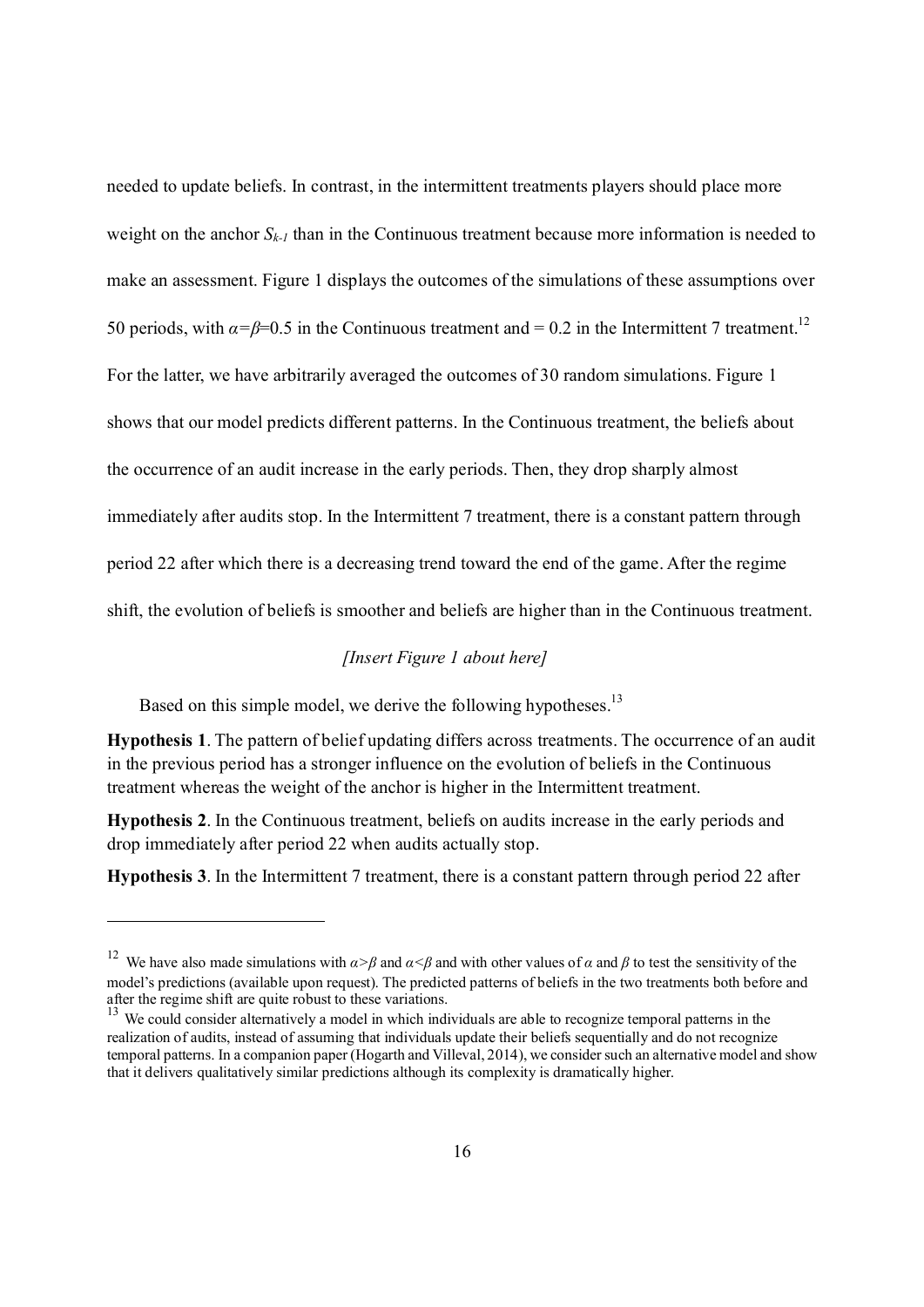needed to update beliefs. In contrast, in the intermittent treatments players should place more weight on the anchor $S_{k-1}$ than in the Continuous treatment because more information is needed to make an assessment. Figure 1 displays the outcomes of the simulations of these assumptions over 50 periods, with $\alpha=\beta=0.5$ in the Continuous treatment and = 0.2 in the Intermittent 7 treatment.[12] For the latter, we have arbitrarily averaged the outcomes of 30 random simulations. Figure 1 shows that our model predicts different patterns. In the Continuous treatment, the beliefs about the occurrence of an audit increase in the early periods. Then, they drop sharply almost immediately after audits stop. In the Intermittent 7 treatment, there is a constant pattern through period 22 after which there is a decreasing trend toward the end of the game. After the regime shift, the evolution of beliefs is smoother and beliefs are higher than in the Continuous treatment.

*[Insert Figure 1 about here]*

Based on this simple model, we derive the following hypotheses.[13]

**Hypothesis 1**. The pattern of belief updating differs across treatments. The occurrence of an audit in the previous period has a stronger influence on the evolution of beliefs in the Continuous treatment whereas the weight of the anchor is higher in the Intermittent treatment.

**Hypothesis 2**. In the Continuous treatment, beliefs on audits increase in the early periods and drop immediately after period 22 when audits actually stop.

**Hypothesis 3**. In the Intermittent 7 treatment, there is a constant pattern through period 22 after

---

[12] We have also made simulations with $\alpha>\beta$ and $\alpha<\beta$ and with other values of $\alpha$ and $\beta$ to test the sensitivity of the model's predictions (available upon request). The predicted patterns of beliefs in the two treatments both before and after the regime shift are quite robust to these variations.

[13] We could consider alternatively a model in which individuals are able to recognize temporal patterns in the realization of audits, instead of assuming that individuals update their beliefs sequentially and do not recognize temporal patterns. In a companion paper (Hogarth and Villeval, 2014), we consider such an alternative model and show that it delivers qualitatively similar predictions although its complexity is dramatically higher.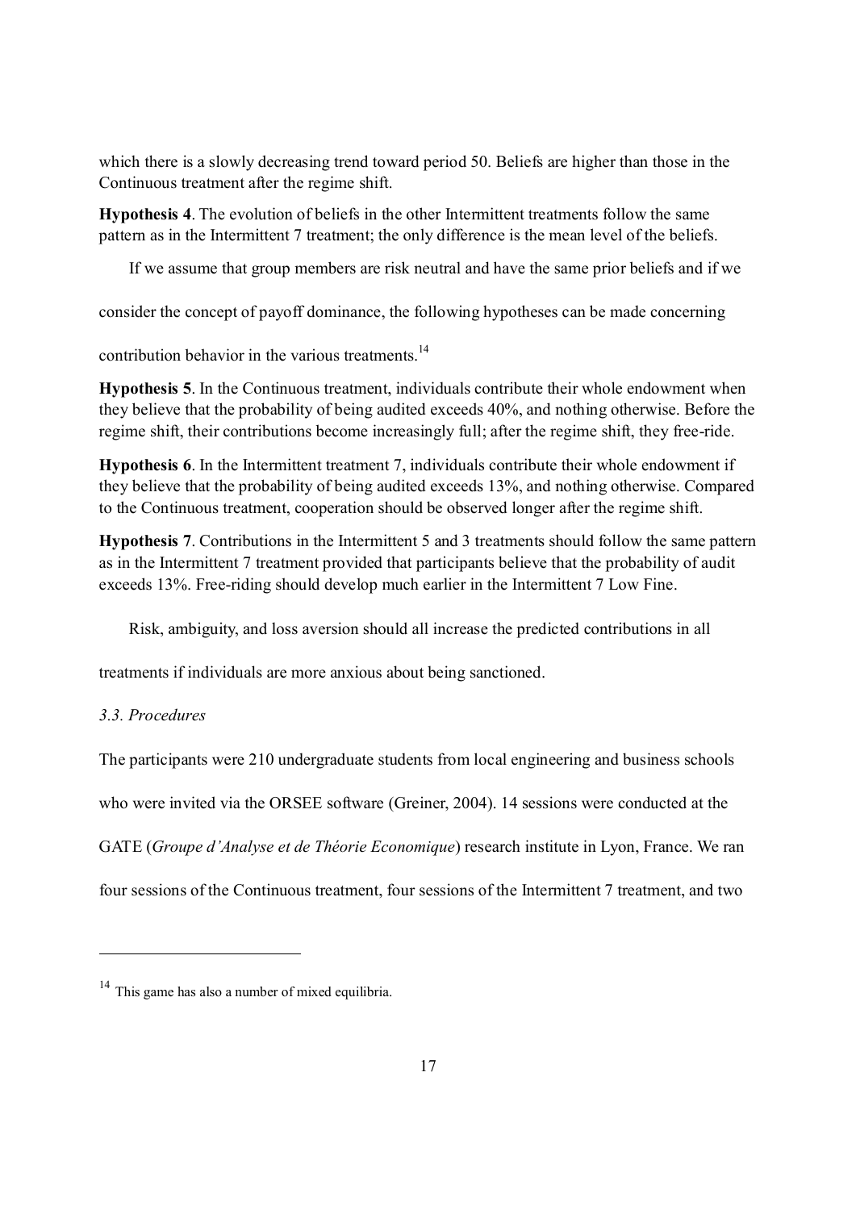which there is a slowly decreasing trend toward period 50. Beliefs are higher than those in the Continuous treatment after the regime shift.

**Hypothesis 4**. The evolution of beliefs in the other Intermittent treatments follow the same pattern as in the Intermittent 7 treatment; the only difference is the mean level of the beliefs.

If we assume that group members are risk neutral and have the same prior beliefs and if we consider the concept of payoff dominance, the following hypotheses can be made concerning contribution behavior in the various treatments.[14]

**Hypothesis 5**. In the Continuous treatment, individuals contribute their whole endowment when they believe that the probability of being audited exceeds 40%, and nothing otherwise. Before the regime shift, their contributions become increasingly full; after the regime shift, they free-ride.

**Hypothesis 6**. In the Intermittent treatment 7, individuals contribute their whole endowment if they believe that the probability of being audited exceeds 13%, and nothing otherwise. Compared to the Continuous treatment, cooperation should be observed longer after the regime shift.

**Hypothesis 7**. Contributions in the Intermittent 5 and 3 treatments should follow the same pattern as in the Intermittent 7 treatment provided that participants believe that the probability of audit exceeds 13%. Free-riding should develop much earlier in the Intermittent 7 Low Fine.

Risk, ambiguity, and loss aversion should all increase the predicted contributions in all treatments if individuals are more anxious about being sanctioned.

*3.3. Procedures*

The participants were 210 undergraduate students from local engineering and business schools who were invited via the ORSEE software (Greiner, 2004). 14 sessions were conducted at the GATE (*Groupe d'Analyse et de Théorie Economique*) research institute in Lyon, France. We ran four sessions of the Continuous treatment, four sessions of the Intermittent 7 treatment, and two

[14] This game has also a number of mixed equilibria.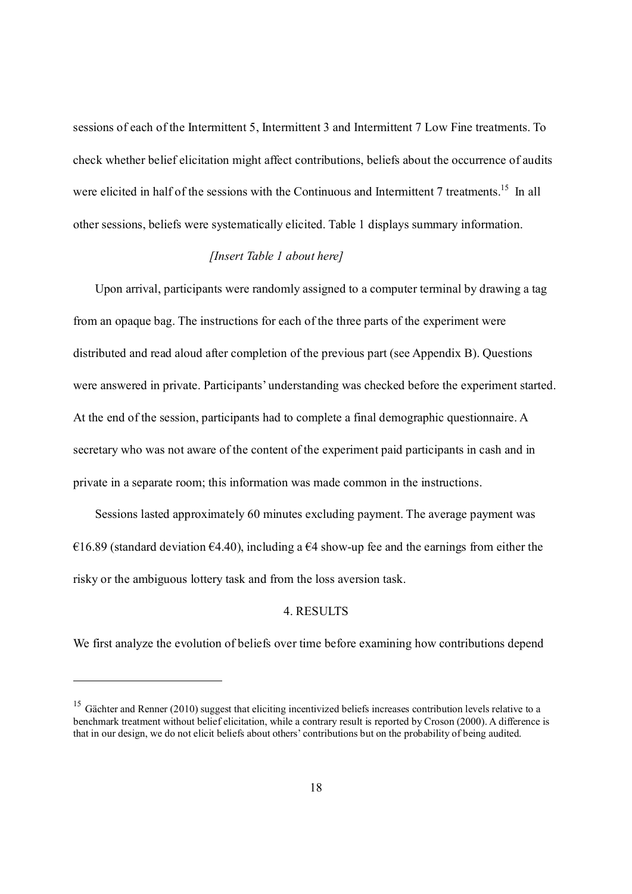sessions of each of the Intermittent 5, Intermittent 3 and Intermittent 7 Low Fine treatments. To check whether belief elicitation might affect contributions, beliefs about the occurrence of audits were elicited in half of the sessions with the Continuous and Intermittent 7 treatments.[15] In all other sessions, beliefs were systematically elicited. Table 1 displays summary information.

*[Insert Table 1 about here]*

Upon arrival, participants were randomly assigned to a computer terminal by drawing a tag from an opaque bag. The instructions for each of the three parts of the experiment were distributed and read aloud after completion of the previous part (see Appendix B). Questions were answered in private. Participants' understanding was checked before the experiment started. At the end of the session, participants had to complete a final demographic questionnaire. A secretary who was not aware of the content of the experiment paid participants in cash and in private in a separate room; this information was made common in the instructions.

Sessions lasted approximately 60 minutes excluding payment. The average payment was €16.89 (standard deviation €4.40), including a €4 show-up fee and the earnings from either the risky or the ambiguous lottery task and from the loss aversion task.

## 4. RESULTS

We first analyze the evolution of beliefs over time before examining how contributions depend

---

[15] Gächter and Renner (2010) suggest that eliciting incentivized beliefs increases contribution levels relative to a benchmark treatment without belief elicitation, while a contrary result is reported by Croson (2000). A difference is that in our design, we do not elicit beliefs about others' contributions but on the probability of being audited.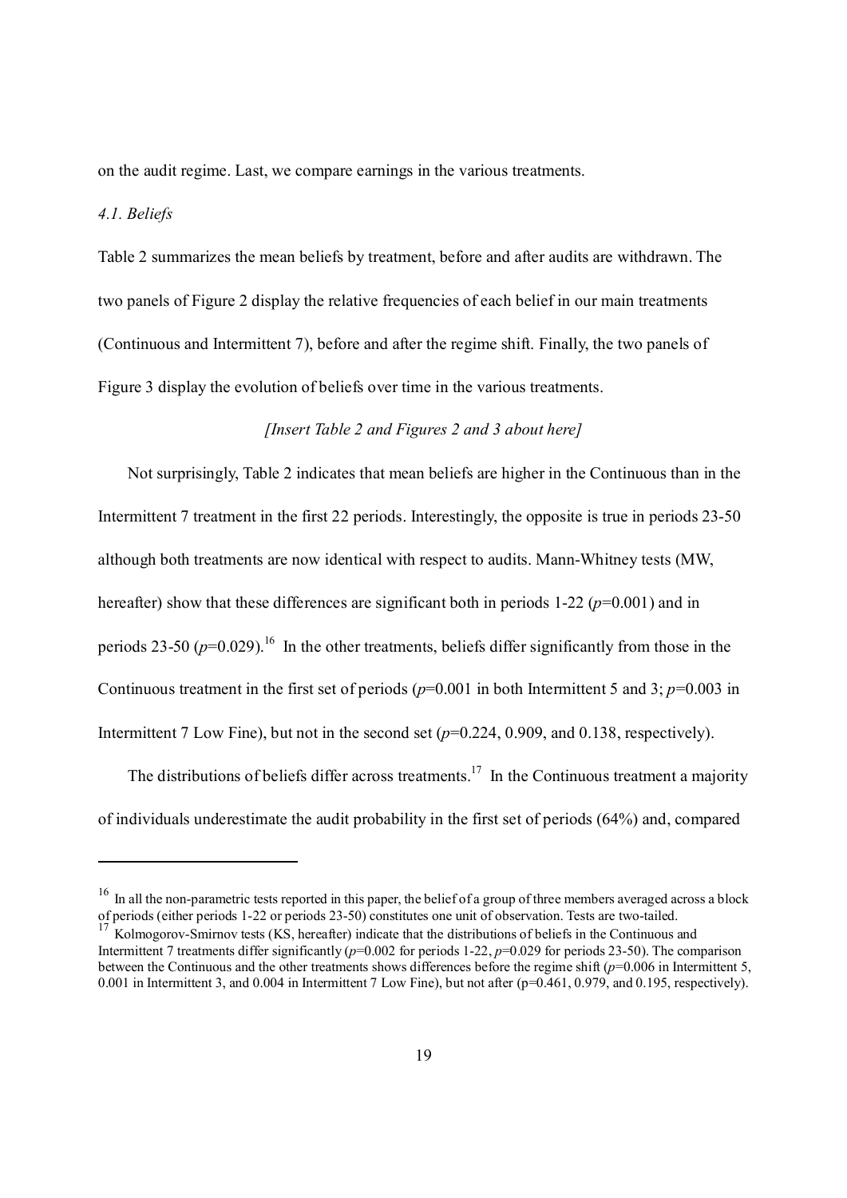on the audit regime. Last, we compare earnings in the various treatments.

### *4.1. Beliefs*

Table 2 summarizes the mean beliefs by treatment, before and after audits are withdrawn. The two panels of Figure 2 display the relative frequencies of each belief in our main treatments (Continuous and Intermittent 7), before and after the regime shift. Finally, the two panels of Figure 3 display the evolution of beliefs over time in the various treatments.

*[Insert Table 2 and Figures 2 and 3 about here]*

Not surprisingly, Table 2 indicates that mean beliefs are higher in the Continuous than in the Intermittent 7 treatment in the first 22 periods. Interestingly, the opposite is true in periods 23-50 although both treatments are now identical with respect to audits. Mann-Whitney tests (MW, hereafter) show that these differences are significant both in periods 1-22 ($p$=0.001) and in periods 23-50 ($p$=0.029).[16] In the other treatments, beliefs differ significantly from those in the Continuous treatment in the first set of periods ($p$=0.001 in both Intermittent 5 and 3; $p$=0.003 in Intermittent 7 Low Fine), but not in the second set ($p$=0.224, 0.909, and 0.138, respectively).

The distributions of beliefs differ across treatments.[17] In the Continuous treatment a majority of individuals underestimate the audit probability in the first set of periods (64%) and, compared

---

[16] In all the non-parametric tests reported in this paper, the belief of a group of three members averaged across a block of periods (either periods 1-22 or periods 23-50) constitutes one unit of observation. Tests are two-tailed.

[17] Kolmogorov-Smirnov tests (KS, hereafter) indicate that the distributions of beliefs in the Continuous and Intermittent 7 treatments differ significantly ($p$=0.002 for periods 1-22, $p$=0.029 for periods 23-50). The comparison between the Continuous and the other treatments shows differences before the regime shift ($p$=0.006 in Intermittent 5, 0.001 in Intermittent 3, and 0.004 in Intermittent 7 Low Fine), but not after (p=0.461, 0.979, and 0.195, respectively).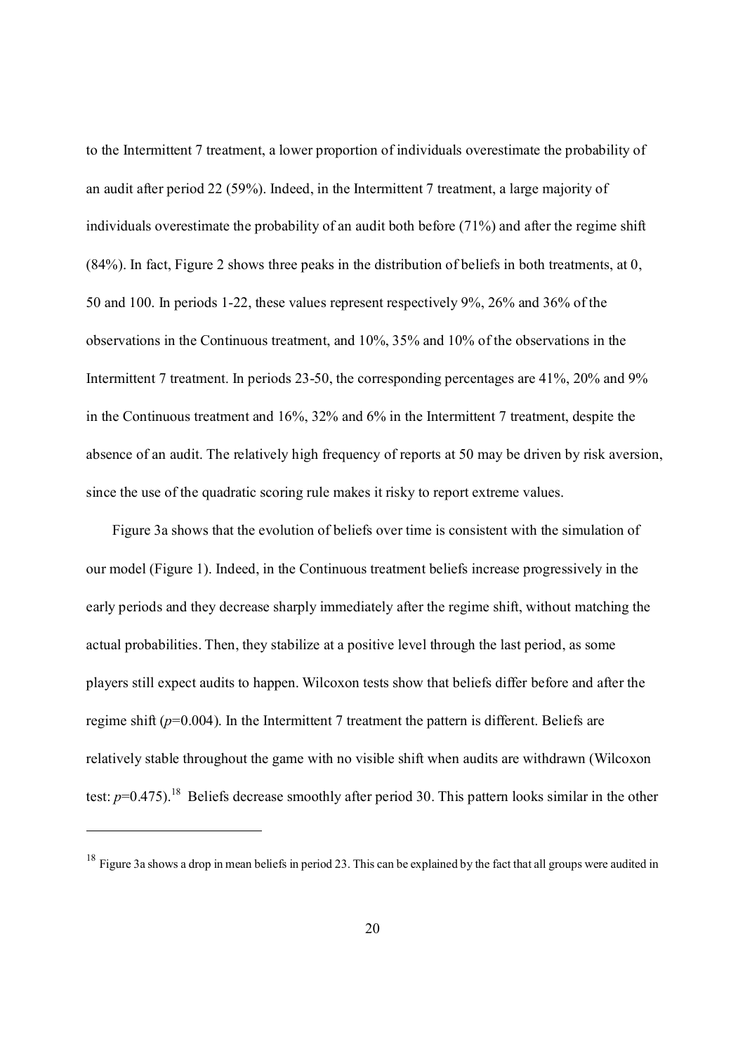to the Intermittent 7 treatment, a lower proportion of individuals overestimate the probability of an audit after period 22 (59%). Indeed, in the Intermittent 7 treatment, a large majority of individuals overestimate the probability of an audit both before (71%) and after the regime shift (84%). In fact, Figure 2 shows three peaks in the distribution of beliefs in both treatments, at 0, 50 and 100. In periods 1-22, these values represent respectively 9%, 26% and 36% of the observations in the Continuous treatment, and 10%, 35% and 10% of the observations in the Intermittent 7 treatment. In periods 23-50, the corresponding percentages are 41%, 20% and 9% in the Continuous treatment and 16%, 32% and 6% in the Intermittent 7 treatment, despite the absence of an audit. The relatively high frequency of reports at 50 may be driven by risk aversion, since the use of the quadratic scoring rule makes it risky to report extreme values.

Figure 3a shows that the evolution of beliefs over time is consistent with the simulation of our model (Figure 1). Indeed, in the Continuous treatment beliefs increase progressively in the early periods and they decrease sharply immediately after the regime shift, without matching the actual probabilities. Then, they stabilize at a positive level through the last period, as some players still expect audits to happen. Wilcoxon tests show that beliefs differ before and after the regime shift ($p$=0.004). In the Intermittent 7 treatment the pattern is different. Beliefs are relatively stable throughout the game with no visible shift when audits are withdrawn (Wilcoxon test: $p$=0.475).[18] Beliefs decrease smoothly after period 30. This pattern looks similar in the other

[18] Figure 3a shows a drop in mean beliefs in period 23. This can be explained by the fact that all groups were audited in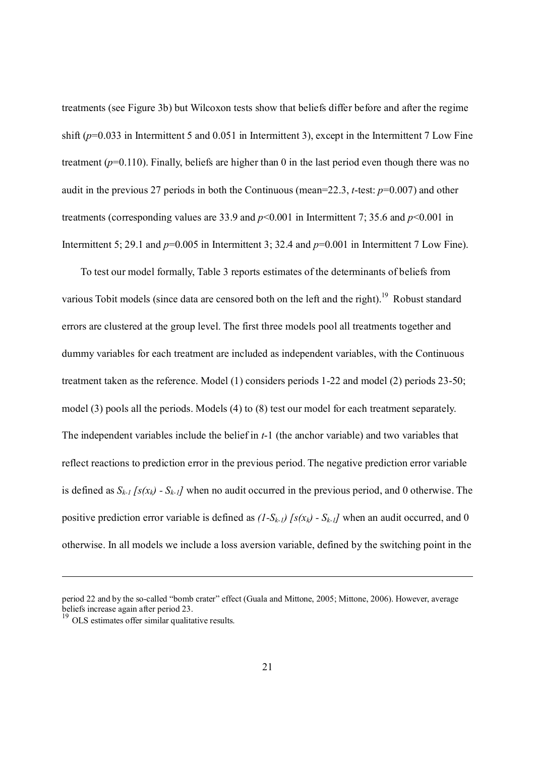treatments (see Figure 3b) but Wilcoxon tests show that beliefs differ before and after the regime shift ($p$=0.033 in Intermittent 5 and 0.051 in Intermittent 3), except in the Intermittent 7 Low Fine treatment ($p$=0.110). Finally, beliefs are higher than 0 in the last period even though there was no audit in the previous 27 periods in both the Continuous (mean=22.3, $t$-test: $p$=0.007) and other treatments (corresponding values are 33.9 and $p$<0.001 in Intermittent 7; 35.6 and $p$<0.001 in Intermittent 5; 29.1 and $p$=0.005 in Intermittent 3; 32.4 and $p$=0.001 in Intermittent 7 Low Fine).

To test our model formally, Table 3 reports estimates of the determinants of beliefs from various Tobit models (since data are censored both on the left and the right).[19] Robust standard errors are clustered at the group level. The first three models pool all treatments together and dummy variables for each treatment are included as independent variables, with the Continuous treatment taken as the reference. Model (1) considers periods 1-22 and model (2) periods 23-50; model (3) pools all the periods. Models (4) to (8) test our model for each treatment separately. The independent variables include the belief in $t$-1 (the anchor variable) and two variables that reflect reactions to prediction error in the previous period. The negative prediction error variable is defined as $S_{k-1}\,[s(x_k) - S_{k-1}]$ when no audit occurred in the previous period, and 0 otherwise. The positive prediction error variable is defined as $(1-S_{k-1})\,[s(x_k) - S_{k-1}]$ when an audit occurred, and 0 otherwise. In all models we include a loss aversion variable, defined by the switching point in the

---

period 22 and by the so-called "bomb crater" effect (Guala and Mittone, 2005; Mittone, 2006). However, average beliefs increase again after period 23.

[19] OLS estimates offer similar qualitative results.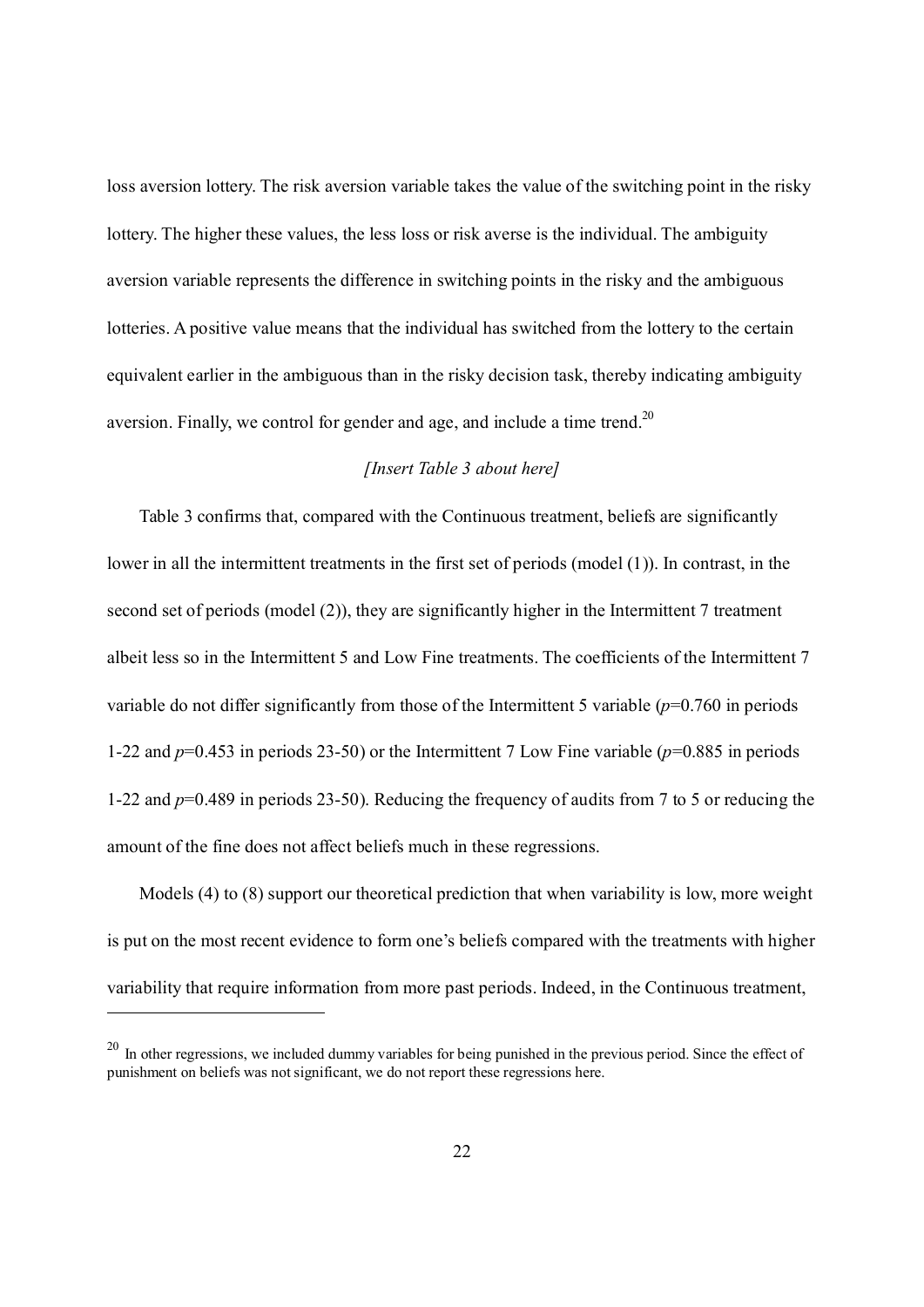loss aversion lottery. The risk aversion variable takes the value of the switching point in the risky lottery. The higher these values, the less loss or risk averse is the individual. The ambiguity aversion variable represents the difference in switching points in the risky and the ambiguous lotteries. A positive value means that the individual has switched from the lottery to the certain equivalent earlier in the ambiguous than in the risky decision task, thereby indicating ambiguity aversion. Finally, we control for gender and age, and include a time trend.[20]

*[Insert Table 3 about here]*

Table 3 confirms that, compared with the Continuous treatment, beliefs are significantly lower in all the intermittent treatments in the first set of periods (model (1)). In contrast, in the second set of periods (model (2)), they are significantly higher in the Intermittent 7 treatment albeit less so in the Intermittent 5 and Low Fine treatments. The coefficients of the Intermittent 7 variable do not differ significantly from those of the Intermittent 5 variable ($p$=0.760 in periods 1-22 and $p$=0.453 in periods 23-50) or the Intermittent 7 Low Fine variable ($p$=0.885 in periods 1-22 and $p$=0.489 in periods 23-50). Reducing the frequency of audits from 7 to 5 or reducing the amount of the fine does not affect beliefs much in these regressions.

Models (4) to (8) support our theoretical prediction that when variability is low, more weight is put on the most recent evidence to form one's beliefs compared with the treatments with higher variability that require information from more past periods. Indeed, in the Continuous treatment,

[20] In other regressions, we included dummy variables for being punished in the previous period. Since the effect of punishment on beliefs was not significant, we do not report these regressions here.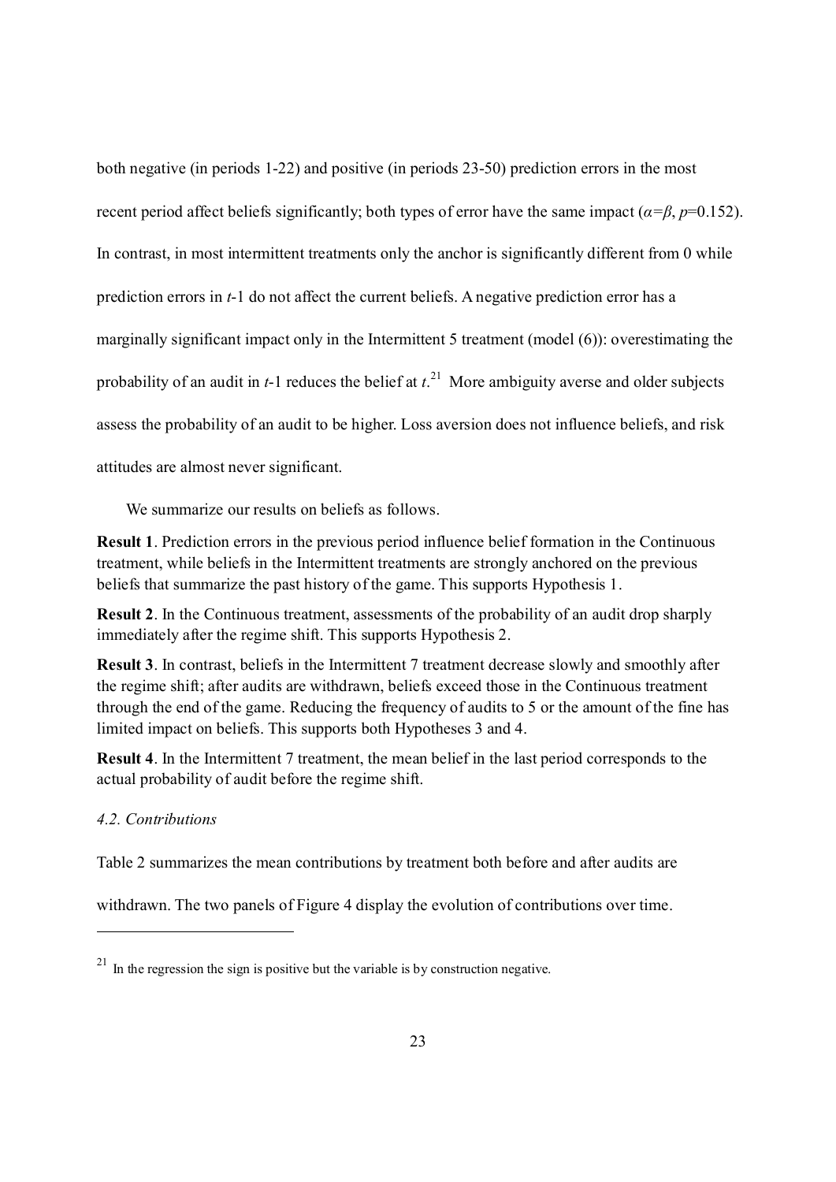both negative (in periods 1-22) and positive (in periods 23-50) prediction errors in the most recent period affect beliefs significantly; both types of error have the same impact ($\alpha$=$\beta$, $p$=0.152). In contrast, in most intermittent treatments only the anchor is significantly different from 0 while prediction errors in $t$-1 do not affect the current beliefs. A negative prediction error has a marginally significant impact only in the Intermittent 5 treatment (model (6)): overestimating the probability of an audit in $t$-1 reduces the belief at $t$.[21] More ambiguity averse and older subjects assess the probability of an audit to be higher. Loss aversion does not influence beliefs, and risk attitudes are almost never significant.

We summarize our results on beliefs as follows.

**Result 1**. Prediction errors in the previous period influence belief formation in the Continuous treatment, while beliefs in the Intermittent treatments are strongly anchored on the previous beliefs that summarize the past history of the game. This supports Hypothesis 1.

**Result 2**. In the Continuous treatment, assessments of the probability of an audit drop sharply immediately after the regime shift. This supports Hypothesis 2.

**Result 3**. In contrast, beliefs in the Intermittent 7 treatment decrease slowly and smoothly after the regime shift; after audits are withdrawn, beliefs exceed those in the Continuous treatment through the end of the game. Reducing the frequency of audits to 5 or the amount of the fine has limited impact on beliefs. This supports both Hypotheses 3 and 4.

**Result 4**. In the Intermittent 7 treatment, the mean belief in the last period corresponds to the actual probability of audit before the regime shift.

### *4.2. Contributions*

Table 2 summarizes the mean contributions by treatment both before and after audits are withdrawn. The two panels of Figure 4 display the evolution of contributions over time.

---

[21] In the regression the sign is positive but the variable is by construction negative.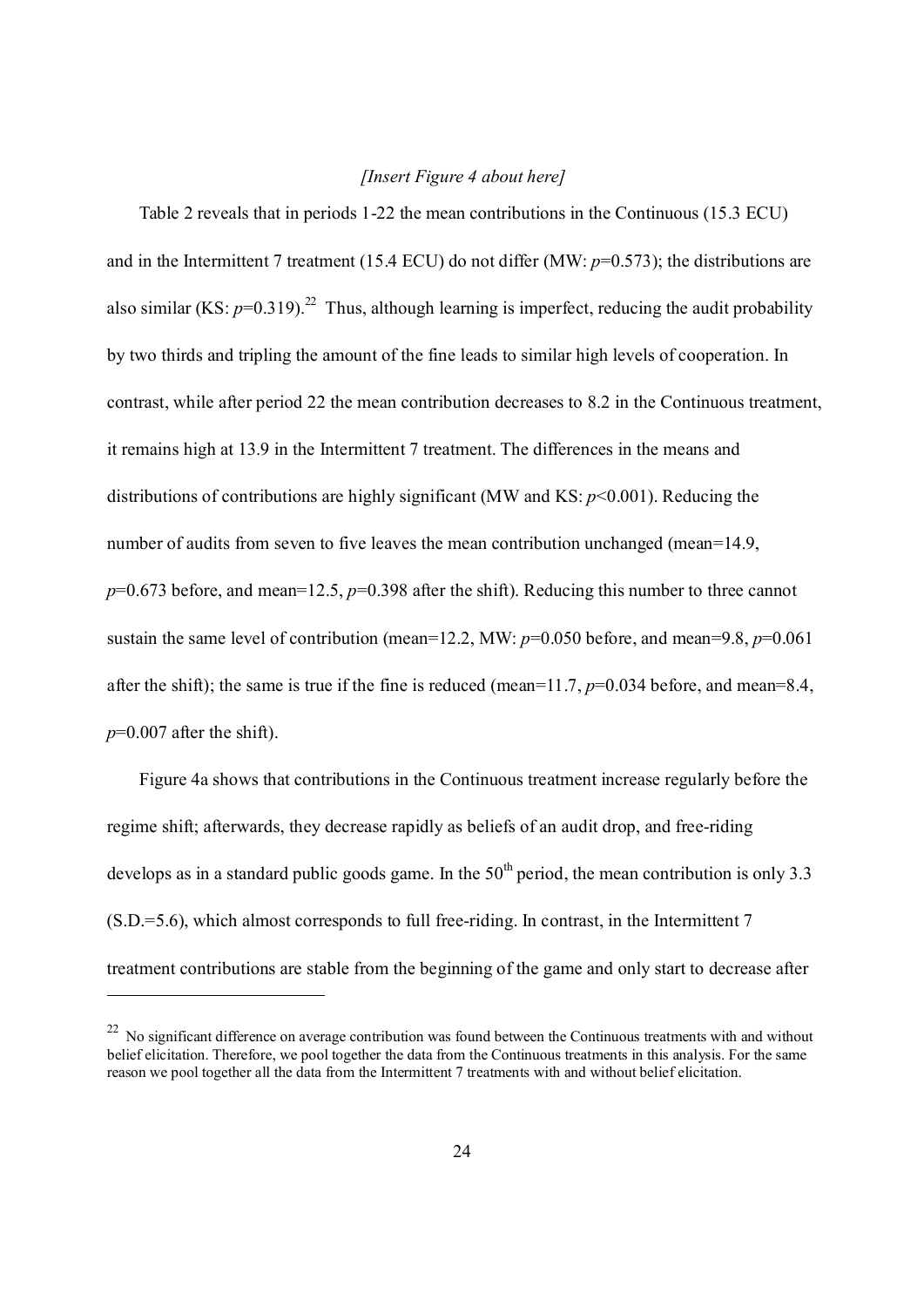*[Insert Figure 4 about here]*

Table 2 reveals that in periods 1-22 the mean contributions in the Continuous (15.3 ECU) and in the Intermittent 7 treatment (15.4 ECU) do not differ (MW: $p$=0.573); the distributions are also similar (KS: $p$=0.319).[22] Thus, although learning is imperfect, reducing the audit probability by two thirds and tripling the amount of the fine leads to similar high levels of cooperation. In contrast, while after period 22 the mean contribution decreases to 8.2 in the Continuous treatment, it remains high at 13.9 in the Intermittent 7 treatment. The differences in the means and distributions of contributions are highly significant (MW and KS: $p$<0.001). Reducing the number of audits from seven to five leaves the mean contribution unchanged (mean=14.9, $p$=0.673 before, and mean=12.5, $p$=0.398 after the shift). Reducing this number to three cannot sustain the same level of contribution (mean=12.2, MW: $p$=0.050 before, and mean=9.8, $p$=0.061 after the shift); the same is true if the fine is reduced (mean=11.7, $p$=0.034 before, and mean=8.4, $p$=0.007 after the shift).

Figure 4a shows that contributions in the Continuous treatment increase regularly before the regime shift; afterwards, they decrease rapidly as beliefs of an audit drop, and free-riding develops as in a standard public goods game. In the 50$^{th}$ period, the mean contribution is only 3.3 (S.D.=5.6), which almost corresponds to full free-riding. In contrast, in the Intermittent 7 treatment contributions are stable from the beginning of the game and only start to decrease after

---

[22] No significant difference on average contribution was found between the Continuous treatments with and without belief elicitation. Therefore, we pool together the data from the Continuous treatments in this analysis. For the same reason we pool together all the data from the Intermittent 7 treatments with and without belief elicitation.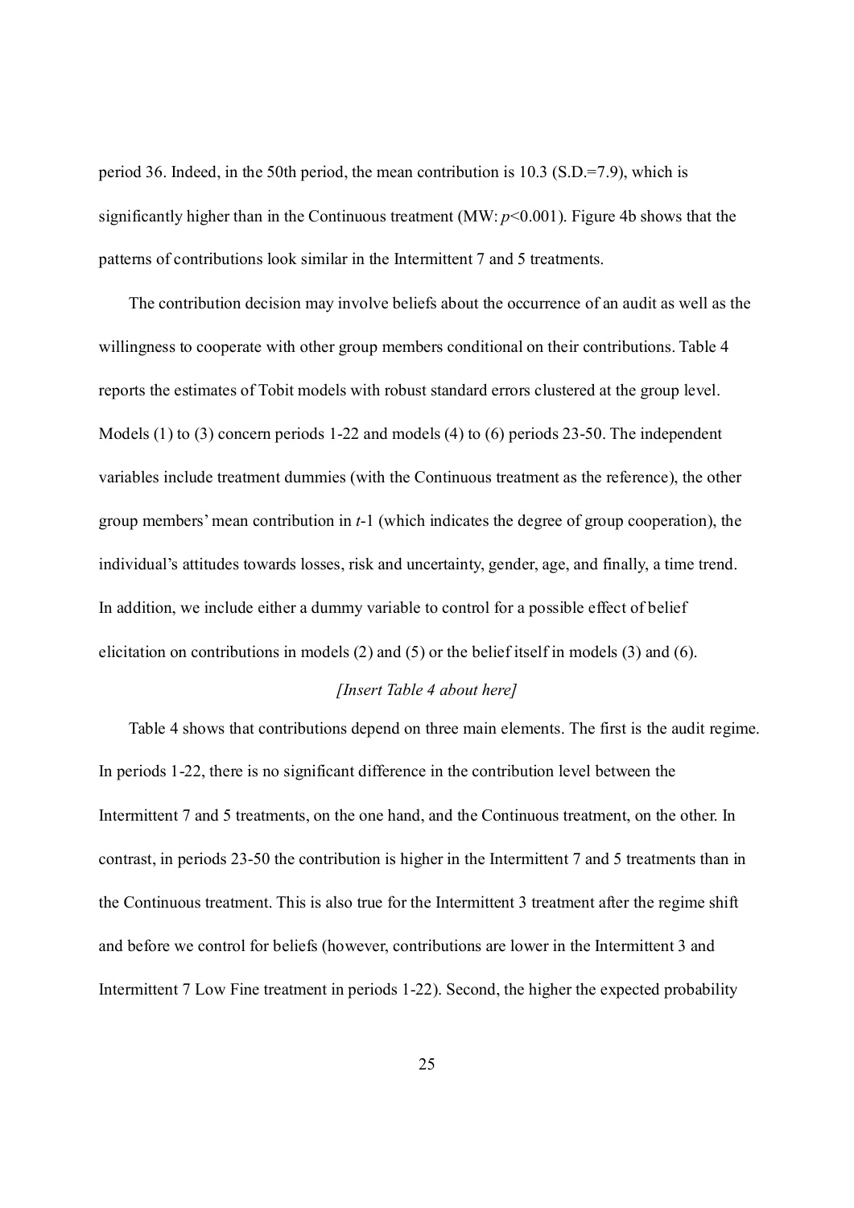period 36. Indeed, in the 50th period, the mean contribution is 10.3 (S.D.=7.9), which is significantly higher than in the Continuous treatment (MW: $p<0.001$). Figure 4b shows that the patterns of contributions look similar in the Intermittent 7 and 5 treatments.

The contribution decision may involve beliefs about the occurrence of an audit as well as the willingness to cooperate with other group members conditional on their contributions. Table 4 reports the estimates of Tobit models with robust standard errors clustered at the group level. Models (1) to (3) concern periods 1-22 and models (4) to (6) periods 23-50. The independent variables include treatment dummies (with the Continuous treatment as the reference), the other group members' mean contribution in $t$-1 (which indicates the degree of group cooperation), the individual's attitudes towards losses, risk and uncertainty, gender, age, and finally, a time trend. In addition, we include either a dummy variable to control for a possible effect of belief elicitation on contributions in models (2) and (5) or the belief itself in models (3) and (6).

*[Insert Table 4 about here]*

Table 4 shows that contributions depend on three main elements. The first is the audit regime. In periods 1-22, there is no significant difference in the contribution level between the Intermittent 7 and 5 treatments, on the one hand, and the Continuous treatment, on the other. In contrast, in periods 23-50 the contribution is higher in the Intermittent 7 and 5 treatments than in the Continuous treatment. This is also true for the Intermittent 3 treatment after the regime shift and before we control for beliefs (however, contributions are lower in the Intermittent 3 and Intermittent 7 Low Fine treatment in periods 1-22). Second, the higher the expected probability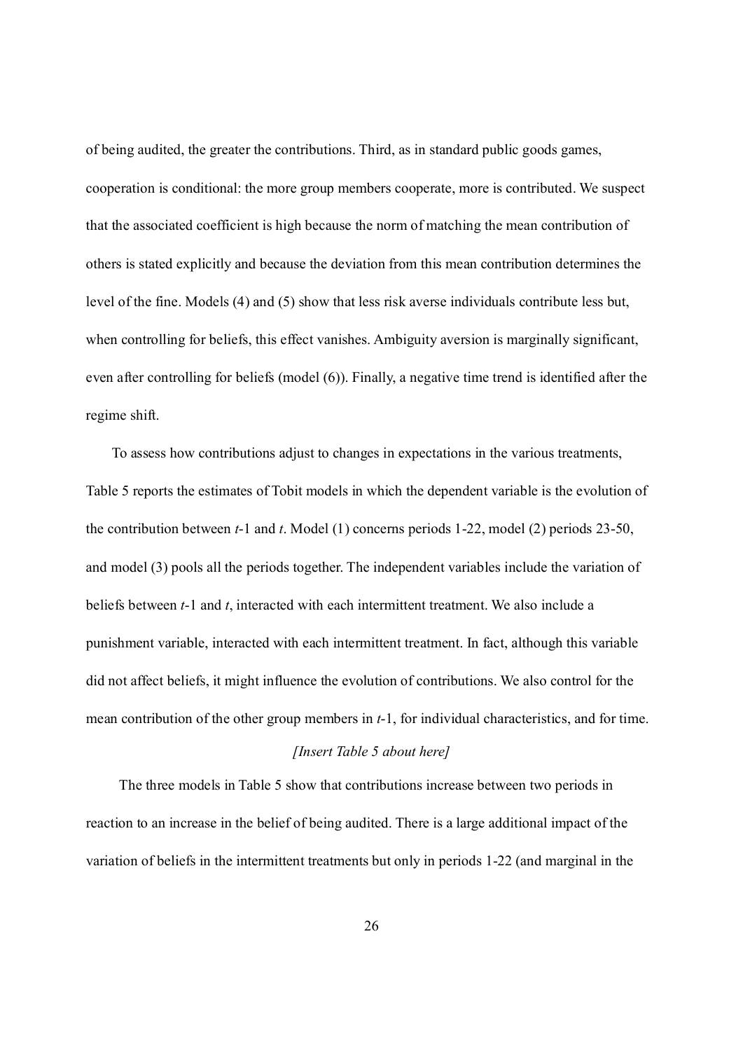of being audited, the greater the contributions. Third, as in standard public goods games, cooperation is conditional: the more group members cooperate, more is contributed. We suspect that the associated coefficient is high because the norm of matching the mean contribution of others is stated explicitly and because the deviation from this mean contribution determines the level of the fine. Models (4) and (5) show that less risk averse individuals contribute less but, when controlling for beliefs, this effect vanishes. Ambiguity aversion is marginally significant, even after controlling for beliefs (model (6)). Finally, a negative time trend is identified after the regime shift.

To assess how contributions adjust to changes in expectations in the various treatments, Table 5 reports the estimates of Tobit models in which the dependent variable is the evolution of the contribution between $t$-1 and $t$. Model (1) concerns periods 1-22, model (2) periods 23-50, and model (3) pools all the periods together. The independent variables include the variation of beliefs between $t$-1 and $t$, interacted with each intermittent treatment. We also include a punishment variable, interacted with each intermittent treatment. In fact, although this variable did not affect beliefs, it might influence the evolution of contributions. We also control for the mean contribution of the other group members in $t$-1, for individual characteristics, and for time.

*[Insert Table 5 about here]*

The three models in Table 5 show that contributions increase between two periods in reaction to an increase in the belief of being audited. There is a large additional impact of the variation of beliefs in the intermittent treatments but only in periods 1-22 (and marginal in the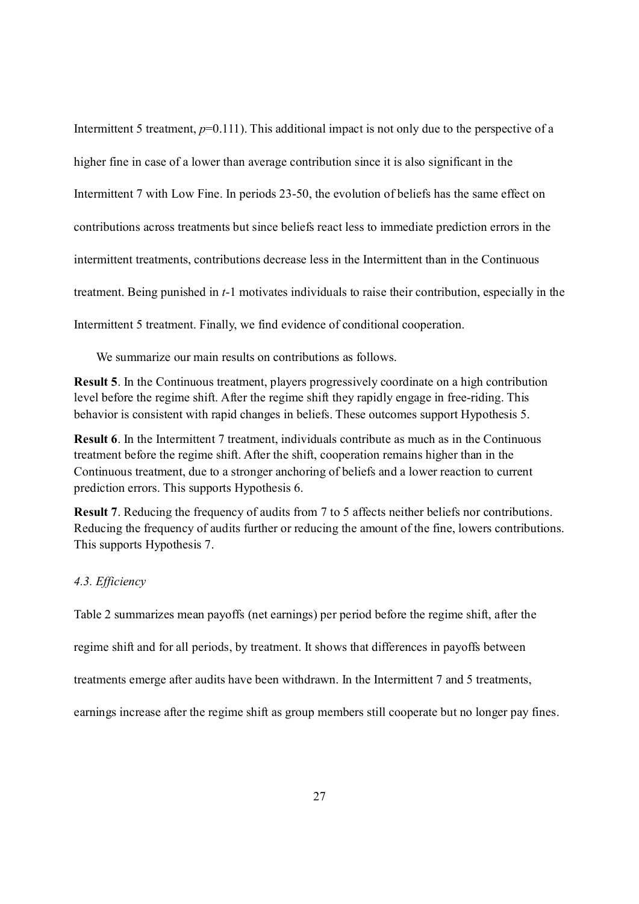Intermittent 5 treatment, $p$=0.111). This additional impact is not only due to the perspective of a higher fine in case of a lower than average contribution since it is also significant in the Intermittent 7 with Low Fine. In periods 23-50, the evolution of beliefs has the same effect on contributions across treatments but since beliefs react less to immediate prediction errors in the intermittent treatments, contributions decrease less in the Intermittent than in the Continuous treatment. Being punished in $t$-1 motivates individuals to raise their contribution, especially in the Intermittent 5 treatment. Finally, we find evidence of conditional cooperation.

We summarize our main results on contributions as follows.

**Result 5**. In the Continuous treatment, players progressively coordinate on a high contribution level before the regime shift. After the regime shift they rapidly engage in free-riding. This behavior is consistent with rapid changes in beliefs. These outcomes support Hypothesis 5.

**Result 6**. In the Intermittent 7 treatment, individuals contribute as much as in the Continuous treatment before the regime shift. After the shift, cooperation remains higher than in the Continuous treatment, due to a stronger anchoring of beliefs and a lower reaction to current prediction errors. This supports Hypothesis 6.

**Result 7**. Reducing the frequency of audits from 7 to 5 affects neither beliefs nor contributions. Reducing the frequency of audits further or reducing the amount of the fine, lowers contributions. This supports Hypothesis 7.

### *4.3. Efficiency*

Table 2 summarizes mean payoffs (net earnings) per period before the regime shift, after the regime shift and for all periods, by treatment. It shows that differences in payoffs between treatments emerge after audits have been withdrawn. In the Intermittent 7 and 5 treatments, earnings increase after the regime shift as group members still cooperate but no longer pay fines.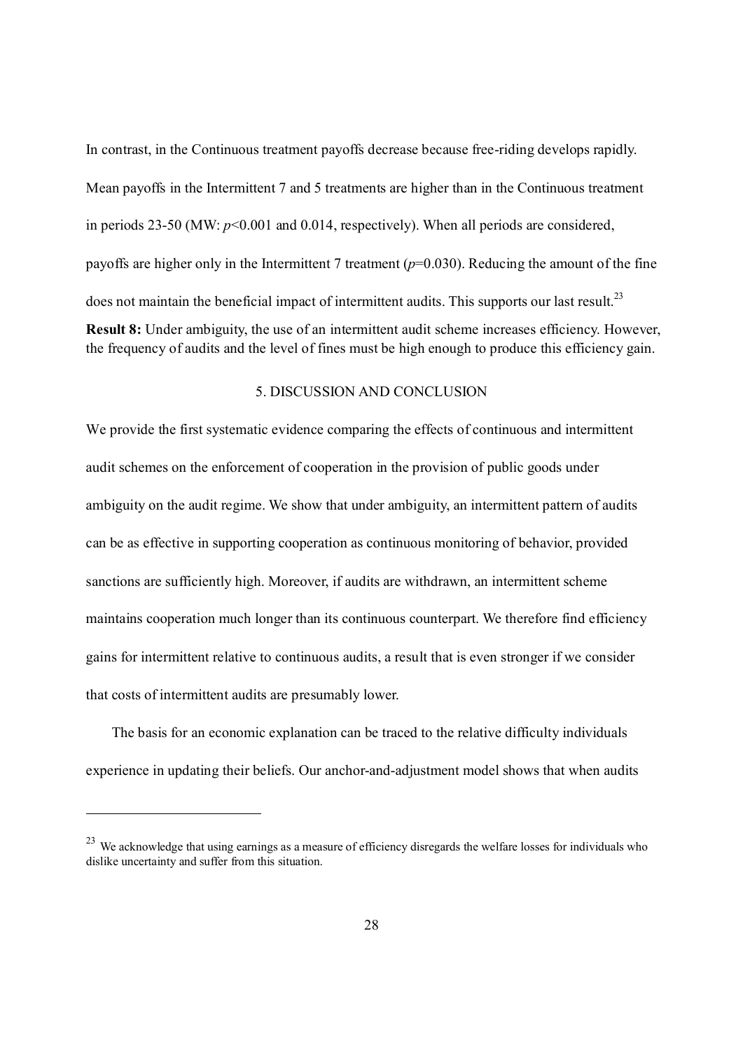In contrast, in the Continuous treatment payoffs decrease because free-riding develops rapidly. Mean payoffs in the Intermittent 7 and 5 treatments are higher than in the Continuous treatment in periods 23-50 (MW: $p<0.001$ and 0.014, respectively). When all periods are considered, payoffs are higher only in the Intermittent 7 treatment ($p=0.030$). Reducing the amount of the fine does not maintain the beneficial impact of intermittent audits. This supports our last result.[23]

**Result 8:** Under ambiguity, the use of an intermittent audit scheme increases efficiency. However, the frequency of audits and the level of fines must be high enough to produce this efficiency gain.

## 5. DISCUSSION AND CONCLUSION

We provide the first systematic evidence comparing the effects of continuous and intermittent audit schemes on the enforcement of cooperation in the provision of public goods under ambiguity on the audit regime. We show that under ambiguity, an intermittent pattern of audits can be as effective in supporting cooperation as continuous monitoring of behavior, provided sanctions are sufficiently high. Moreover, if audits are withdrawn, an intermittent scheme maintains cooperation much longer than its continuous counterpart. We therefore find efficiency gains for intermittent relative to continuous audits, a result that is even stronger if we consider that costs of intermittent audits are presumably lower.

The basis for an economic explanation can be traced to the relative difficulty individuals experience in updating their beliefs. Our anchor-and-adjustment model shows that when audits

[23] We acknowledge that using earnings as a measure of efficiency disregards the welfare losses for individuals who dislike uncertainty and suffer from this situation.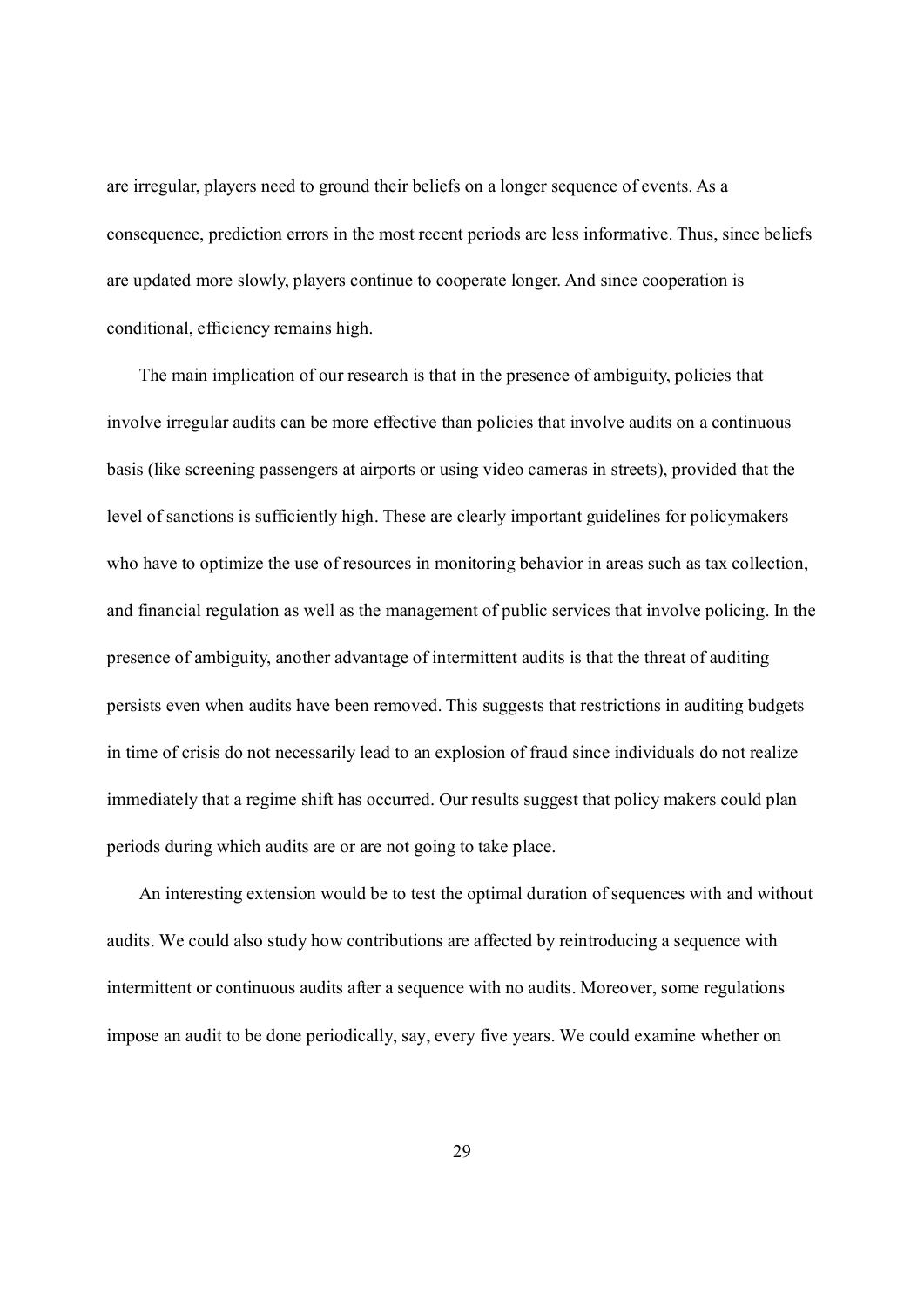are irregular, players need to ground their beliefs on a longer sequence of events. As a consequence, prediction errors in the most recent periods are less informative. Thus, since beliefs are updated more slowly, players continue to cooperate longer. And since cooperation is conditional, efficiency remains high.

The main implication of our research is that in the presence of ambiguity, policies that involve irregular audits can be more effective than policies that involve audits on a continuous basis (like screening passengers at airports or using video cameras in streets), provided that the level of sanctions is sufficiently high. These are clearly important guidelines for policymakers who have to optimize the use of resources in monitoring behavior in areas such as tax collection, and financial regulation as well as the management of public services that involve policing. In the presence of ambiguity, another advantage of intermittent audits is that the threat of auditing persists even when audits have been removed. This suggests that restrictions in auditing budgets in time of crisis do not necessarily lead to an explosion of fraud since individuals do not realize immediately that a regime shift has occurred. Our results suggest that policy makers could plan periods during which audits are or are not going to take place.

An interesting extension would be to test the optimal duration of sequences with and without audits. We could also study how contributions are affected by reintroducing a sequence with intermittent or continuous audits after a sequence with no audits. Moreover, some regulations impose an audit to be done periodically, say, every five years. We could examine whether on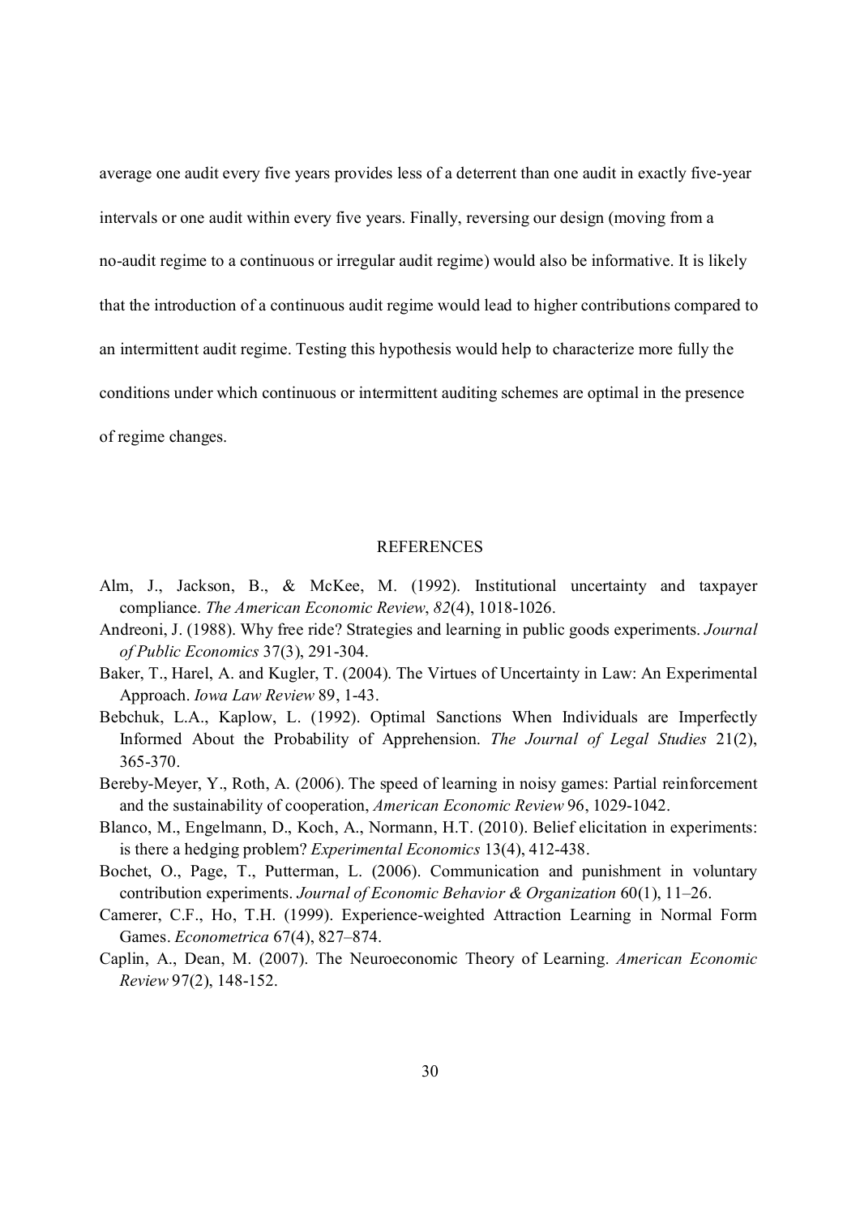average one audit every five years provides less of a deterrent than one audit in exactly five-year intervals or one audit within every five years. Finally, reversing our design (moving from a no-audit regime to a continuous or irregular audit regime) would also be informative. It is likely that the introduction of a continuous audit regime would lead to higher contributions compared to an intermittent audit regime. Testing this hypothesis would help to characterize more fully the conditions under which continuous or intermittent auditing schemes are optimal in the presence of regime changes.

## REFERENCES

Alm, J., Jackson, B., & McKee, M. (1992). Institutional uncertainty and taxpayer compliance. *The American Economic Review*, *82*(4), 1018-1026.

Andreoni, J. (1988). Why free ride? Strategies and learning in public goods experiments. *Journal of Public Economics* 37(3), 291-304.

Baker, T., Harel, A. and Kugler, T. (2004). The Virtues of Uncertainty in Law: An Experimental Approach. *Iowa Law Review* 89, 1-43.

Bebchuk, L.A., Kaplow, L. (1992). Optimal Sanctions When Individuals are Imperfectly Informed About the Probability of Apprehension. *The Journal of Legal Studies* 21(2), 365-370.

Bereby-Meyer, Y., Roth, A. (2006). The speed of learning in noisy games: Partial reinforcement and the sustainability of cooperation, *American Economic Review* 96, 1029-1042.

Blanco, M., Engelmann, D., Koch, A., Normann, H.T. (2010). Belief elicitation in experiments: is there a hedging problem? *Experimental Economics* 13(4), 412-438.

Bochet, O., Page, T., Putterman, L. (2006). Communication and punishment in voluntary contribution experiments. *Journal of Economic Behavior & Organization* 60(1), 11–26.

Camerer, C.F., Ho, T.H. (1999). Experience-weighted Attraction Learning in Normal Form Games. *Econometrica* 67(4), 827–874.

Caplin, A., Dean, M. (2007). The Neuroeconomic Theory of Learning. *American Economic Review* 97(2), 148-152.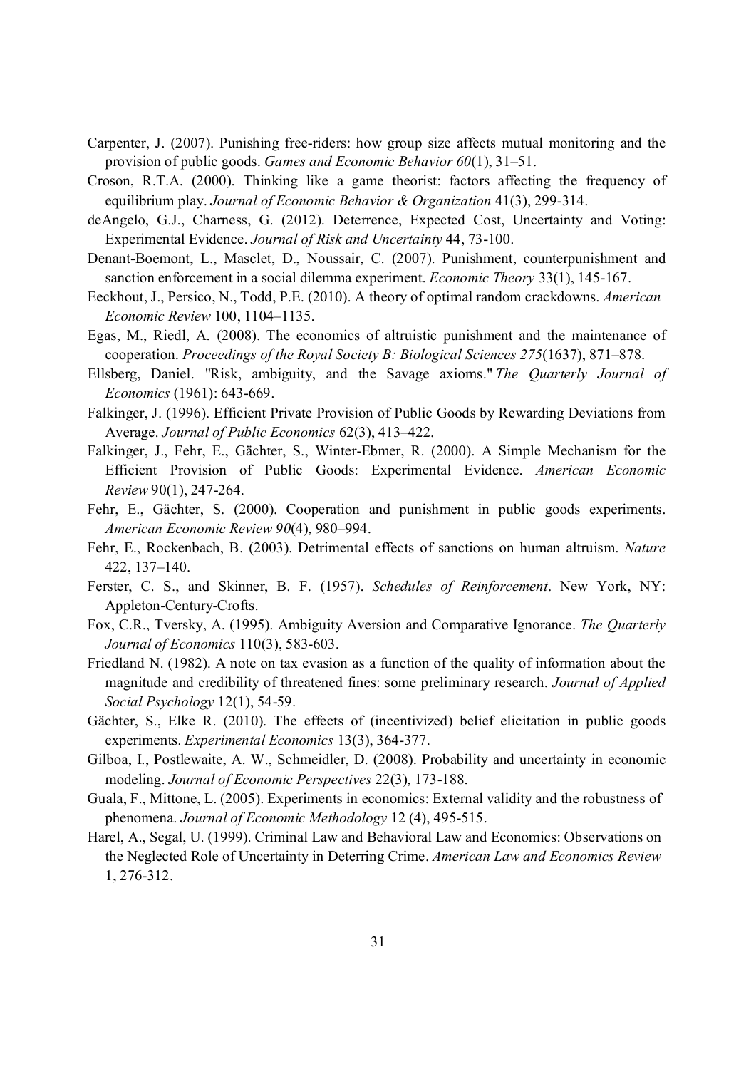Carpenter, J. (2007). Punishing free-riders: how group size affects mutual monitoring and the provision of public goods. *Games and Economic Behavior 60*(1), 31–51.

Croson, R.T.A. (2000). Thinking like a game theorist: factors affecting the frequency of equilibrium play. *Journal of Economic Behavior & Organization* 41(3), 299-314.

deAngelo, G.J., Charness, G. (2012). Deterrence, Expected Cost, Uncertainty and Voting: Experimental Evidence. *Journal of Risk and Uncertainty* 44, 73-100.

Denant-Boemont, L., Masclet, D., Noussair, C. (2007). Punishment, counterpunishment and sanction enforcement in a social dilemma experiment. *Economic Theory* 33(1), 145-167.

Eeckhout, J., Persico, N., Todd, P.E. (2010). A theory of optimal random crackdowns. *American Economic Review* 100, 1104–1135.

Egas, M., Riedl, A. (2008). The economics of altruistic punishment and the maintenance of cooperation. *Proceedings of the Royal Society B: Biological Sciences 275*(1637), 871–878.

Ellsberg, Daniel. "Risk, ambiguity, and the Savage axioms." *The Quarterly Journal of Economics* (1961): 643-669.

Falkinger, J. (1996). Efficient Private Provision of Public Goods by Rewarding Deviations from Average. *Journal of Public Economics* 62(3), 413–422.

Falkinger, J., Fehr, E., Gächter, S., Winter-Ebmer, R. (2000). A Simple Mechanism for the Efficient Provision of Public Goods: Experimental Evidence. *American Economic Review* 90(1), 247-264.

Fehr, E., Gächter, S. (2000). Cooperation and punishment in public goods experiments. *American Economic Review 90*(4), 980–994.

Fehr, E., Rockenbach, B. (2003). Detrimental effects of sanctions on human altruism. *Nature* 422, 137–140.

Ferster, C. S., and Skinner, B. F. (1957). *Schedules of Reinforcement*. New York, NY: Appleton-Century-Crofts.

Fox, C.R., Tversky, A. (1995). Ambiguity Aversion and Comparative Ignorance. *The Quarterly Journal of Economics* 110(3), 583-603.

Friedland N. (1982). A note on tax evasion as a function of the quality of information about the magnitude and credibility of threatened fines: some preliminary research. *Journal of Applied Social Psychology* 12(1), 54-59.

Gächter, S., Elke R. (2010). The effects of (incentivized) belief elicitation in public goods experiments. *Experimental Economics* 13(3), 364-377.

Gilboa, I., Postlewaite, A. W., Schmeidler, D. (2008). Probability and uncertainty in economic modeling. *Journal of Economic Perspectives* 22(3), 173-188.

Guala, F., Mittone, L. (2005). Experiments in economics: External validity and the robustness of phenomena. *Journal of Economic Methodology* 12 (4), 495-515.

Harel, A., Segal, U. (1999). Criminal Law and Behavioral Law and Economics: Observations on the Neglected Role of Uncertainty in Deterring Crime. *American Law and Economics Review* 1, 276-312.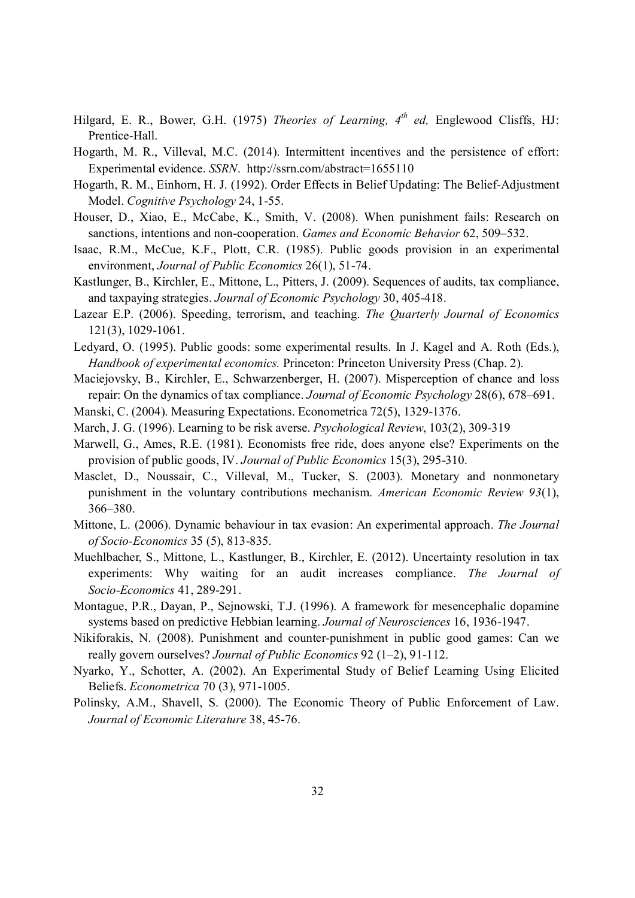Hilgard, E. R., Bower, G.H. (1975) *Theories of Learning, 4th ed,* Englewood Clisffs, HJ: Prentice-Hall.

Hogarth, M. R., Villeval, M.C. (2014). Intermittent incentives and the persistence of effort: Experimental evidence. *SSRN*. http://ssrn.com/abstract=1655110

Hogarth, R. M., Einhorn, H. J. (1992). Order Effects in Belief Updating: The Belief-Adjustment Model. *Cognitive Psychology* 24, 1-55.

Houser, D., Xiao, E., McCabe, K., Smith, V. (2008). When punishment fails: Research on sanctions, intentions and non-cooperation. *Games and Economic Behavior* 62, 509–532.

Isaac, R.M., McCue, K.F., Plott, C.R. (1985). Public goods provision in an experimental environment, *Journal of Public Economics* 26(1), 51-74.

Kastlunger, B., Kirchler, E., Mittone, L., Pitters, J. (2009). Sequences of audits, tax compliance, and taxpaying strategies. *Journal of Economic Psychology* 30, 405-418.

Lazear E.P. (2006). Speeding, terrorism, and teaching. *The Quarterly Journal of Economics* 121(3), 1029-1061.

Ledyard, O. (1995). Public goods: some experimental results. In J. Kagel and A. Roth (Eds.), *Handbook of experimental economics.* Princeton: Princeton University Press (Chap. 2).

Maciejovsky, B., Kirchler, E., Schwarzenberger, H. (2007). Misperception of chance and loss repair: On the dynamics of tax compliance. *Journal of Economic Psychology* 28(6), 678–691.

Manski, C. (2004). Measuring Expectations. Econometrica 72(5), 1329-1376.

March, J. G. (1996). Learning to be risk averse. *Psychological Review*, 103(2), 309-319

Marwell, G., Ames, R.E. (1981). Economists free ride, does anyone else? Experiments on the provision of public goods, IV. *Journal of Public Economics* 15(3), 295-310.

Masclet, D., Noussair, C., Villeval, M., Tucker, S. (2003). Monetary and nonmonetary punishment in the voluntary contributions mechanism. *American Economic Review 93*(1), 366–380.

Mittone, L. (2006). Dynamic behaviour in tax evasion: An experimental approach. *The Journal of Socio-Economics* 35 (5), 813-835.

Muehlbacher, S., Mittone, L., Kastlunger, B., Kirchler, E. (2012). Uncertainty resolution in tax experiments: Why waiting for an audit increases compliance. *The Journal of Socio-Economics* 41, 289-291.

Montague, P.R., Dayan, P., Sejnowski, T.J. (1996). A framework for mesencephalic dopamine systems based on predictive Hebbian learning. *Journal of Neurosciences* 16, 1936-1947.

Nikiforakis, N. (2008). Punishment and counter-punishment in public good games: Can we really govern ourselves? *Journal of Public Economics* 92 (1–2), 91-112.

Nyarko, Y., Schotter, A. (2002). An Experimental Study of Belief Learning Using Elicited Beliefs. *Econometrica* 70 (3), 971-1005.

Polinsky, A.M., Shavell, S. (2000). The Economic Theory of Public Enforcement of Law. *Journal of Economic Literature* 38, 45-76.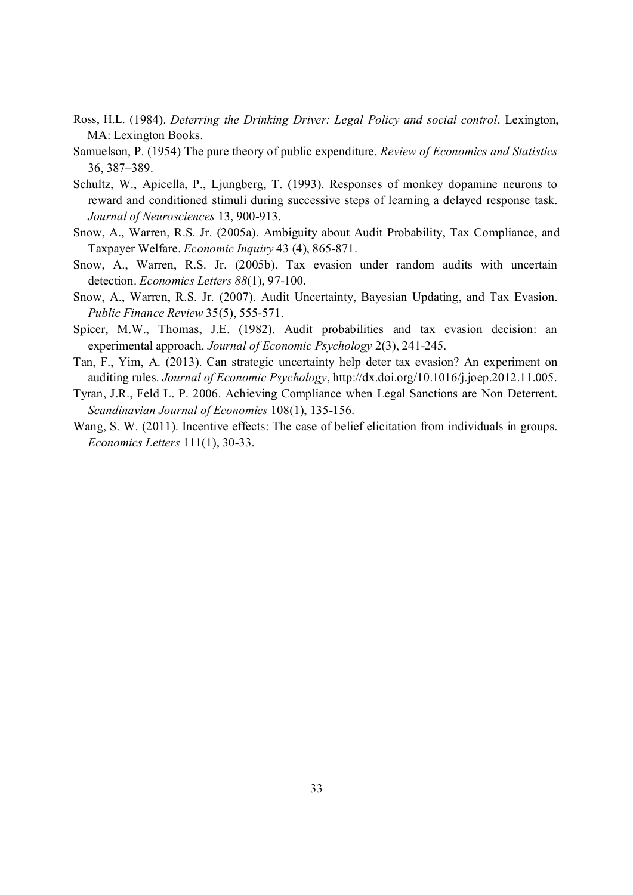Ross, H.L. (1984). *Deterring the Drinking Driver: Legal Policy and social control*. Lexington, MA: Lexington Books.

Samuelson, P. (1954) The pure theory of public expenditure. *Review of Economics and Statistics* 36, 387–389.

Schultz, W., Apicella, P., Ljungberg, T. (1993). Responses of monkey dopamine neurons to reward and conditioned stimuli during successive steps of learning a delayed response task. *Journal of Neurosciences* 13, 900-913.

Snow, A., Warren, R.S. Jr. (2005a). Ambiguity about Audit Probability, Tax Compliance, and Taxpayer Welfare. *Economic Inquiry* 43 (4), 865-871.

Snow, A., Warren, R.S. Jr. (2005b). Tax evasion under random audits with uncertain detection. *Economics Letters 88*(1), 97-100.

Snow, A., Warren, R.S. Jr. (2007). Audit Uncertainty, Bayesian Updating, and Tax Evasion. *Public Finance Review* 35(5), 555-571.

Spicer, M.W., Thomas, J.E. (1982). Audit probabilities and tax evasion decision: an experimental approach. *Journal of Economic Psychology* 2(3), 241-245.

Tan, F., Yim, A. (2013). Can strategic uncertainty help deter tax evasion? An experiment on auditing rules. *Journal of Economic Psychology*, http://dx.doi.org/10.1016/j.joep.2012.11.005.

Tyran, J.R., Feld L. P. 2006. Achieving Compliance when Legal Sanctions are Non Deterrent. *Scandinavian Journal of Economics* 108(1), 135-156.

Wang, S. W. (2011). Incentive effects: The case of belief elicitation from individuals in groups. *Economics Letters* 111(1), 30-33.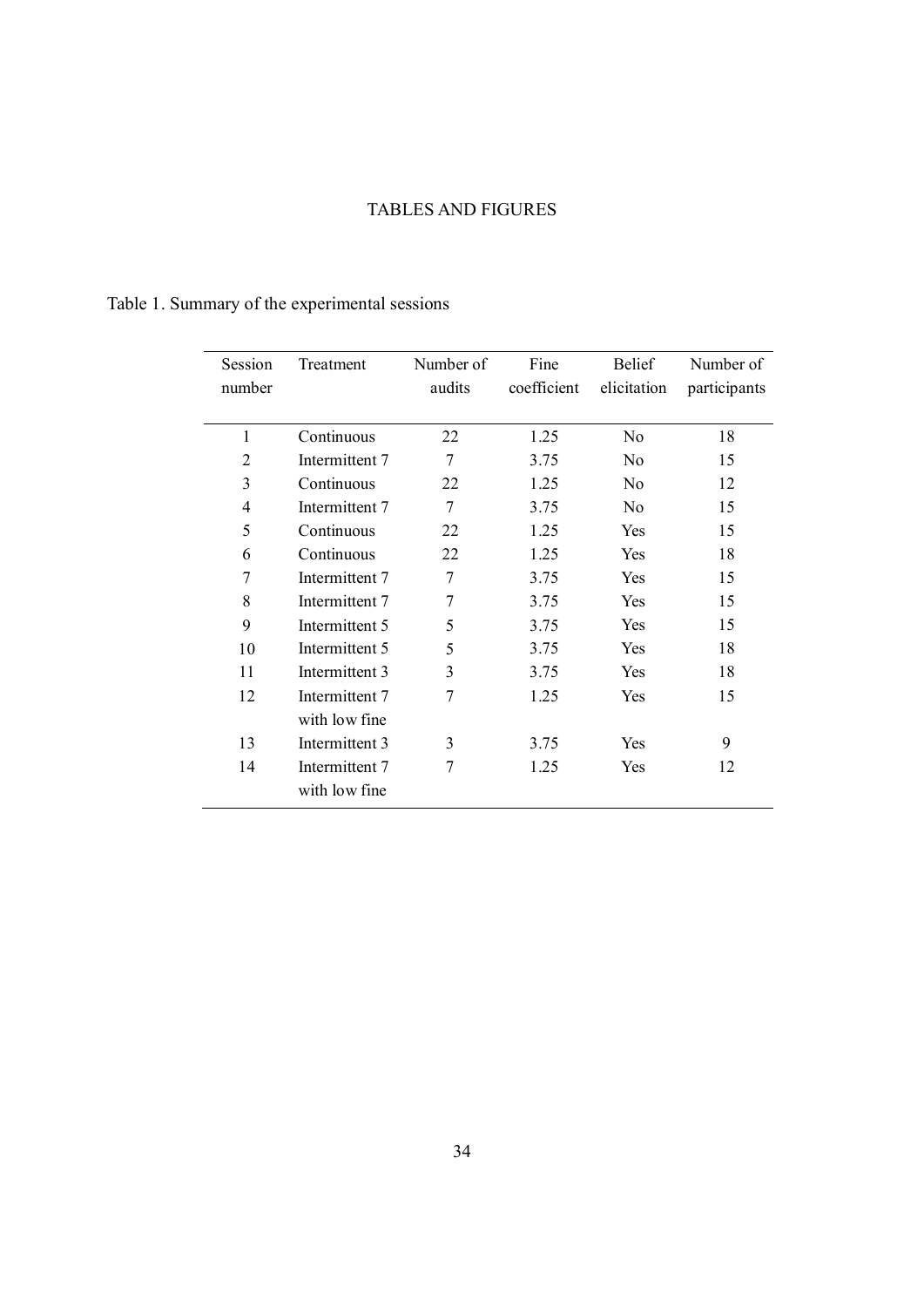# TABLES AND FIGURES

Table 1. Summary of the experimental sessions

| Session number | Treatment | Number of audits | Fine coefficient | Belief elicitation | Number of participants |
|---|---|---|---|---|---|
| 1 | Continuous | 22 | 1.25 | No | 18 |
| 2 | Intermittent 7 | 7 | 3.75 | No | 15 |
| 3 | Continuous | 22 | 1.25 | No | 12 |
| 4 | Intermittent 7 | 7 | 3.75 | No | 15 |
| 5 | Continuous | 22 | 1.25 | Yes | 15 |
| 6 | Continuous | 22 | 1.25 | Yes | 18 |
| 7 | Intermittent 7 | 7 | 3.75 | Yes | 15 |
| 8 | Intermittent 7 | 7 | 3.75 | Yes | 15 |
| 9 | Intermittent 5 | 5 | 3.75 | Yes | 15 |
| 10 | Intermittent 5 | 5 | 3.75 | Yes | 18 |
| 11 | Intermittent 3 | 3 | 3.75 | Yes | 18 |
| 12 | Intermittent 7 with low fine | 7 | 1.25 | Yes | 15 |
| 13 | Intermittent 3 | 3 | 3.75 | Yes | 9 |
| 14 | Intermittent 7 with low fine | 7 | 1.25 | Yes | 12 |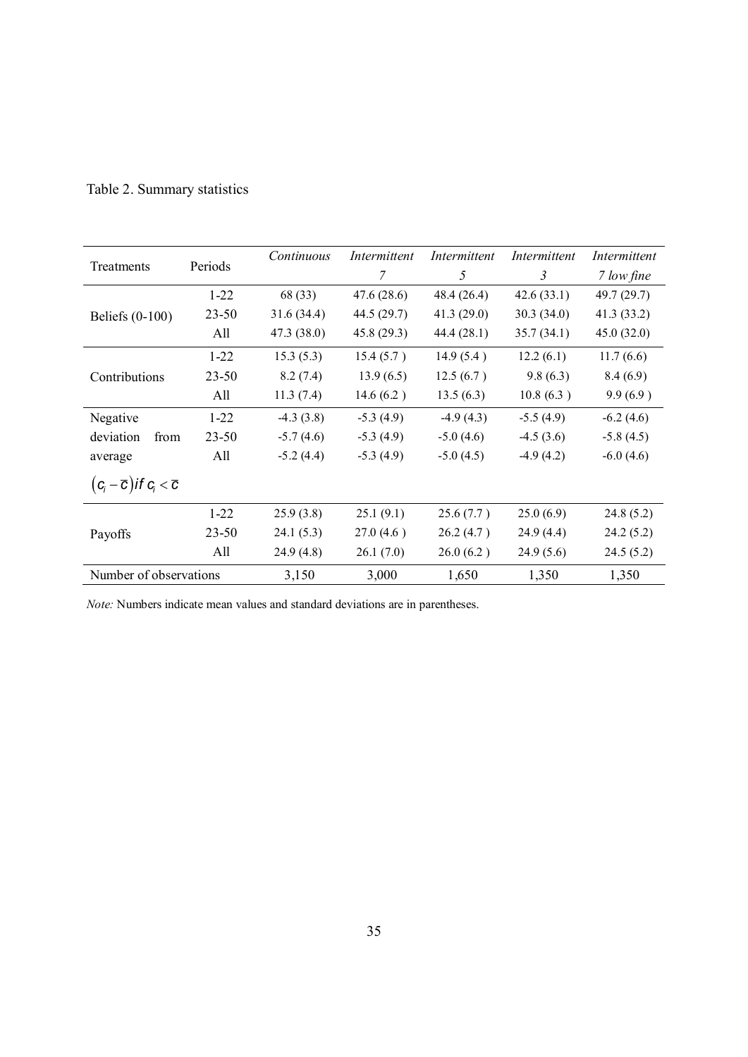Table 2. Summary statistics

| Treatments | Periods | *Continuous* | *Intermittent 7* | *Intermittent 5* | *Intermittent 3* | *Intermittent 7 low fine* |
|---|---|---|---|---|---|---|
| Beliefs (0-100) | 1-22 | 68 (33) | 47.6 (28.6) | 48.4 (26.4) | 42.6 (33.1) | 49.7 (29.7) |
| | 23-50 | 31.6 (34.4) | 44.5 (29.7) | 41.3 (29.0) | 30.3 (34.0) | 41.3 (33.2) |
| | All | 47.3 (38.0) | 45.8 (29.3) | 44.4 (28.1) | 35.7 (34.1) | 45.0 (32.0) |
| Contributions | 1-22 | 15.3 (5.3) | 15.4 (5.7 ) | 14.9 (5.4 ) | 12.2 (6.1) | 11.7 (6.6) |
| | 23-50 | 8.2 (7.4) | 13.9 (6.5) | 12.5 (6.7 ) | 9.8 (6.3) | 8.4 (6.9) |
| | All | 11.3 (7.4) | 14.6 (6.2 ) | 13.5 (6.3) | 10.8 (6.3 ) | 9.9 (6.9 ) |
| Negative deviation from average $(c_i - \overline{c})\, if\, c_i < \overline{c}$ | 1-22 | -4.3 (3.8) | -5.3 (4.9) | -4.9 (4.3) | -5.5 (4.9) | -6.2 (4.6) |
| | 23-50 | -5.7 (4.6) | -5.3 (4.9) | -5.0 (4.6) | -4.5 (3.6) | -5.8 (4.5) |
| | All | -5.2 (4.4) | -5.3 (4.9) | -5.0 (4.5) | -4.9 (4.2) | -6.0 (4.6) |
| Payoffs | 1-22 | 25.9 (3.8) | 25.1 (9.1) | 25.6 (7.7 ) | 25.0 (6.9) | 24.8 (5.2) |
| | 23-50 | 24.1 (5.3) | 27.0 (4.6 ) | 26.2 (4.7 ) | 24.9 (4.4) | 24.2 (5.2) |
| | All | 24.9 (4.8) | 26.1 (7.0) | 26.0 (6.2 ) | 24.9 (5.6) | 24.5 (5.2) |
| Number of observations | | 3,150 | 3,000 | 1,650 | 1,350 | 1,350 |

*Note:* Numbers indicate mean values and standard deviations are in parentheses.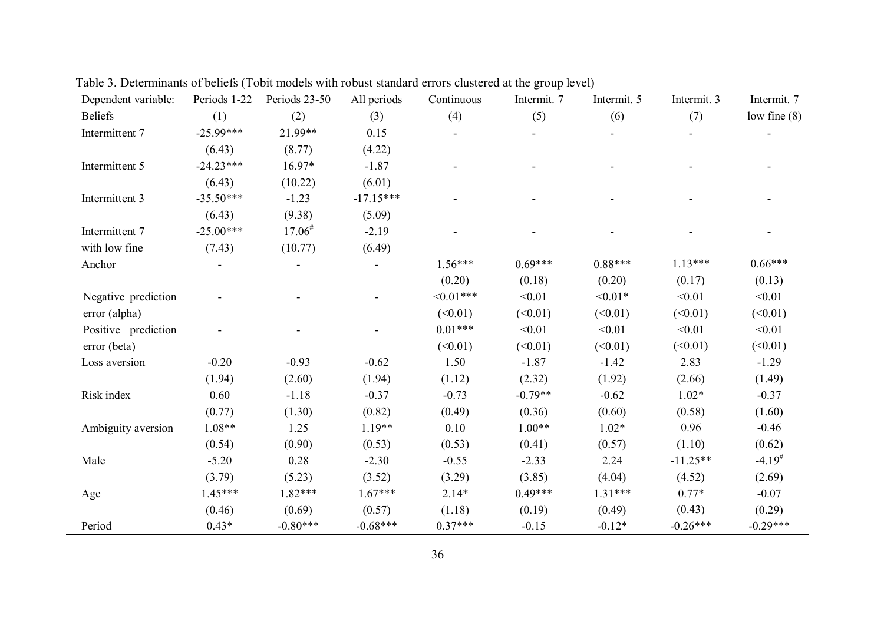Table 3. Determinants of beliefs (Tobit models with robust standard errors clustered at the group level)

| Dependent variable: | Periods 1-22 | Periods 23-50 | All periods | Continuous | Intermit. 7 | Intermit. 5 | Intermit. 3 | Intermit. 7 |
|---|---|---|---|---|---|---|---|---|
| Beliefs | (1) | (2) | (3) | (4) | (5) | (6) | (7) | low fine (8) |
| Intermittent 7 | -25.99*** | 21.99** | 0.15 | - | - | - | - | - |
| | (6.43) | (8.77) | (4.22) | | | | | |
| Intermittent 5 | -24.23*** | 16.97* | -1.87 | - | - | - | - | - |
| | (6.43) | (10.22) | (6.01) | | | | | |
| Intermittent 3 | -35.50*** | -1.23 | -17.15*** | - | - | - | - | - |
| | (6.43) | (9.38) | (5.09) | | | | | |
| Intermittent 7 with low fine | -25.00*** | 17.06# | -2.19 | - | - | - | - | - |
| | (7.43) | (10.77) | (6.49) | | | | | |
| Anchor | - | - | - | 1.56*** | 0.69*** | 0.88*** | 1.13*** | 0.66*** |
| | | | | (0.20) | (0.18) | (0.20) | (0.17) | (0.13) |
| Negative prediction error (alpha) | - | - | - | <0.01*** | <0.01 | <0.01* | <0.01 | <0.01 |
| | | | | (<0.01) | (<0.01) | (<0.01) | (<0.01) | (<0.01) |
| Positive prediction error (beta) | - | - | - | 0.01*** | <0.01 | <0.01 | <0.01 | <0.01 |
| | | | | (<0.01) | (<0.01) | (<0.01) | (<0.01) | (<0.01) |
| Loss aversion | -0.20 | -0.93 | -0.62 | 1.50 | -1.87 | -1.42 | 2.83 | -1.29 |
| | (1.94) | (2.60) | (1.94) | (1.12) | (2.32) | (1.92) | (2.66) | (1.49) |
| Risk index | 0.60 | -1.18 | -0.37 | -0.73 | -0.79** | -0.62 | 1.02* | -0.37 |
| | (0.77) | (1.30) | (0.82) | (0.49) | (0.36) | (0.60) | (0.58) | (1.60) |
| Ambiguity aversion | 1.08** | 1.25 | 1.19** | 0.10 | 1.00** | 1.02* | 0.96 | -0.46 |
| | (0.54) | (0.90) | (0.53) | (0.53) | (0.41) | (0.57) | (1.10) | (0.62) |
| Male | -5.20 | 0.28 | -2.30 | -0.55 | -2.33 | 2.24 | -11.25** | -4.19# |
| | (3.79) | (5.23) | (3.52) | (3.29) | (3.85) | (4.04) | (4.52) | (2.69) |
| Age | 1.45*** | 1.82*** | 1.67*** | 2.14* | 0.49*** | 1.31*** | 0.77* | -0.07 |
| | (0.46) | (0.69) | (0.57) | (1.18) | (0.19) | (0.49) | (0.43) | (0.29) |
| Period | 0.43* | -0.80*** | -0.68*** | 0.37*** | -0.15 | -0.12* | -0.26*** | -0.29*** |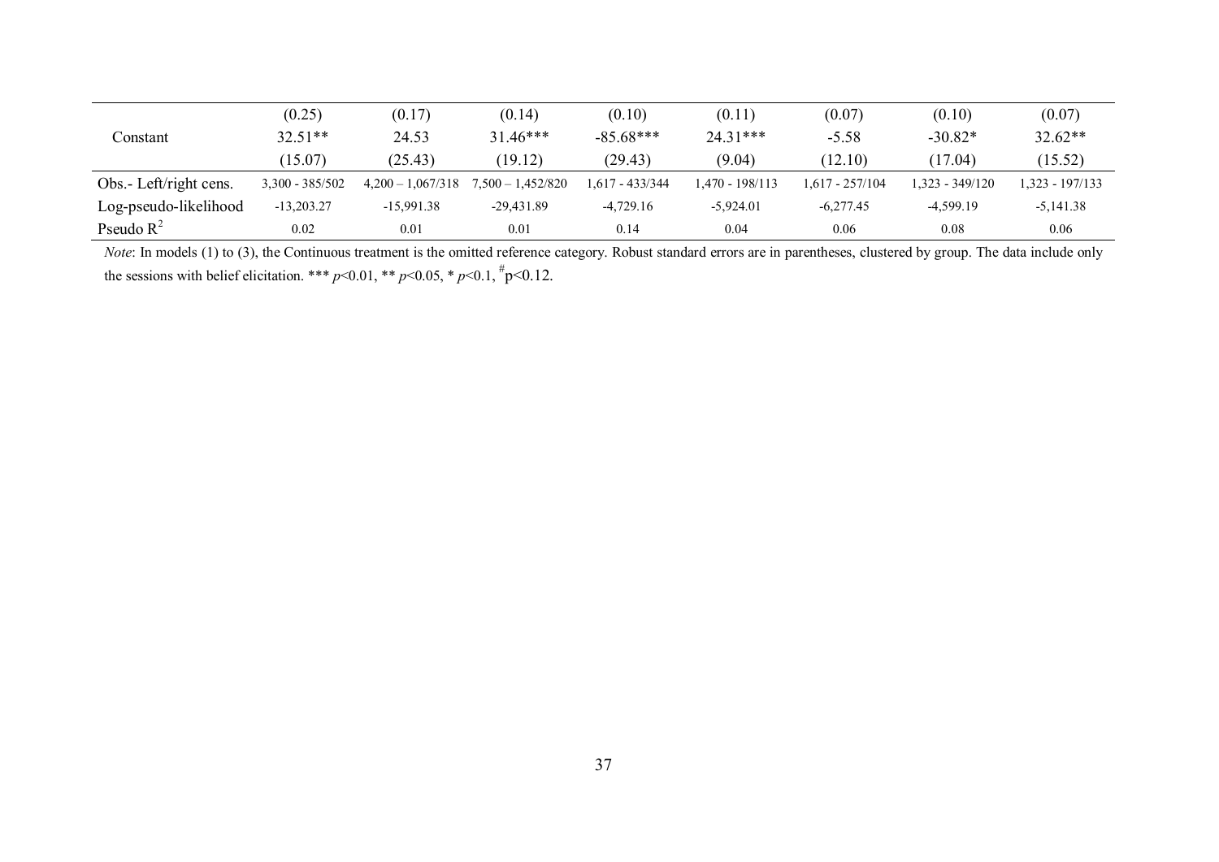| | | | | | | | | |
|---|---|---|---|---|---|---|---|---|
| | (0.25) | (0.17) | (0.14) | (0.10) | (0.11) | (0.07) | (0.10) | (0.07) |
| Constant | 32.51** | 24.53 | 31.46*** | -85.68*** | 24.31*** | -5.58 | -30.82* | 32.62** |
| | (15.07) | (25.43) | (19.12) | (29.43) | (9.04) | (12.10) | (17.04) | (15.52) |
| Obs.- Left/right cens. | 3,300 - 385/502 | 4,200 – 1,067/318 | 7,500 – 1,452/820 | 1,617 - 433/344 | 1,470 - 198/113 | 1,617 - 257/104 | 1,323 - 349/120 | 1,323 - 197/133 |
| Log-pseudo-likelihood | -13,203.27 | -15,991.38 | -29,431.89 | -4,729.16 | -5,924.01 | -6,277.45 | -4,599.19 | -5,141.38 |
| Pseudo $R^2$ | 0.02 | 0.01 | 0.01 | 0.14 | 0.04 | 0.06 | 0.08 | 0.06 |

*Note*: In models (1) to (3), the Continuous treatment is the omitted reference category. Robust standard errors are in parentheses, clustered by group. The data include only the sessions with belief elicitation. *** $p<0.01$, ** $p<0.05$, * $p<0.1$, $^{\#}p<0.12$.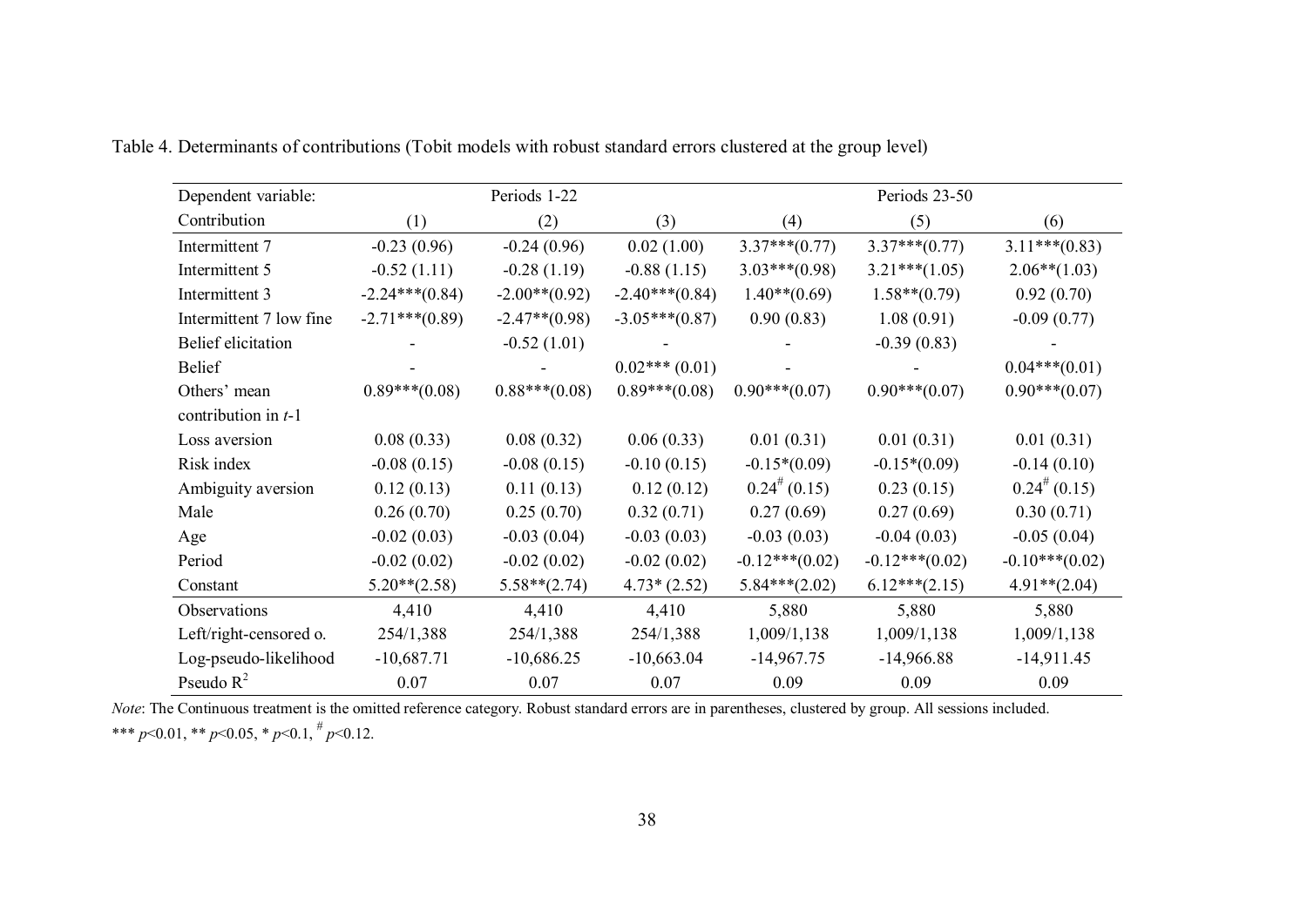Table 4. Determinants of contributions (Tobit models with robust standard errors clustered at the group level)

| Dependent variable: | Periods 1-22 | | | Periods 23-50 | | |
|---|---|---|---|---|---|---|
| Contribution | (1) | (2) | (3) | (4) | (5) | (6) |
| Intermittent 7 | -0.23 (0.96) | -0.24 (0.96) | 0.02 (1.00) | 3.37***(0.77) | 3.37***(0.77) | 3.11***(0.83) |
| Intermittent 5 | -0.52 (1.11) | -0.28 (1.19) | -0.88 (1.15) | 3.03***(0.98) | 3.21***(1.05) | 2.06**(1.03) |
| Intermittent 3 | -2.24***(0.84) | -2.00**(0.92) | -2.40***(0.84) | 1.40**(0.69) | 1.58**(0.79) | 0.92 (0.70) |
| Intermittent 7 low fine | -2.71***(0.89) | -2.47**(0.98) | -3.05***(0.87) | 0.90 (0.83) | 1.08 (0.91) | -0.09 (0.77) |
| Belief elicitation | - | -0.52 (1.01) | - | - | -0.39 (0.83) | - |
| Belief | - | - | 0.02*** (0.01) | - | - | 0.04***(0.01) |
| Others' mean contribution in $t$-1 | 0.89***(0.08) | 0.88***(0.08) | 0.89***(0.08) | 0.90***(0.07) | 0.90***(0.07) | 0.90***(0.07) |
| Loss aversion | 0.08 (0.33) | 0.08 (0.32) | 0.06 (0.33) | 0.01 (0.31) | 0.01 (0.31) | 0.01 (0.31) |
| Risk index | -0.08 (0.15) | -0.08 (0.15) | -0.10 (0.15) | -0.15*(0.09) | -0.15*(0.09) | -0.14 (0.10) |
| Ambiguity aversion | 0.12 (0.13) | 0.11 (0.13) | 0.12 (0.12) | 0.24# (0.15) | 0.23 (0.15) | 0.24# (0.15) |
| Male | 0.26 (0.70) | 0.25 (0.70) | 0.32 (0.71) | 0.27 (0.69) | 0.27 (0.69) | 0.30 (0.71) |
| Age | -0.02 (0.03) | -0.03 (0.04) | -0.03 (0.03) | -0.03 (0.03) | -0.04 (0.03) | -0.05 (0.04) |
| Period | -0.02 (0.02) | -0.02 (0.02) | -0.02 (0.02) | -0.12***(0.02) | -0.12***(0.02) | -0.10***(0.02) |
| Constant | 5.20**(2.58) | 5.58**(2.74) | 4.73* (2.52) | 5.84***(2.02) | 6.12***(2.15) | 4.91**(2.04) |
| Observations | 4,410 | 4,410 | 4,410 | 5,880 | 5,880 | 5,880 |
| Left/right-censored o. | 254/1,388 | 254/1,388 | 254/1,388 | 1,009/1,138 | 1,009/1,138 | 1,009/1,138 |
| Log-pseudo-likelihood | -10,687.71 | -10,686.25 | -10,663.04 | -14,967.75 | -14,966.88 | -14,911.45 |
| Pseudo $R^2$ | 0.07 | 0.07 | 0.07 | 0.09 | 0.09 | 0.09 |

*Note*: The Continuous treatment is the omitted reference category. Robust standard errors are in parentheses, clustered by group. All sessions included.
*** $p<0.01$, ** $p<0.05$, * $p<0.1$, # $p<0.12$.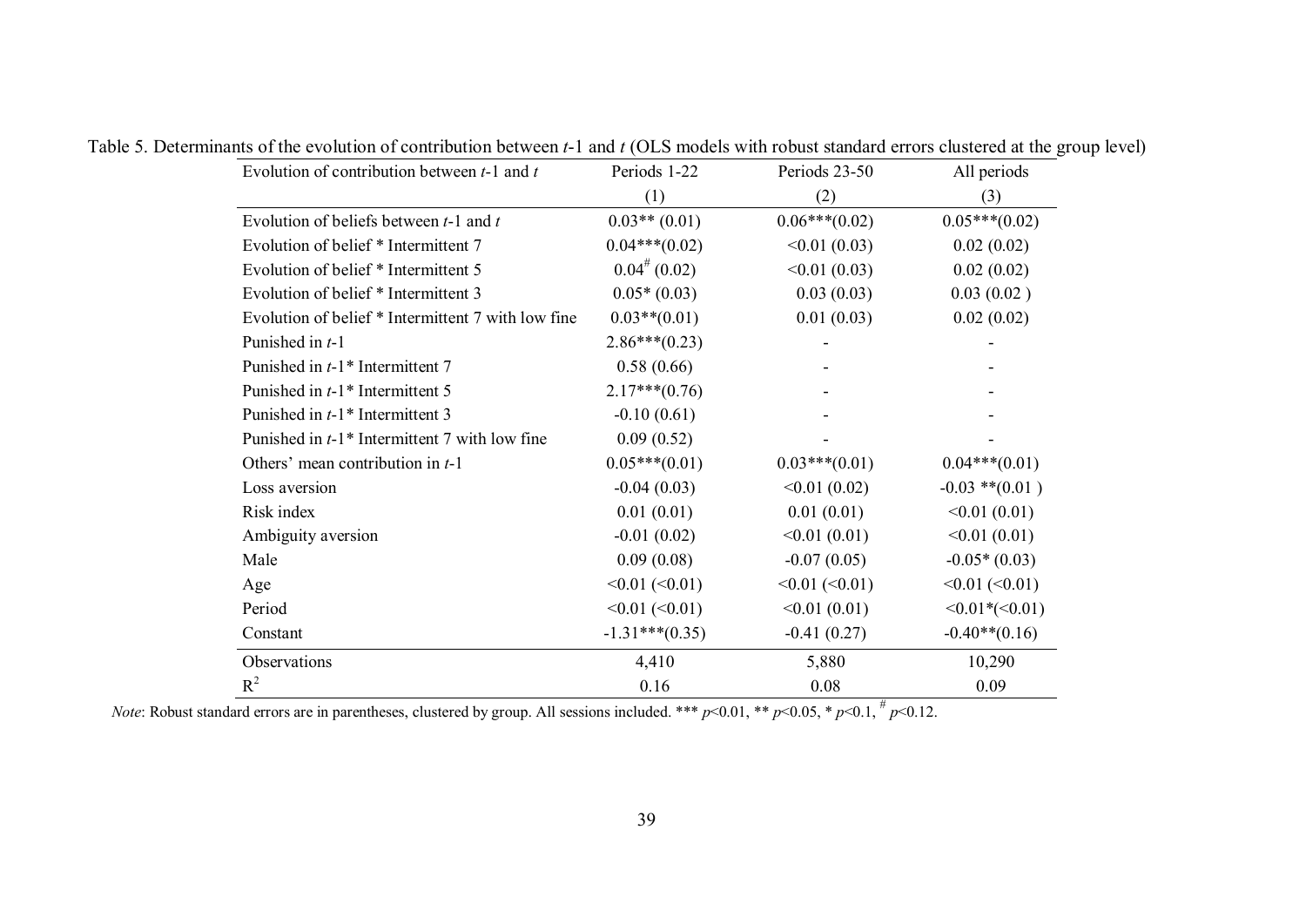Table 5. Determinants of the evolution of contribution between *t*-1 and *t* (OLS models with robust standard errors clustered at the group level)

| Evolution of contribution between *t*-1 and *t* | Periods 1-22 | Periods 23-50 | All periods |
|---|---|---|---|
| | (1) | (2) | (3) |
| Evolution of beliefs between *t*-1 and *t* | 0.03** (0.01) | 0.06***(0.02) | 0.05***(0.02) |
| Evolution of belief * Intermittent 7 | 0.04***(0.02) | <0.01 (0.03) | 0.02 (0.02) |
| Evolution of belief * Intermittent 5 | $0.04^{\#}$ (0.02) | <0.01 (0.03) | 0.02 (0.02) |
| Evolution of belief * Intermittent 3 | 0.05* (0.03) | 0.03 (0.03) | 0.03 (0.02 ) |
| Evolution of belief * Intermittent 7 with low fine | 0.03**(0.01) | 0.01 (0.03) | 0.02 (0.02) |
| Punished in *t*-1 | 2.86***(0.23) | - | - |
| Punished in *t*-1* Intermittent 7 | 0.58 (0.66) | - | - |
| Punished in *t*-1* Intermittent 5 | 2.17***(0.76) | - | - |
| Punished in *t*-1* Intermittent 3 | -0.10 (0.61) | - | - |
| Punished in *t*-1* Intermittent 7 with low fine | 0.09 (0.52) | - | - |
| Others' mean contribution in *t*-1 | 0.05***(0.01) | 0.03***(0.01) | 0.04***(0.01) |
| Loss aversion | -0.04 (0.03) | <0.01 (0.02) | -0.03 **(0.01 ) |
| Risk index | 0.01 (0.01) | 0.01 (0.01) | <0.01 (0.01) |
| Ambiguity aversion | -0.01 (0.02) | <0.01 (0.01) | <0.01 (0.01) |
| Male | 0.09 (0.08) | -0.07 (0.05) | -0.05* (0.03) |
| Age | <0.01 (<0.01) | <0.01 (<0.01) | <0.01 (<0.01) |
| Period | <0.01 (<0.01) | <0.01 (0.01) | <0.01*(<0.01) |
| Constant | -1.31***(0.35) | -0.41 (0.27) | -0.40**(0.16) |
| Observations | 4,410 | 5,880 | 10,290 |
| $R^2$ | 0.16 | 0.08 | 0.09 |

*Note*: Robust standard errors are in parentheses, clustered by group. All sessions included. *** $p<0.01$, ** $p<0.05$, * $p<0.1$, $^{\#}$ $p<0.12$.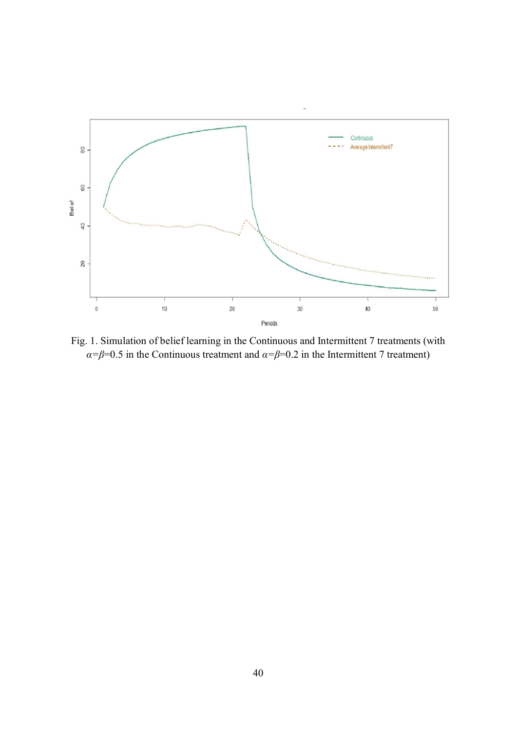Fig. 1. Simulation of belief learning in the Continuous and Intermittent 7 treatments (with $\alpha$=$\beta$=0.5 in the Continuous treatment and $\alpha$=$\beta$=0.2 in the Intermittent 7 treatment)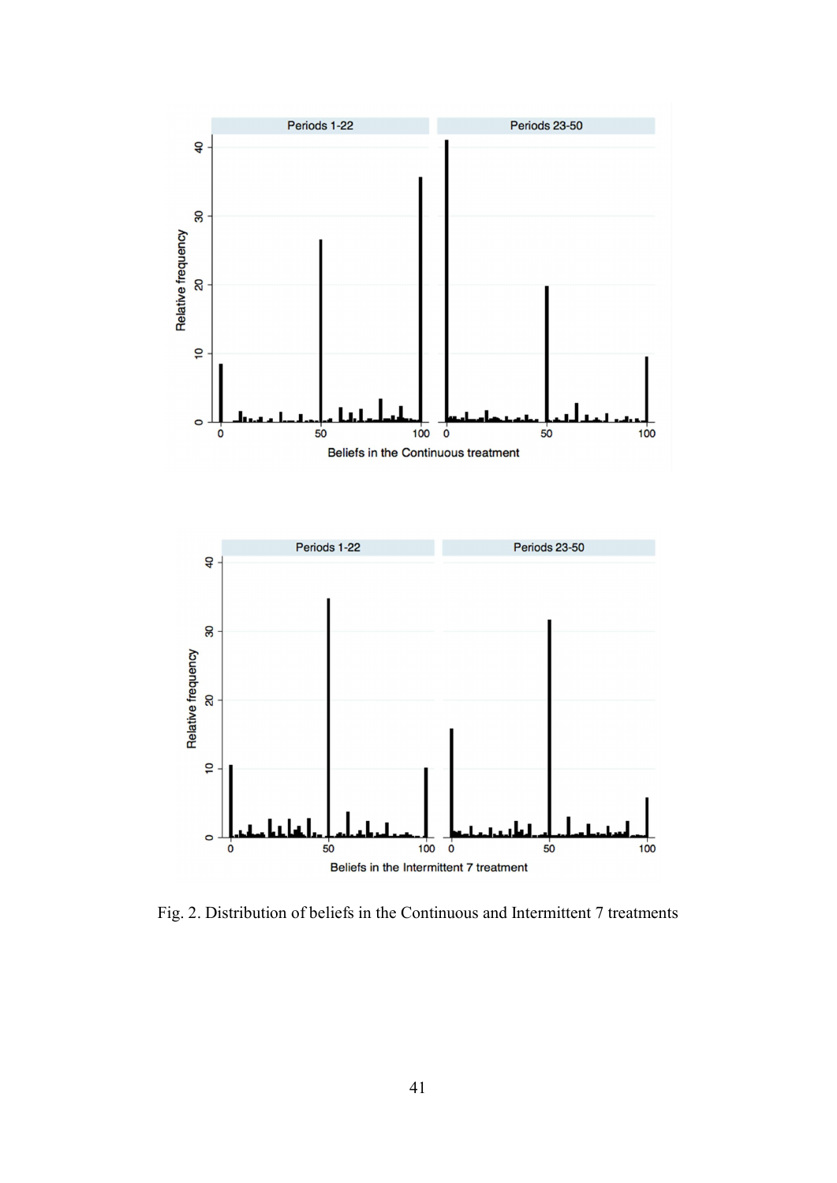Fig. 2. Distribution of beliefs in the Continuous and Intermittent 7 treatments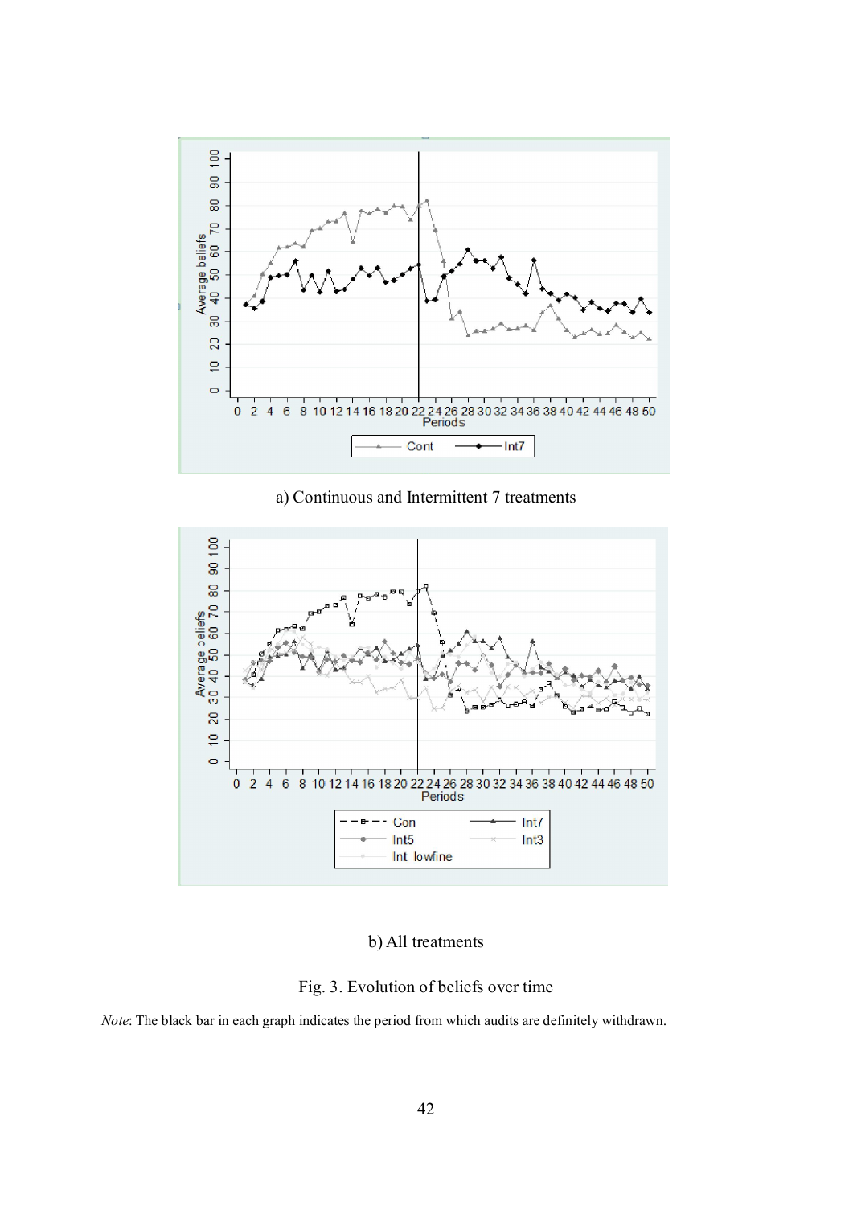a) Continuous and Intermittent 7 treatments

b) All treatments

Fig. 3. Evolution of beliefs over time

*Note*: The black bar in each graph indicates the period from which audits are definitely withdrawn.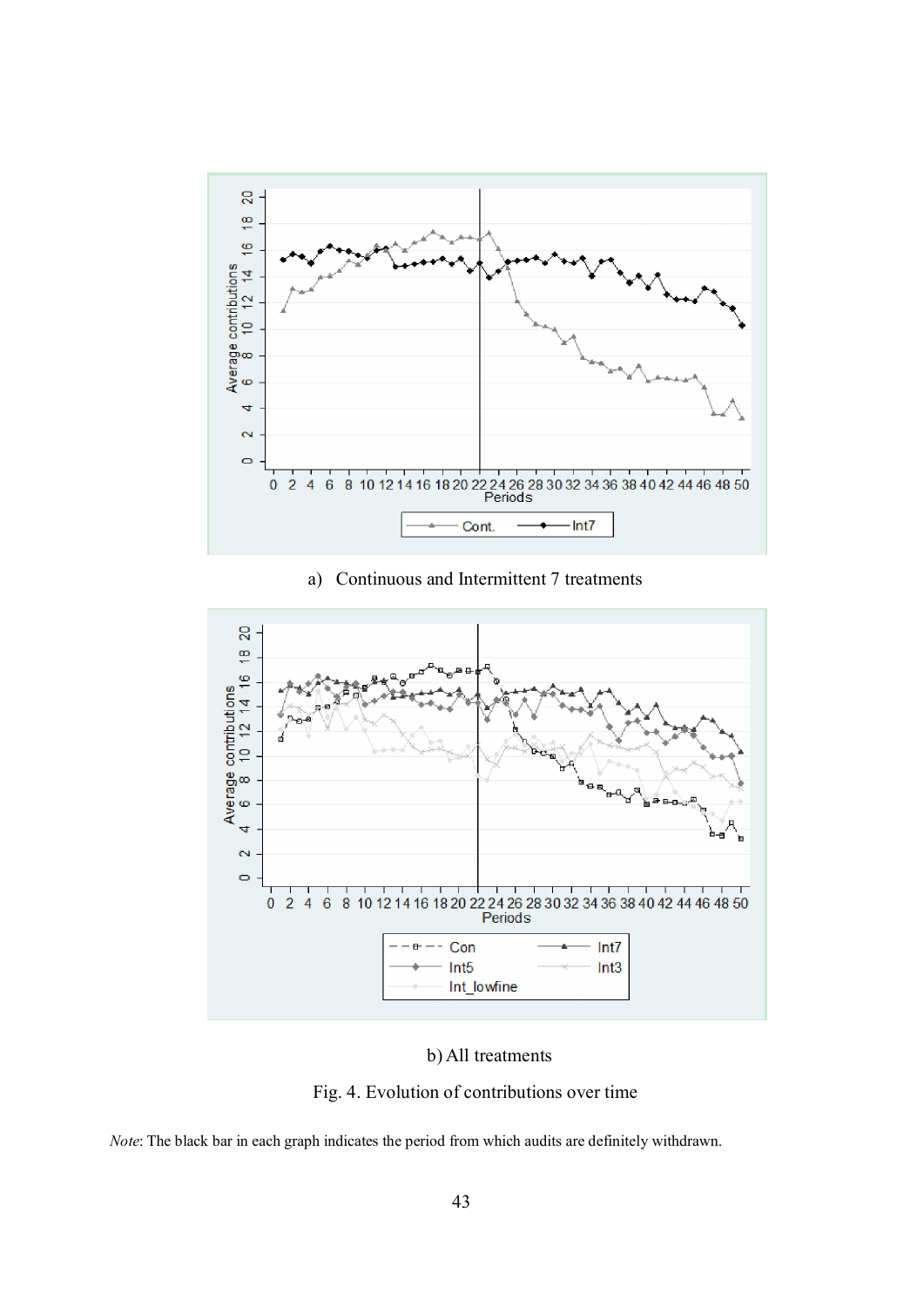a) Continuous and Intermittent 7 treatments

b) All treatments

Fig. 4. Evolution of contributions over time

*Note*: The black bar in each graph indicates the period from which audits are definitely withdrawn.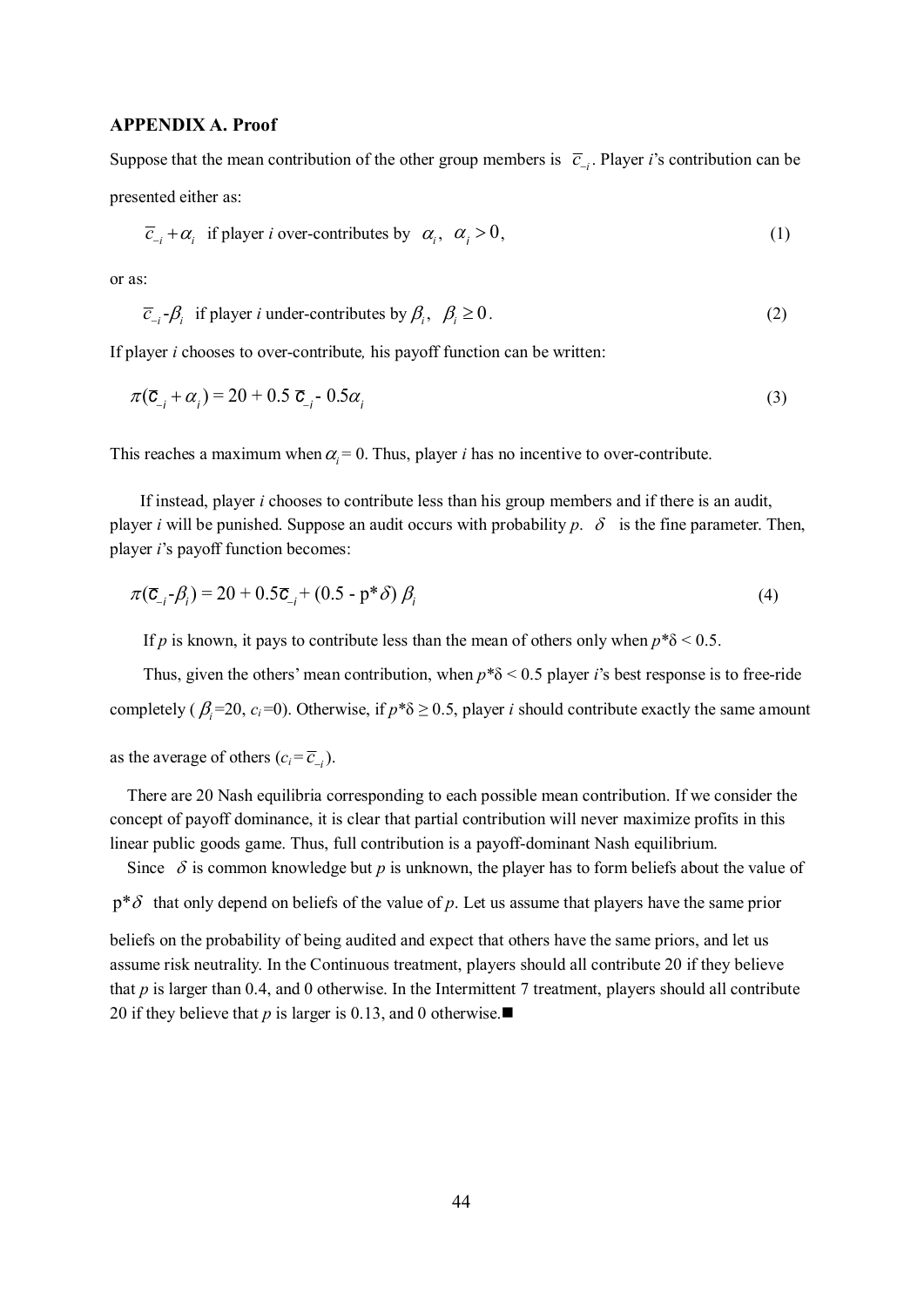**APPENDIX A. Proof**

Suppose that the mean contribution of the other group members is $\overline{c}_{-i}$. Player *i*'s contribution can be presented either as:

$$\overline{c}_{-i} + \alpha_i \quad \text{if player } i \text{ over-contributes by } \alpha_i,\ \alpha_i > 0, \tag{1}$$

or as:

$$\overline{c}_{-i} - \beta_i \quad \text{if player } i \text{ under-contributes by } \beta_i,\ \beta_i \geq 0. \tag{2}$$

If player *i* chooses to over-contribute*,* his payoff function can be written:

$$\pi(\overline{c}_{-i} + \alpha_i) = 20 + 0.5\,\overline{c}_{-i} - 0.5\alpha_i \tag{3}$$

This reaches a maximum when $\alpha_i = 0$. Thus, player *i* has no incentive to over-contribute.

If instead, player *i* chooses to contribute less than his group members and if there is an audit, player *i* will be punished. Suppose an audit occurs with probability *p*. $\delta$ is the fine parameter. Then, player *i*'s payoff function becomes:

$$\pi(\overline{c}_{-i} - \beta_i) = 20 + 0.5\overline{c}_{-i} + (0.5 - p^*\delta)\,\beta_i \tag{4}$$

If *p* is known, it pays to contribute less than the mean of others only when $p^*\delta < 0.5$.

Thus, given the others' mean contribution, when $p^*\delta < 0.5$ player *i*'s best response is to free-ride completely ($\beta_i$=20, $c_i$=0). Otherwise, if $p^*\delta \geq 0.5$, player *i* should contribute exactly the same amount as the average of others ($c_i = \overline{c}_{-i}$).

There are 20 Nash equilibria corresponding to each possible mean contribution. If we consider the concept of payoff dominance, it is clear that partial contribution will never maximize profits in this linear public goods game. Thus, full contribution is a payoff-dominant Nash equilibrium.

Since $\delta$ is common knowledge but *p* is unknown, the player has to form beliefs about the value of $p^*\delta$ that only depend on beliefs of the value of *p*. Let us assume that players have the same prior beliefs on the probability of being audited and expect that others have the same priors, and let us assume risk neutrality. In the Continuous treatment, players should all contribute 20 if they believe that *p* is larger than 0.4, and 0 otherwise. In the Intermittent 7 treatment, players should all contribute 20 if they believe that *p* is larger is 0.13, and 0 otherwise.■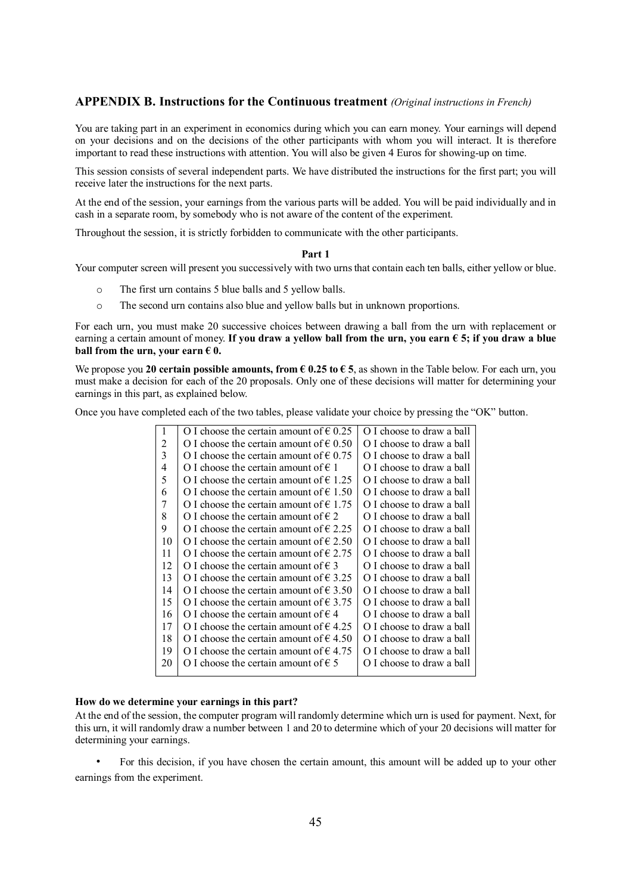## APPENDIX B. Instructions for the Continuous treatment *(Original instructions in French)*

You are taking part in an experiment in economics during which you can earn money. Your earnings will depend on your decisions and on the decisions of the other participants with whom you will interact. It is therefore important to read these instructions with attention. You will also be given 4 Euros for showing-up on time.

This session consists of several independent parts. We have distributed the instructions for the first part; you will receive later the instructions for the next parts.

At the end of the session, your earnings from the various parts will be added. You will be paid individually and in cash in a separate room, by somebody who is not aware of the content of the experiment.

Throughout the session, it is strictly forbidden to communicate with the other participants.

**Part 1**

Your computer screen will present you successively with two urns that contain each ten balls, either yellow or blue.

- The first urn contains 5 blue balls and 5 yellow balls.
- The second urn contains also blue and yellow balls but in unknown proportions.

For each urn, you must make 20 successive choices between drawing a ball from the urn with replacement or earning a certain amount of money. **If you draw a yellow ball from the urn, you earn € 5; if you draw a blue ball from the urn, your earn € 0.**

We propose you **20 certain possible amounts, from € 0.25 to € 5**, as shown in the Table below. For each urn, you must make a decision for each of the 20 proposals. Only one of these decisions will matter for determining your earnings in this part, as explained below.

Once you have completed each of the two tables, please validate your choice by pressing the "OK" button.

| | | |
|---|---|---|
| 1 | O I choose the certain amount of € 0.25 | O I choose to draw a ball |
| 2 | O I choose the certain amount of € 0.50 | O I choose to draw a ball |
| 3 | O I choose the certain amount of € 0.75 | O I choose to draw a ball |
| 4 | O I choose the certain amount of € 1 | O I choose to draw a ball |
| 5 | O I choose the certain amount of € 1.25 | O I choose to draw a ball |
| 6 | O I choose the certain amount of € 1.50 | O I choose to draw a ball |
| 7 | O I choose the certain amount of € 1.75 | O I choose to draw a ball |
| 8 | O I choose the certain amount of € 2 | O I choose to draw a ball |
| 9 | O I choose the certain amount of € 2.25 | O I choose to draw a ball |
| 10 | O I choose the certain amount of € 2.50 | O I choose to draw a ball |
| 11 | O I choose the certain amount of € 2.75 | O I choose to draw a ball |
| 12 | O I choose the certain amount of € 3 | O I choose to draw a ball |
| 13 | O I choose the certain amount of € 3.25 | O I choose to draw a ball |
| 14 | O I choose the certain amount of € 3.50 | O I choose to draw a ball |
| 15 | O I choose the certain amount of € 3.75 | O I choose to draw a ball |
| 16 | O I choose the certain amount of € 4 | O I choose to draw a ball |
| 17 | O I choose the certain amount of € 4.25 | O I choose to draw a ball |
| 18 | O I choose the certain amount of € 4.50 | O I choose to draw a ball |
| 19 | O I choose the certain amount of € 4.75 | O I choose to draw a ball |
| 20 | O I choose the certain amount of € 5 | O I choose to draw a ball |

**How do we determine your earnings in this part?**

At the end of the session, the computer program will randomly determine which urn is used for payment. Next, for this urn, it will randomly draw a number between 1 and 20 to determine which of your 20 decisions will matter for determining your earnings.

- For this decision, if you have chosen the certain amount, this amount will be added up to your other earnings from the experiment.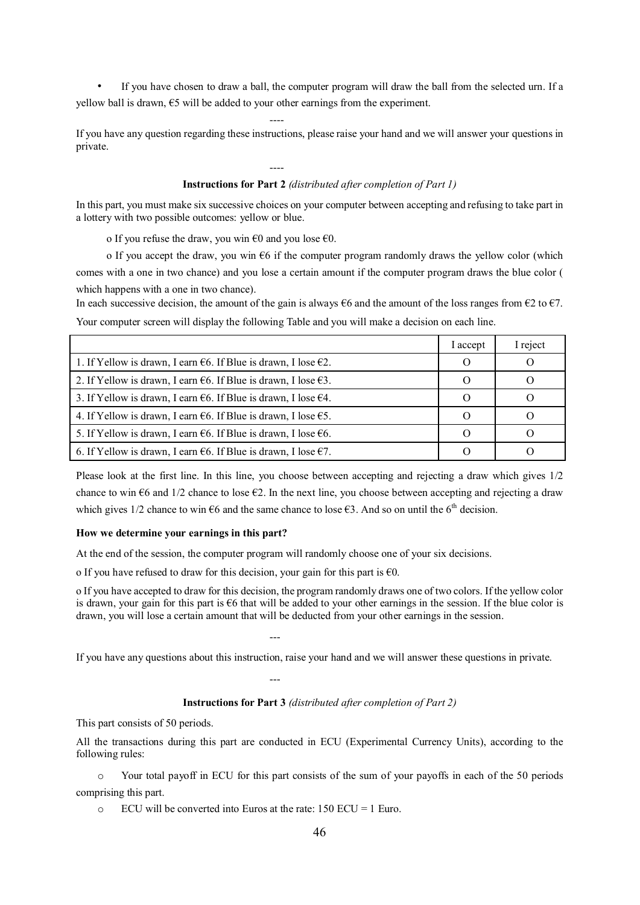- If you have chosen to draw a ball, the computer program will draw the ball from the selected urn. If a yellow ball is drawn, €5 will be added to your other earnings from the experiment.

----

If you have any question regarding these instructions, please raise your hand and we will answer your questions in private.

----

**Instructions for Part 2** *(distributed after completion of Part 1)*

In this part, you must make six successive choices on your computer between accepting and refusing to take part in a lottery with two possible outcomes: yellow or blue.

o If you refuse the draw, you win €0 and you lose €0.

o If you accept the draw, you win €6 if the computer program randomly draws the yellow color (which comes with a one in two chance) and you lose a certain amount if the computer program draws the blue color ( which happens with a one in two chance).

In each successive decision, the amount of the gain is always €6 and the amount of the loss ranges from €2 to €7.

Your computer screen will display the following Table and you will make a decision on each line.

| | I accept | I reject |
|---|---|---|
| 1. If Yellow is drawn, I earn €6. If Blue is drawn, I lose €2. | O | O |
| 2. If Yellow is drawn, I earn €6. If Blue is drawn, I lose €3. | O | O |
| 3. If Yellow is drawn, I earn €6. If Blue is drawn, I lose €4. | O | O |
| 4. If Yellow is drawn, I earn €6. If Blue is drawn, I lose €5. | O | O |
| 5. If Yellow is drawn, I earn €6. If Blue is drawn, I lose €6. | O | O |
| 6. If Yellow is drawn, I earn €6. If Blue is drawn, I lose €7. | O | O |

Please look at the first line. In this line, you choose between accepting and rejecting a draw which gives 1/2 chance to win €6 and 1/2 chance to lose €2. In the next line, you choose between accepting and rejecting a draw which gives 1/2 chance to win €6 and the same chance to lose €3. And so on until the 6th decision.

**How we determine your earnings in this part?**

At the end of the session, the computer program will randomly choose one of your six decisions.

o If you have refused to draw for this decision, your gain for this part is €0.

o If you have accepted to draw for this decision, the program randomly draws one of two colors. If the yellow color is drawn, your gain for this part is €6 that will be added to your other earnings in the session. If the blue color is drawn, you will lose a certain amount that will be deducted from your other earnings in the session.

---

If you have any questions about this instruction, raise your hand and we will answer these questions in private.

---

**Instructions for Part 3** *(distributed after completion of Part 2)*

This part consists of 50 periods.

All the transactions during this part are conducted in ECU (Experimental Currency Units), according to the following rules:

- Your total payoff in ECU for this part consists of the sum of your payoffs in each of the 50 periods comprising this part.
- ECU will be converted into Euros at the rate: 150 ECU = 1 Euro.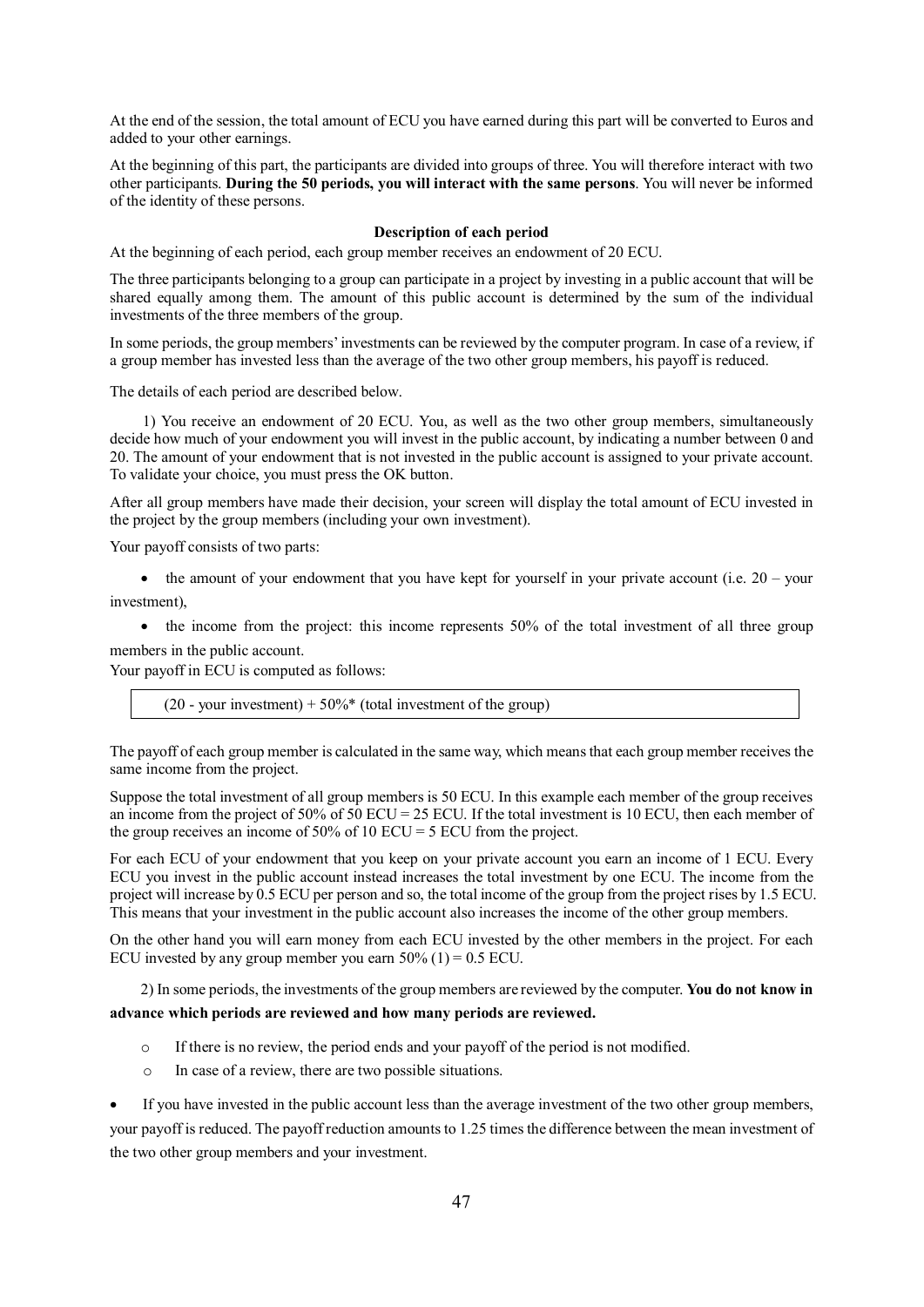At the end of the session, the total amount of ECU you have earned during this part will be converted to Euros and added to your other earnings.

At the beginning of this part, the participants are divided into groups of three. You will therefore interact with two other participants. **During the 50 periods, you will interact with the same persons**. You will never be informed of the identity of these persons.

**Description of each period**

At the beginning of each period, each group member receives an endowment of 20 ECU.

The three participants belonging to a group can participate in a project by investing in a public account that will be shared equally among them. The amount of this public account is determined by the sum of the individual investments of the three members of the group.

In some periods, the group members' investments can be reviewed by the computer program. In case of a review, if a group member has invested less than the average of the two other group members, his payoff is reduced.

The details of each period are described below.

1) You receive an endowment of 20 ECU. You, as well as the two other group members, simultaneously decide how much of your endowment you will invest in the public account, by indicating a number between 0 and 20. The amount of your endowment that is not invested in the public account is assigned to your private account. To validate your choice, you must press the OK button.

After all group members have made their decision, your screen will display the total amount of ECU invested in the project by the group members (including your own investment).

Your payoff consists of two parts:

- the amount of your endowment that you have kept for yourself in your private account (i.e. 20 – your investment),
- the income from the project: this income represents 50% of the total investment of all three group members in the public account.

Your payoff in ECU is computed as follows:

| (20 - your investment) + 50%* (total investment of the group) |
|---|

The payoff of each group member is calculated in the same way, which means that each group member receives the same income from the project.

Suppose the total investment of all group members is 50 ECU. In this example each member of the group receives an income from the project of 50% of 50 ECU = 25 ECU. If the total investment is 10 ECU, then each member of the group receives an income of 50% of 10 ECU = 5 ECU from the project.

For each ECU of your endowment that you keep on your private account you earn an income of 1 ECU. Every ECU you invest in the public account instead increases the total investment by one ECU. The income from the project will increase by 0.5 ECU per person and so, the total income of the group from the project rises by 1.5 ECU. This means that your investment in the public account also increases the income of the other group members.

On the other hand you will earn money from each ECU invested by the other members in the project. For each ECU invested by any group member you earn 50% (1) = 0.5 ECU.

2) In some periods, the investments of the group members are reviewed by the computer. **You do not know in advance which periods are reviewed and how many periods are reviewed.**

- If there is no review, the period ends and your payoff of the period is not modified.
- In case of a review, there are two possible situations.

- If you have invested in the public account less than the average investment of the two other group members, your payoff is reduced. The payoff reduction amounts to 1.25 times the difference between the mean investment of the two other group members and your investment.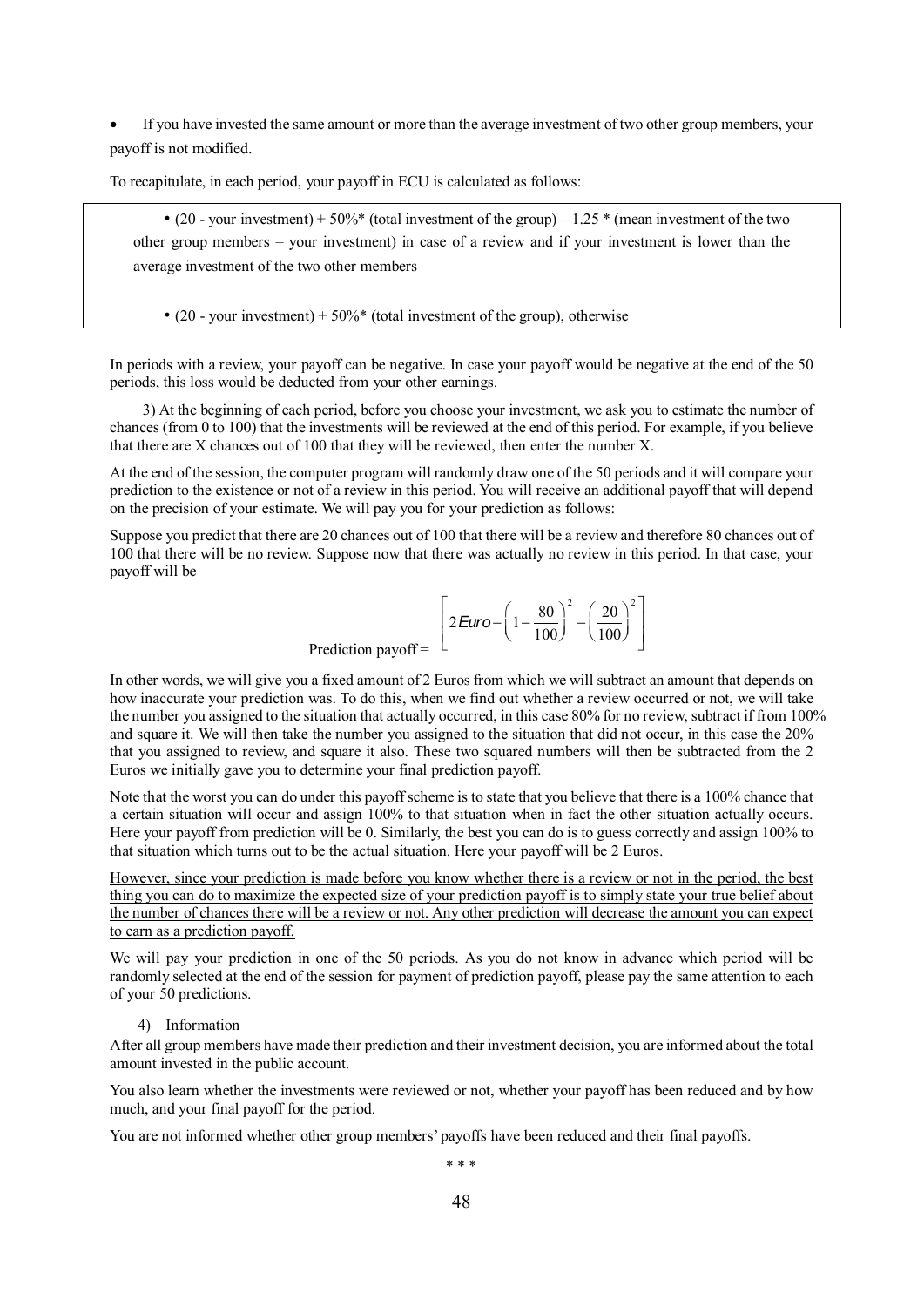- If you have invested the same amount or more than the average investment of two other group members, your payoff is not modified.

To recapitulate, in each period, your payoff in ECU is calculated as follows:

> • (20 - your investment) + 50%* (total investment of the group) – 1.25 * (mean investment of the two other group members – your investment) in case of a review and if your investment is lower than the average investment of the two other members
>
> • (20 - your investment) + 50%* (total investment of the group), otherwise

In periods with a review, your payoff can be negative. In case your payoff would be negative at the end of the 50 periods, this loss would be deducted from your other earnings.

3) At the beginning of each period, before you choose your investment, we ask you to estimate the number of chances (from 0 to 100) that the investments will be reviewed at the end of this period. For example, if you believe that there are X chances out of 100 that they will be reviewed, then enter the number X.

At the end of the session, the computer program will randomly draw one of the 50 periods and it will compare your prediction to the existence or not of a review in this period. You will receive an additional payoff that will depend on the precision of your estimate. We will pay you for your prediction as follows:

Suppose you predict that there are 20 chances out of 100 that there will be a review and therefore 80 chances out of 100 that there will be no review. Suppose now that there was actually no review in this period. In that case, your payoff will be

$$\text{Prediction payoff} = \left[ 2\mathit{Euro} - \left(1 - \frac{80}{100}\right)^2 - \left(\frac{20}{100}\right)^2 \right]$$

In other words, we will give you a fixed amount of 2 Euros from which we will subtract an amount that depends on how inaccurate your prediction was. To do this, when we find out whether a review occurred or not, we will take the number you assigned to the situation that actually occurred, in this case 80% for no review, subtract it from 100% and square it. We will then take the number you assigned to the situation that did not occur, in this case the 20% that you assigned to review, and square it also. These two squared numbers will then be subtracted from the 2 Euros we initially gave you to determine your final prediction payoff.

Note that the worst you can do under this payoff scheme is to state that you believe that there is a 100% chance that a certain situation will occur and assign 100% to that situation when in fact the other situation actually occurs. Here your payoff from prediction will be 0. Similarly, the best you can do is to guess correctly and assign 100% to that situation which turns out to be the actual situation. Here your payoff will be 2 Euros.

<u>However, since your prediction is made before you know whether there is a review or not in the period, the best thing you can do to maximize the expected size of your prediction payoff is to simply state your true belief about the number of chances there will be a review or not. Any other prediction will decrease the amount you can expect to earn as a prediction payoff.</u>

We will pay your prediction in one of the 50 periods. As you do not know in advance which period will be randomly selected at the end of the session for payment of prediction payoff, please pay the same attention to each of your 50 predictions.

4) Information

After all group members have made their prediction and their investment decision, you are informed about the total amount invested in the public account.

You also learn whether the investments were reviewed or not, whether your payoff has been reduced and by how much, and your final payoff for the period.

You are not informed whether other group members' payoffs have been reduced and their final payoffs.

\* \* \*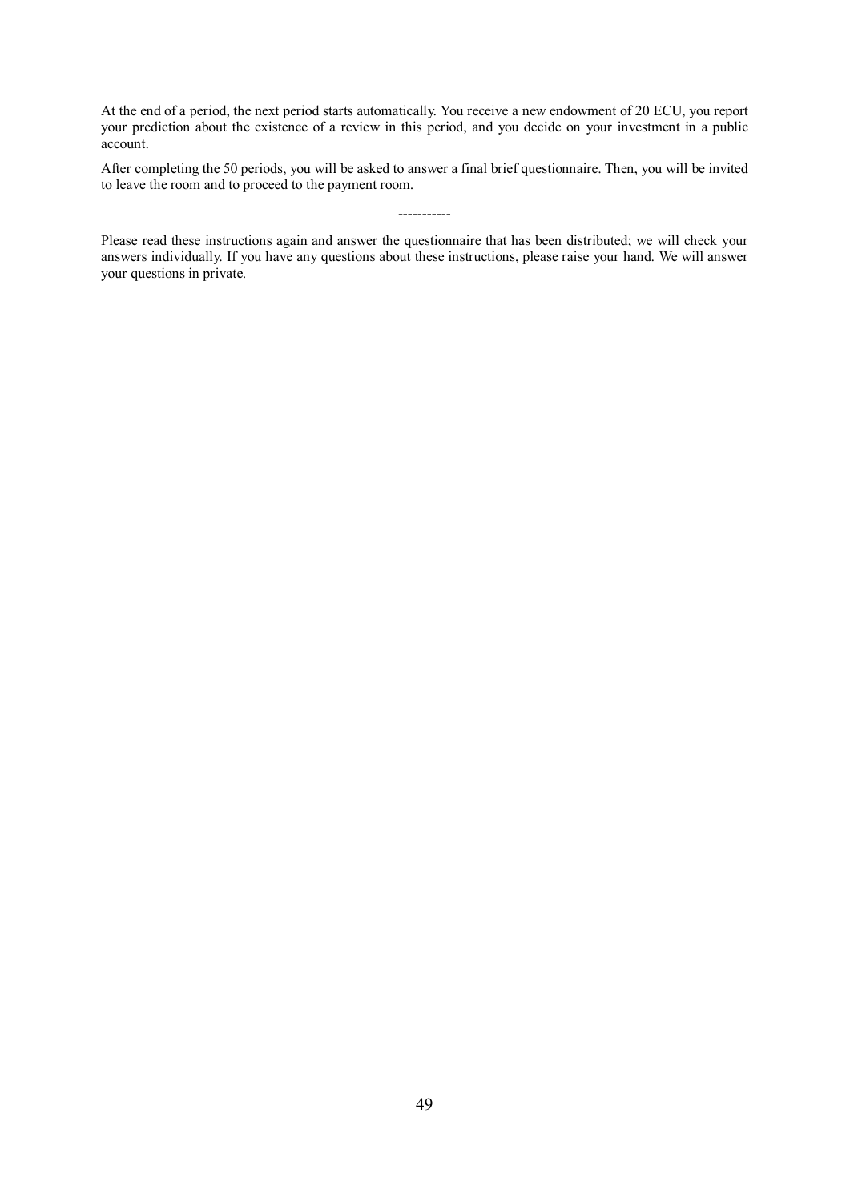At the end of a period, the next period starts automatically. You receive a new endowment of 20 ECU, you report your prediction about the existence of a review in this period, and you decide on your investment in a public account.

After completing the 50 periods, you will be asked to answer a final brief questionnaire. Then, you will be invited to leave the room and to proceed to the payment room.

-----------

Please read these instructions again and answer the questionnaire that has been distributed; we will check your answers individually. If you have any questions about these instructions, please raise your hand. We will answer your questions in private.